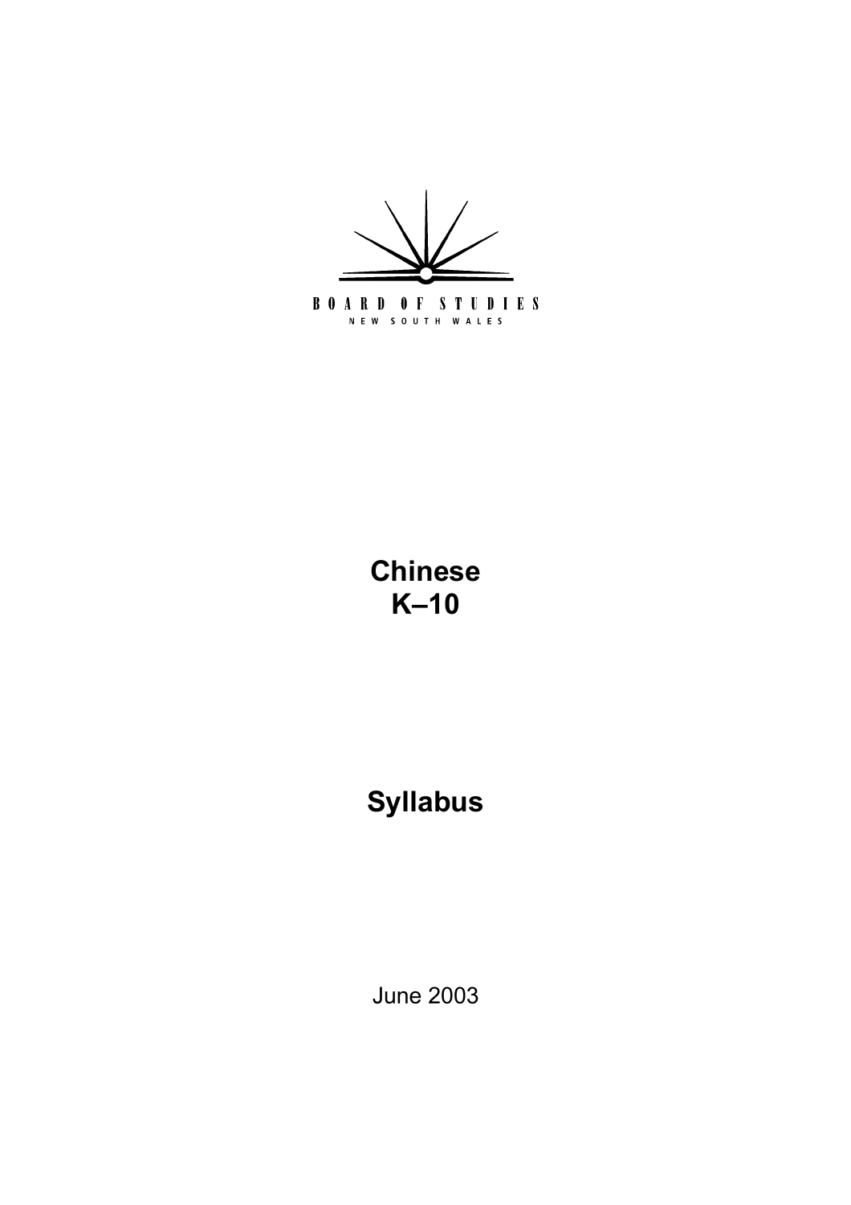BOARD OF STUDIES
NEW SOUTH WALES

# Chinese
# K–10

# Syllabus

June 2003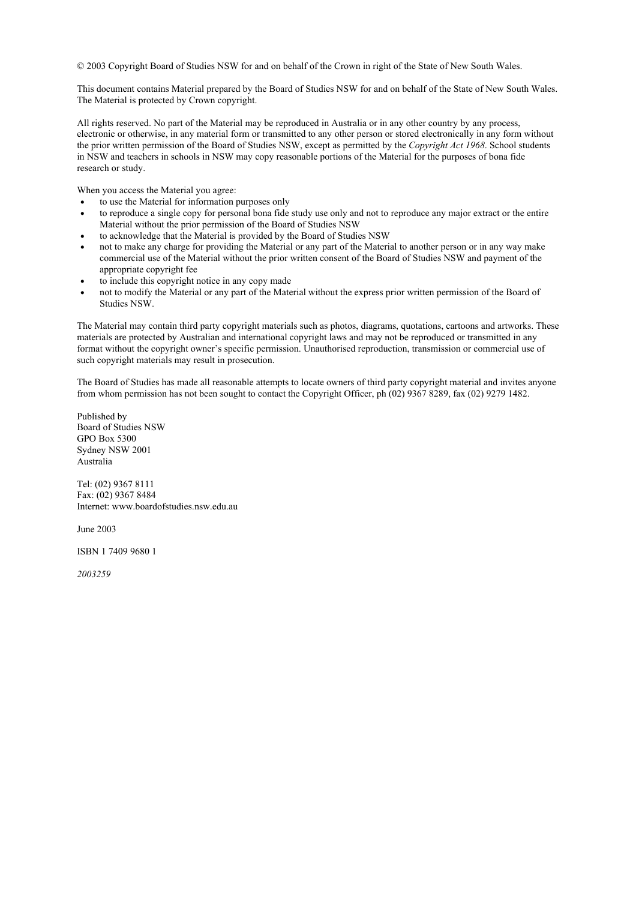© 2003 Copyright Board of Studies NSW for and on behalf of the Crown in right of the State of New South Wales.

This document contains Material prepared by the Board of Studies NSW for and on behalf of the State of New South Wales. The Material is protected by Crown copyright.

All rights reserved. No part of the Material may be reproduced in Australia or in any other country by any process, electronic or otherwise, in any material form or transmitted to any other person or stored electronically in any form without the prior written permission of the Board of Studies NSW, except as permitted by the *Copyright Act 1968*. School students in NSW and teachers in schools in NSW may copy reasonable portions of the Material for the purposes of bona fide research or study.

When you access the Material you agree:

- to use the Material for information purposes only
- to reproduce a single copy for personal bona fide study use only and not to reproduce any major extract or the entire Material without the prior permission of the Board of Studies NSW
- to acknowledge that the Material is provided by the Board of Studies NSW
- not to make any charge for providing the Material or any part of the Material to another person or in any way make commercial use of the Material without the prior written consent of the Board of Studies NSW and payment of the appropriate copyright fee
- to include this copyright notice in any copy made
- not to modify the Material or any part of the Material without the express prior written permission of the Board of Studies NSW.

The Material may contain third party copyright materials such as photos, diagrams, quotations, cartoons and artworks. These materials are protected by Australian and international copyright laws and may not be reproduced or transmitted in any format without the copyright owner's specific permission. Unauthorised reproduction, transmission or commercial use of such copyright materials may result in prosecution.

The Board of Studies has made all reasonable attempts to locate owners of third party copyright material and invites anyone from whom permission has not been sought to contact the Copyright Officer, ph (02) 9367 8289, fax (02) 9279 1482.

Published by
Board of Studies NSW
GPO Box 5300
Sydney NSW 2001
Australia

Tel: (02) 9367 8111
Fax: (02) 9367 8484
Internet: www.boardofstudies.nsw.edu.au

June 2003

ISBN 1 7409 9680 1

*2003259*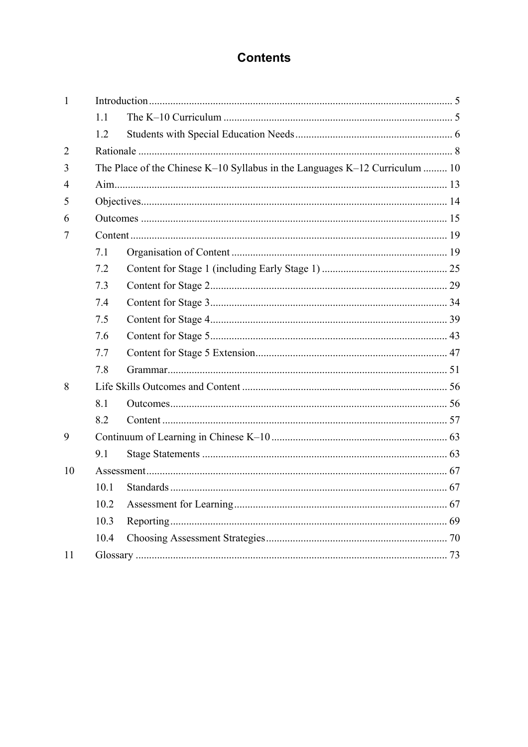# Contents

| | | |
|---|---|---|
| 1 | Introduction | 5 |
| | 1.1 The K–10 Curriculum | 5 |
| | 1.2 Students with Special Education Needs | 6 |
| 2 | Rationale | 8 |
| 3 | The Place of the Chinese K–10 Syllabus in the Languages K–12 Curriculum | 10 |
| 4 | Aim | 13 |
| 5 | Objectives | 14 |
| 6 | Outcomes | 15 |
| 7 | Content | 19 |
| | 7.1 Organisation of Content | 19 |
| | 7.2 Content for Stage 1 (including Early Stage 1) | 25 |
| | 7.3 Content for Stage 2 | 29 |
| | 7.4 Content for Stage 3 | 34 |
| | 7.5 Content for Stage 4 | 39 |
| | 7.6 Content for Stage 5 | 43 |
| | 7.7 Content for Stage 5 Extension | 47 |
| | 7.8 Grammar | 51 |
| 8 | Life Skills Outcomes and Content | 56 |
| | 8.1 Outcomes | 56 |
| | 8.2 Content | 57 |
| 9 | Continuum of Learning in Chinese K–10 | 63 |
| | 9.1 Stage Statements | 63 |
| 10 | Assessment | 67 |
| | 10.1 Standards | 67 |
| | 10.2 Assessment for Learning | 67 |
| | 10.3 Reporting | 69 |
| | 10.4 Choosing Assessment Strategies | 70 |
| 11 | Glossary | 73 |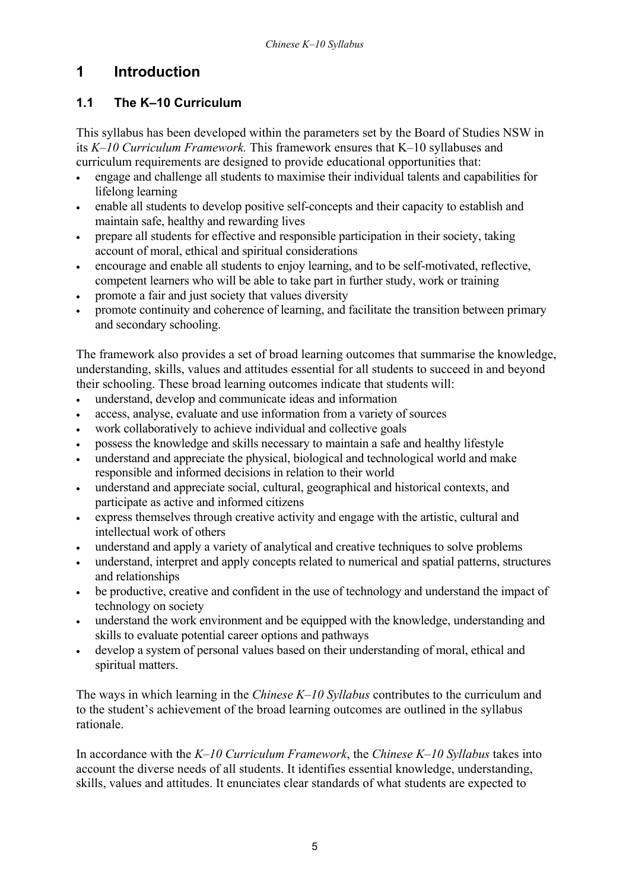# 1 Introduction

## 1.1 The K–10 Curriculum

This syllabus has been developed within the parameters set by the Board of Studies NSW in its *K–10 Curriculum Framework.* This framework ensures that K–10 syllabuses and curriculum requirements are designed to provide educational opportunities that:

- engage and challenge all students to maximise their individual talents and capabilities for lifelong learning
- enable all students to develop positive self-concepts and their capacity to establish and maintain safe, healthy and rewarding lives
- prepare all students for effective and responsible participation in their society, taking account of moral, ethical and spiritual considerations
- encourage and enable all students to enjoy learning, and to be self-motivated, reflective, competent learners who will be able to take part in further study, work or training
- promote a fair and just society that values diversity
- promote continuity and coherence of learning, and facilitate the transition between primary and secondary schooling.

The framework also provides a set of broad learning outcomes that summarise the knowledge, understanding, skills, values and attitudes essential for all students to succeed in and beyond their schooling. These broad learning outcomes indicate that students will:

- understand, develop and communicate ideas and information
- access, analyse, evaluate and use information from a variety of sources
- work collaboratively to achieve individual and collective goals
- possess the knowledge and skills necessary to maintain a safe and healthy lifestyle
- understand and appreciate the physical, biological and technological world and make responsible and informed decisions in relation to their world
- understand and appreciate social, cultural, geographical and historical contexts, and participate as active and informed citizens
- express themselves through creative activity and engage with the artistic, cultural and intellectual work of others
- understand and apply a variety of analytical and creative techniques to solve problems
- understand, interpret and apply concepts related to numerical and spatial patterns, structures and relationships
- be productive, creative and confident in the use of technology and understand the impact of technology on society
- understand the work environment and be equipped with the knowledge, understanding and skills to evaluate potential career options and pathways
- develop a system of personal values based on their understanding of moral, ethical and spiritual matters.

The ways in which learning in the *Chinese K–10 Syllabus* contributes to the curriculum and to the student's achievement of the broad learning outcomes are outlined in the syllabus rationale.

In accordance with the *K–10 Curriculum Framework*, the *Chinese K–10 Syllabus* takes into account the diverse needs of all students. It identifies essential knowledge, understanding, skills, values and attitudes. It enunciates clear standards of what students are expected to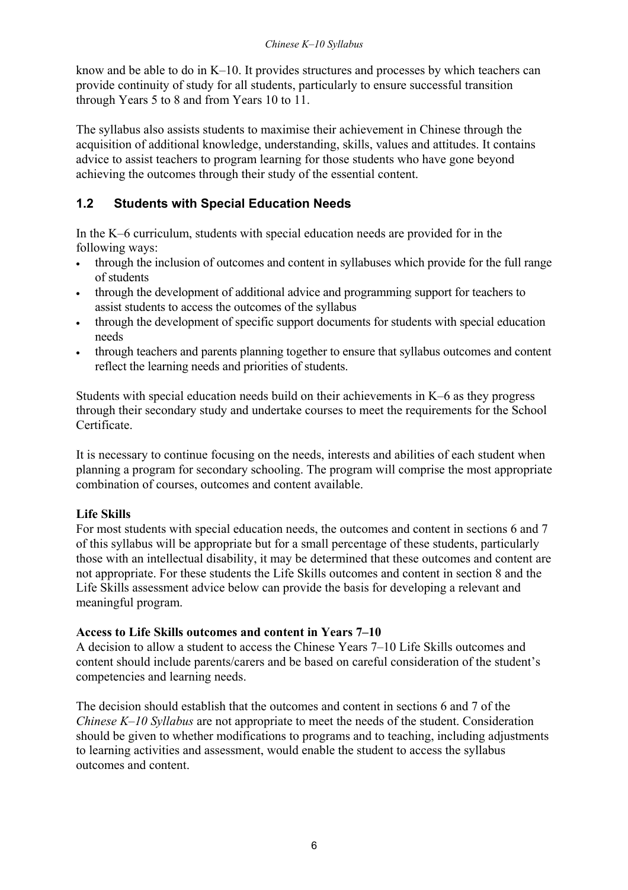know and be able to do in K–10. It provides structures and processes by which teachers can provide continuity of study for all students, particularly to ensure successful transition through Years 5 to 8 and from Years 10 to 11.

The syllabus also assists students to maximise their achievement in Chinese through the acquisition of additional knowledge, understanding, skills, values and attitudes. It contains advice to assist teachers to program learning for those students who have gone beyond achieving the outcomes through their study of the essential content.

## 1.2 Students with Special Education Needs

In the K–6 curriculum, students with special education needs are provided for in the following ways:

- through the inclusion of outcomes and content in syllabuses which provide for the full range of students
- through the development of additional advice and programming support for teachers to assist students to access the outcomes of the syllabus
- through the development of specific support documents for students with special education needs
- through teachers and parents planning together to ensure that syllabus outcomes and content reflect the learning needs and priorities of students.

Students with special education needs build on their achievements in K–6 as they progress through their secondary study and undertake courses to meet the requirements for the School Certificate.

It is necessary to continue focusing on the needs, interests and abilities of each student when planning a program for secondary schooling. The program will comprise the most appropriate combination of courses, outcomes and content available.

**Life Skills**
For most students with special education needs, the outcomes and content in sections 6 and 7 of this syllabus will be appropriate but for a small percentage of these students, particularly those with an intellectual disability, it may be determined that these outcomes and content are not appropriate. For these students the Life Skills outcomes and content in section 8 and the Life Skills assessment advice below can provide the basis for developing a relevant and meaningful program.

**Access to Life Skills outcomes and content in Years 7–10**
A decision to allow a student to access the Chinese Years 7–10 Life Skills outcomes and content should include parents/carers and be based on careful consideration of the student's competencies and learning needs.

The decision should establish that the outcomes and content in sections 6 and 7 of the *Chinese K–10 Syllabus* are not appropriate to meet the needs of the student. Consideration should be given to whether modifications to programs and to teaching, including adjustments to learning activities and assessment, would enable the student to access the syllabus outcomes and content.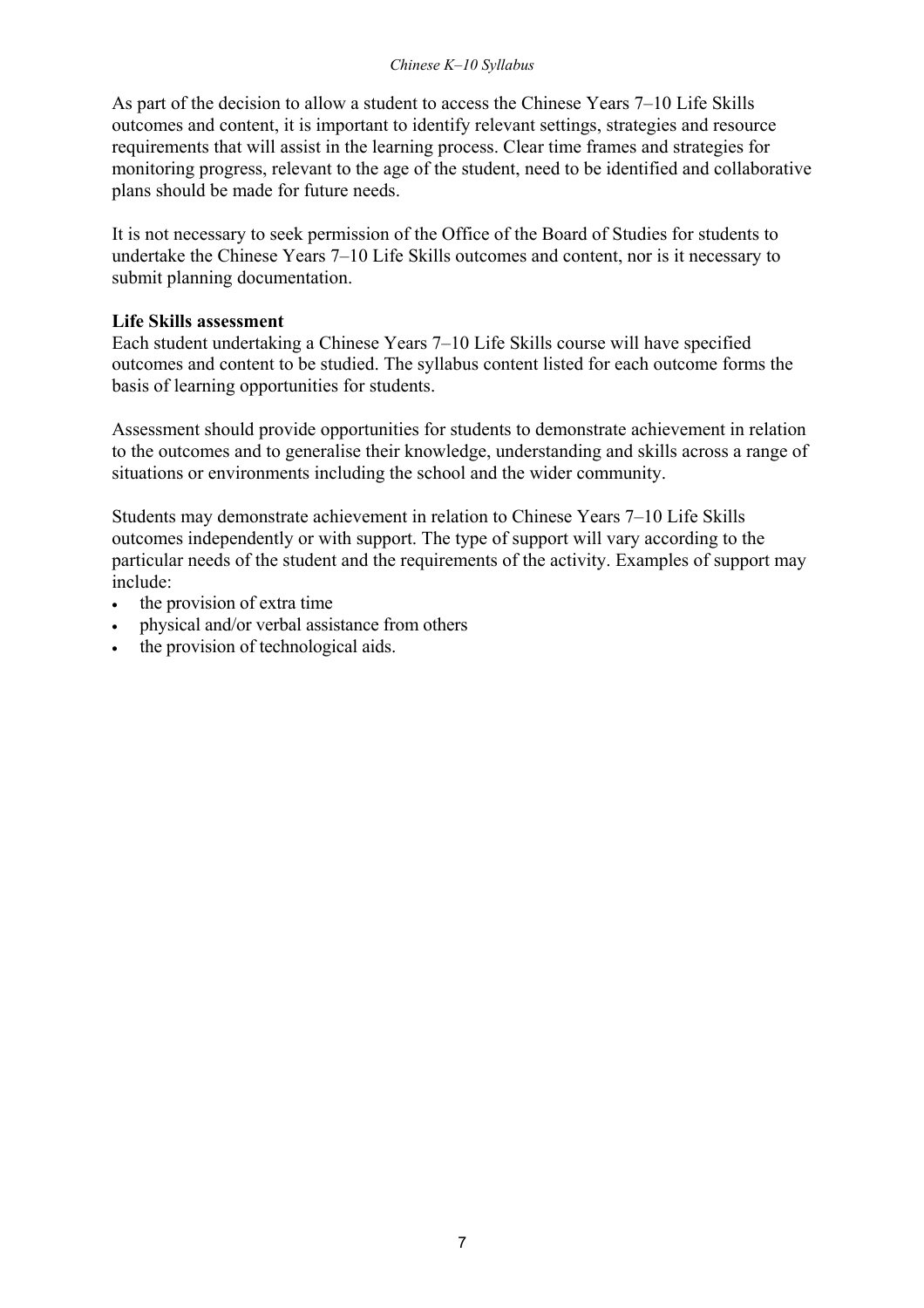As part of the decision to allow a student to access the Chinese Years 7–10 Life Skills outcomes and content, it is important to identify relevant settings, strategies and resource requirements that will assist in the learning process. Clear time frames and strategies for monitoring progress, relevant to the age of the student, need to be identified and collaborative plans should be made for future needs.

It is not necessary to seek permission of the Office of the Board of Studies for students to undertake the Chinese Years 7–10 Life Skills outcomes and content, nor is it necessary to submit planning documentation.

**Life Skills assessment**

Each student undertaking a Chinese Years 7–10 Life Skills course will have specified outcomes and content to be studied. The syllabus content listed for each outcome forms the basis of learning opportunities for students.

Assessment should provide opportunities for students to demonstrate achievement in relation to the outcomes and to generalise their knowledge, understanding and skills across a range of situations or environments including the school and the wider community.

Students may demonstrate achievement in relation to Chinese Years 7–10 Life Skills outcomes independently or with support. The type of support will vary according to the particular needs of the student and the requirements of the activity. Examples of support may include:

- the provision of extra time
- physical and/or verbal assistance from others
- the provision of technological aids.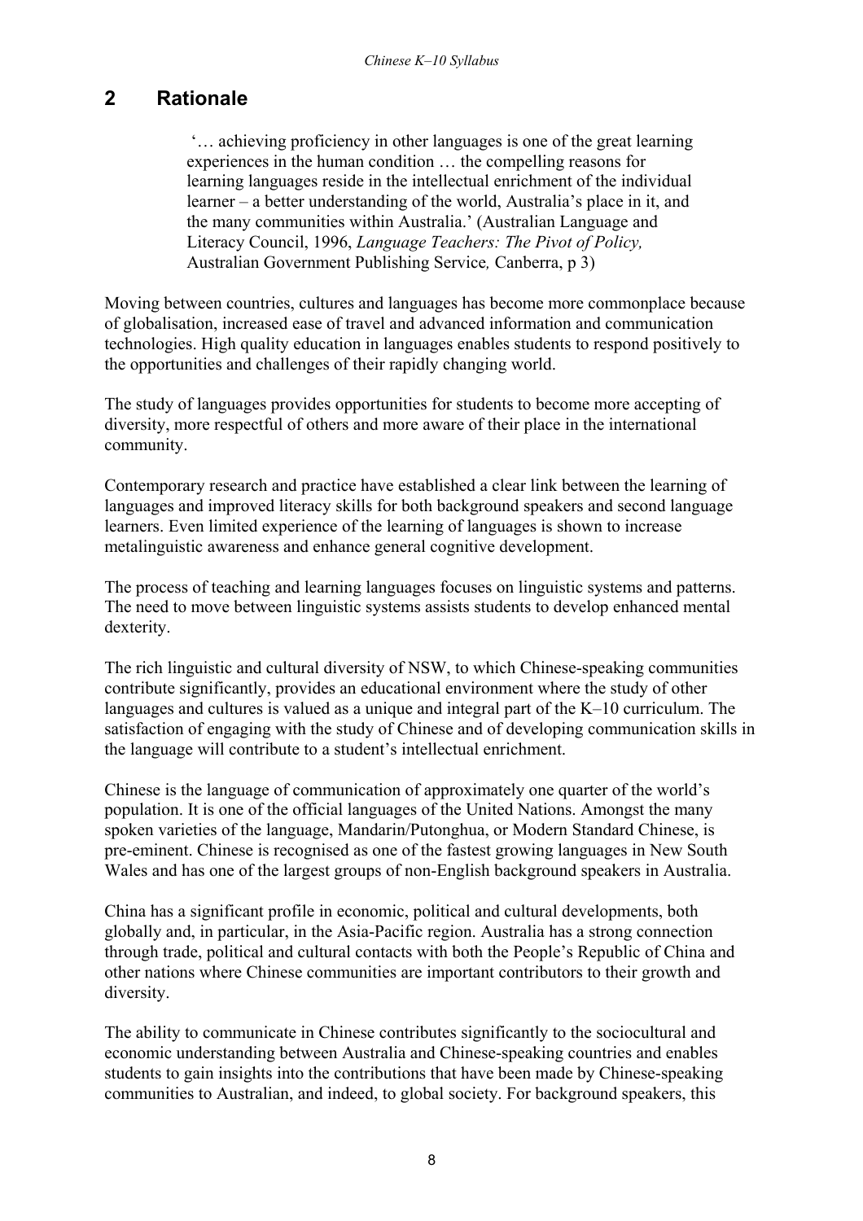## 2 Rationale

> '… achieving proficiency in other languages is one of the great learning experiences in the human condition … the compelling reasons for learning languages reside in the intellectual enrichment of the individual learner – a better understanding of the world, Australia's place in it, and the many communities within Australia.' (Australian Language and Literacy Council, 1996, *Language Teachers: The Pivot of Policy,* Australian Government Publishing Service*,* Canberra, p 3)

Moving between countries, cultures and languages has become more commonplace because of globalisation, increased ease of travel and advanced information and communication technologies. High quality education in languages enables students to respond positively to the opportunities and challenges of their rapidly changing world.

The study of languages provides opportunities for students to become more accepting of diversity, more respectful of others and more aware of their place in the international community.

Contemporary research and practice have established a clear link between the learning of languages and improved literacy skills for both background speakers and second language learners. Even limited experience of the learning of languages is shown to increase metalinguistic awareness and enhance general cognitive development.

The process of teaching and learning languages focuses on linguistic systems and patterns. The need to move between linguistic systems assists students to develop enhanced mental dexterity.

The rich linguistic and cultural diversity of NSW, to which Chinese-speaking communities contribute significantly, provides an educational environment where the study of other languages and cultures is valued as a unique and integral part of the K–10 curriculum. The satisfaction of engaging with the study of Chinese and of developing communication skills in the language will contribute to a student's intellectual enrichment.

Chinese is the language of communication of approximately one quarter of the world's population. It is one of the official languages of the United Nations. Amongst the many spoken varieties of the language, Mandarin/Putonghua, or Modern Standard Chinese, is pre-eminent. Chinese is recognised as one of the fastest growing languages in New South Wales and has one of the largest groups of non-English background speakers in Australia.

China has a significant profile in economic, political and cultural developments, both globally and, in particular, in the Asia-Pacific region. Australia has a strong connection through trade, political and cultural contacts with both the People's Republic of China and other nations where Chinese communities are important contributors to their growth and diversity.

The ability to communicate in Chinese contributes significantly to the sociocultural and economic understanding between Australia and Chinese-speaking countries and enables students to gain insights into the contributions that have been made by Chinese-speaking communities to Australian, and indeed, to global society. For background speakers, this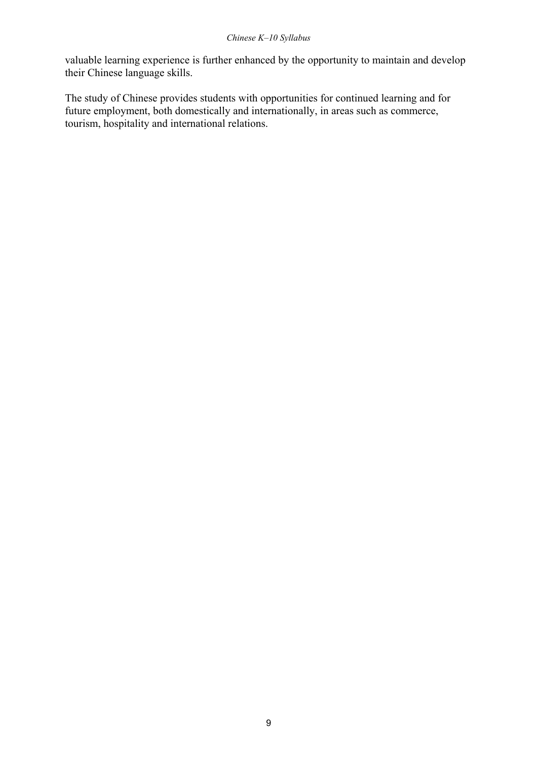valuable learning experience is further enhanced by the opportunity to maintain and develop their Chinese language skills.

The study of Chinese provides students with opportunities for continued learning and for future employment, both domestically and internationally, in areas such as commerce, tourism, hospitality and international relations.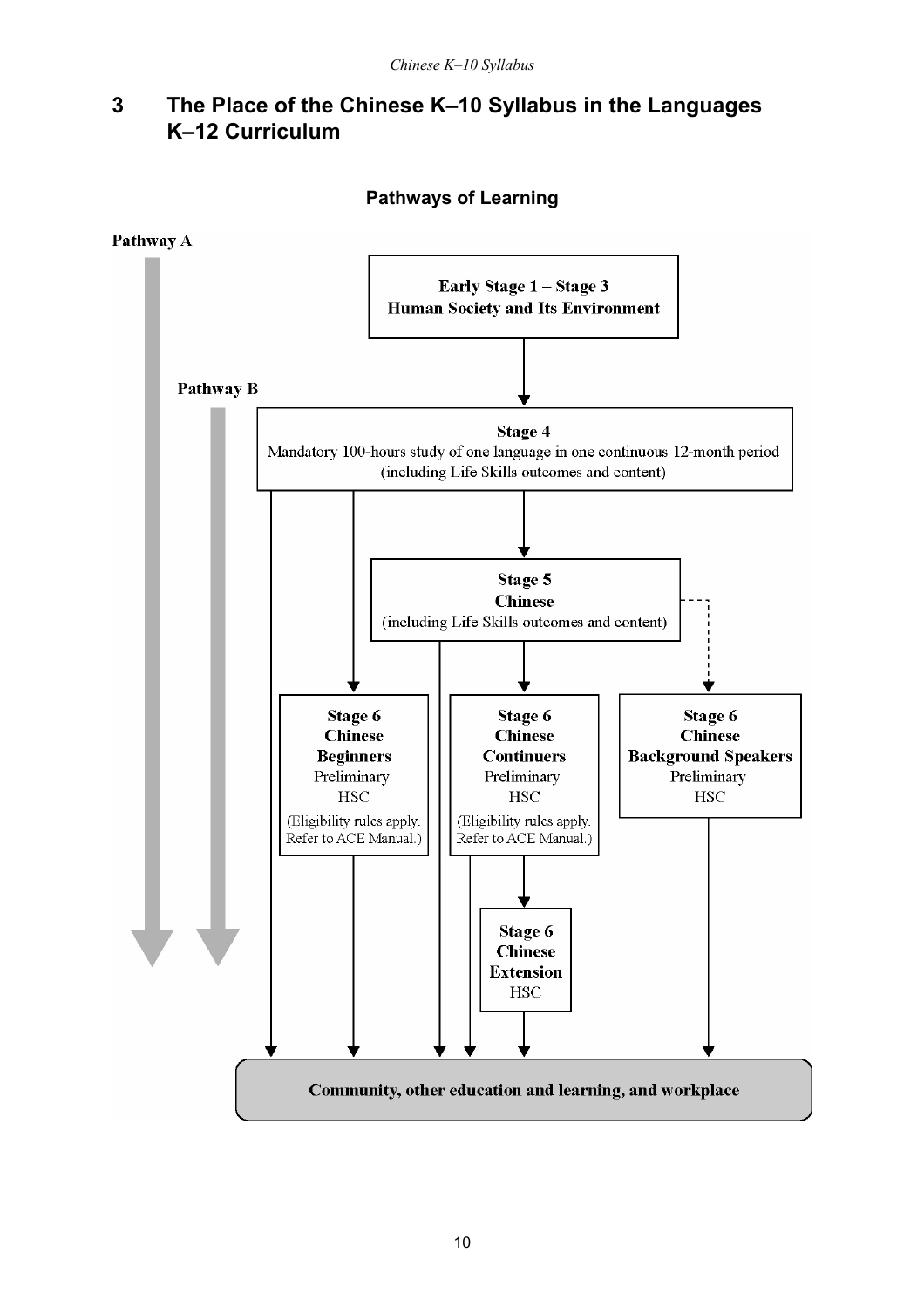# 3 The Place of the Chinese K–10 Syllabus in the Languages K–12 Curriculum

**Pathways of Learning**

**Pathway A**

**Pathway B**

**Early Stage 1 – Stage 3**
**Human Society and Its Environment**

**Stage 4**
Mandatory 100-hours study of one language in one continuous 12-month period
(including Life Skills outcomes and content)

**Stage 5**
**Chinese**
(including Life Skills outcomes and content)

**Stage 6**
**Chinese**
**Beginners**
Preliminary
HSC
(Eligibility rules apply. Refer to ACE Manual.)

**Stage 6**
**Chinese**
**Continuers**
Preliminary
HSC
(Eligibility rules apply. Refer to ACE Manual.)

**Stage 6**
**Chinese**
**Background Speakers**
Preliminary
HSC

**Stage 6**
**Chinese**
**Extension**
HSC

**Community, other education and learning, and workplace**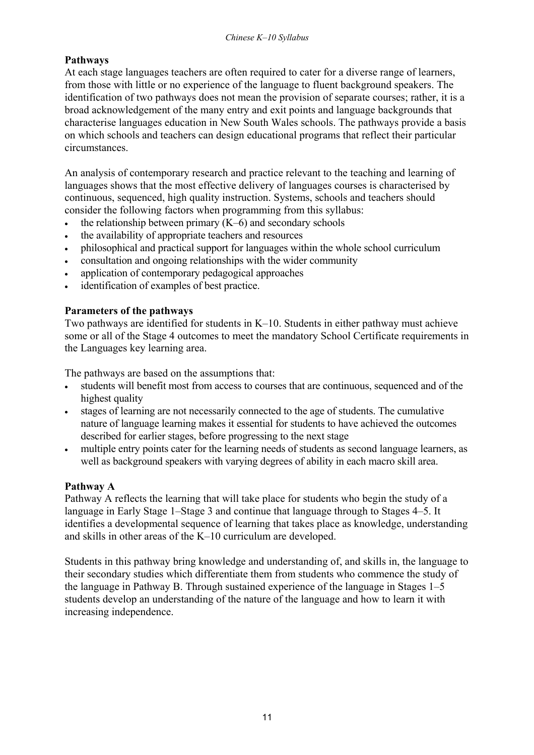## Pathways

At each stage languages teachers are often required to cater for a diverse range of learners, from those with little or no experience of the language to fluent background speakers. The identification of two pathways does not mean the provision of separate courses; rather, it is a broad acknowledgement of the many entry and exit points and language backgrounds that characterise languages education in New South Wales schools. The pathways provide a basis on which schools and teachers can design educational programs that reflect their particular circumstances.

An analysis of contemporary research and practice relevant to the teaching and learning of languages shows that the most effective delivery of languages courses is characterised by continuous, sequenced, high quality instruction. Systems, schools and teachers should consider the following factors when programming from this syllabus:

- the relationship between primary (K–6) and secondary schools
- the availability of appropriate teachers and resources
- philosophical and practical support for languages within the whole school curriculum
- consultation and ongoing relationships with the wider community
- application of contemporary pedagogical approaches
- identification of examples of best practice.

## Parameters of the pathways

Two pathways are identified for students in K–10. Students in either pathway must achieve some or all of the Stage 4 outcomes to meet the mandatory School Certificate requirements in the Languages key learning area.

The pathways are based on the assumptions that:

- students will benefit most from access to courses that are continuous, sequenced and of the highest quality
- stages of learning are not necessarily connected to the age of students. The cumulative nature of language learning makes it essential for students to have achieved the outcomes described for earlier stages, before progressing to the next stage
- multiple entry points cater for the learning needs of students as second language learners, as well as background speakers with varying degrees of ability in each macro skill area.

## Pathway A

Pathway A reflects the learning that will take place for students who begin the study of a language in Early Stage 1–Stage 3 and continue that language through to Stages 4–5. It identifies a developmental sequence of learning that takes place as knowledge, understanding and skills in other areas of the K–10 curriculum are developed.

Students in this pathway bring knowledge and understanding of, and skills in, the language to their secondary studies which differentiate them from students who commence the study of the language in Pathway B. Through sustained experience of the language in Stages 1–5 students develop an understanding of the nature of the language and how to learn it with increasing independence.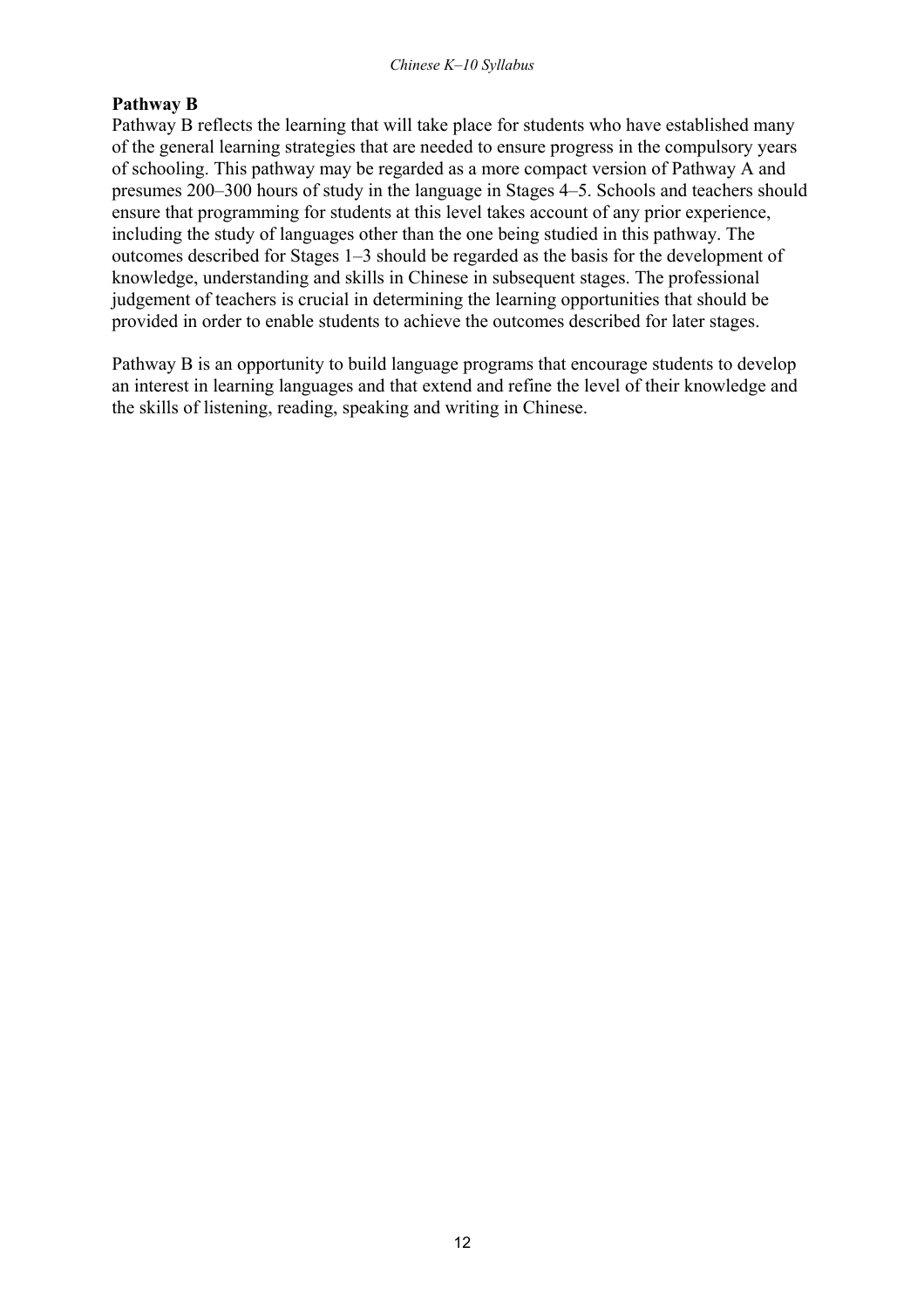**Pathway B**

Pathway B reflects the learning that will take place for students who have established many of the general learning strategies that are needed to ensure progress in the compulsory years of schooling. This pathway may be regarded as a more compact version of Pathway A and presumes 200–300 hours of study in the language in Stages 4–5. Schools and teachers should ensure that programming for students at this level takes account of any prior experience, including the study of languages other than the one being studied in this pathway. The outcomes described for Stages 1–3 should be regarded as the basis for the development of knowledge, understanding and skills in Chinese in subsequent stages. The professional judgement of teachers is crucial in determining the learning opportunities that should be provided in order to enable students to achieve the outcomes described for later stages.

Pathway B is an opportunity to build language programs that encourage students to develop an interest in learning languages and that extend and refine the level of their knowledge and the skills of listening, reading, speaking and writing in Chinese.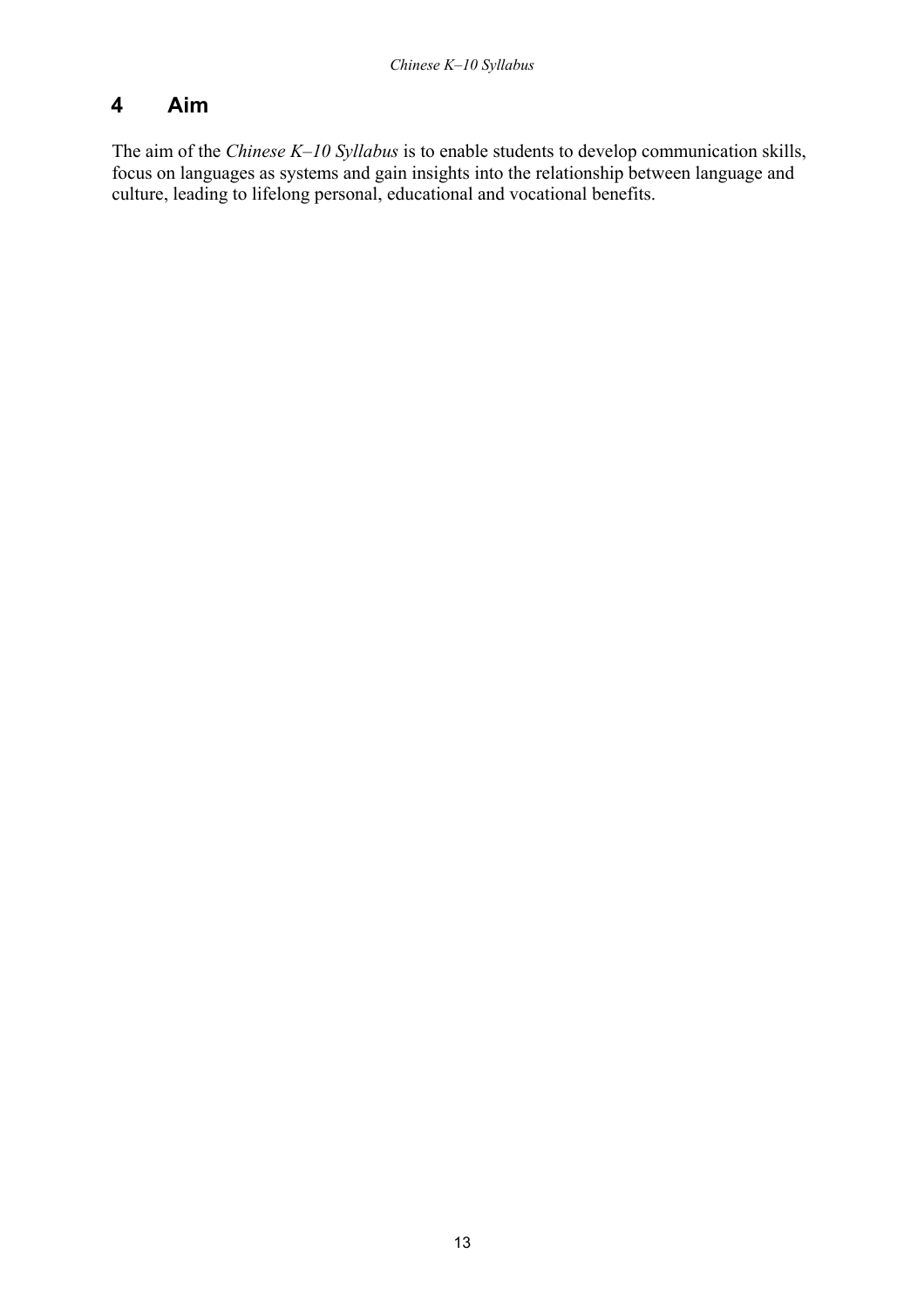# 4 Aim

The aim of the *Chinese K–10 Syllabus* is to enable students to develop communication skills, focus on languages as systems and gain insights into the relationship between language and culture, leading to lifelong personal, educational and vocational benefits.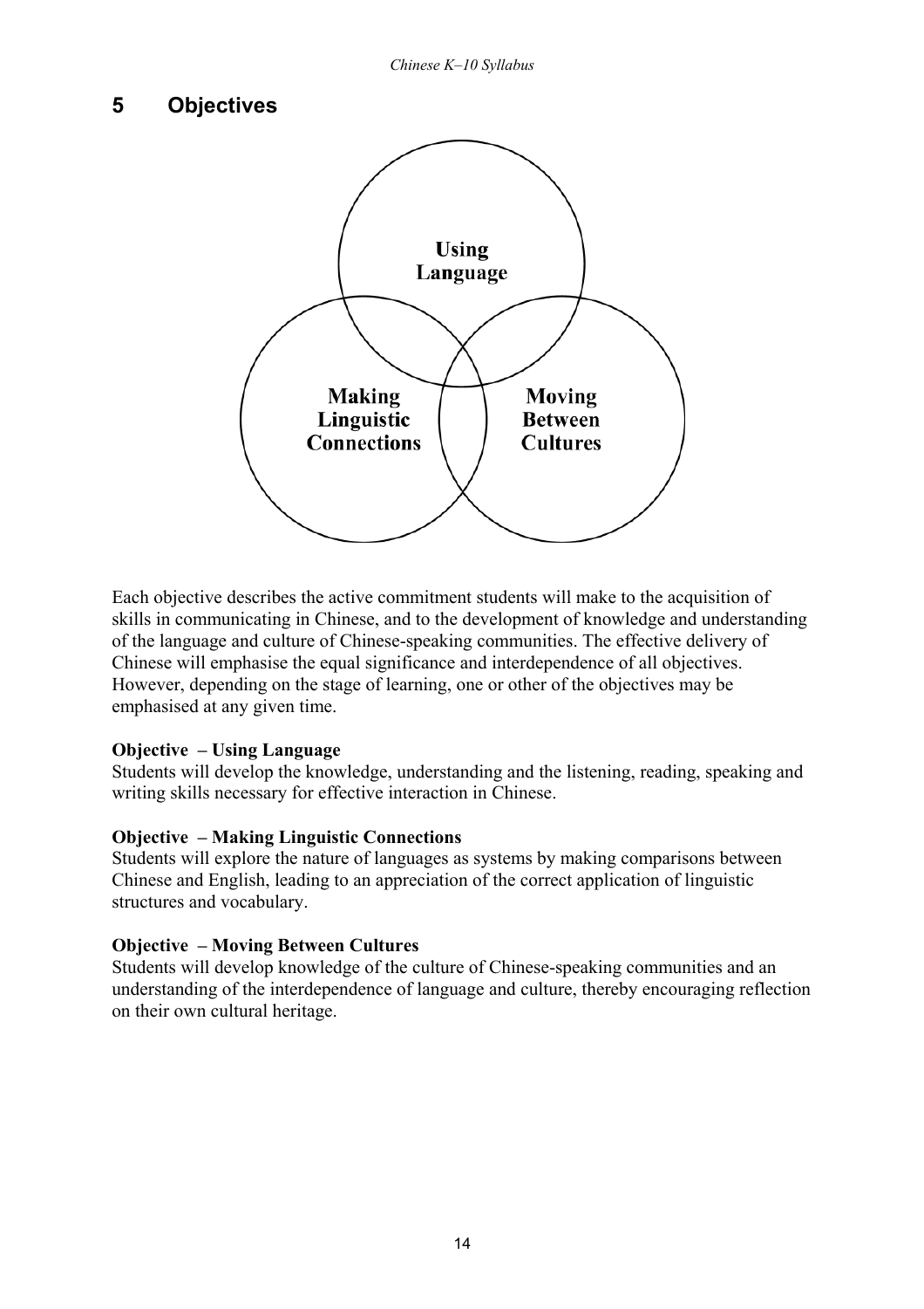## 5 Objectives

Using Language

Making Linguistic Connections

Moving Between Cultures

Each objective describes the active commitment students will make to the acquisition of skills in communicating in Chinese, and to the development of knowledge and understanding of the language and culture of Chinese-speaking communities. The effective delivery of Chinese will emphasise the equal significance and interdependence of all objectives. However, depending on the stage of learning, one or other of the objectives may be emphasised at any given time.

**Objective – Using Language**
Students will develop the knowledge, understanding and the listening, reading, speaking and writing skills necessary for effective interaction in Chinese.

**Objective – Making Linguistic Connections**
Students will explore the nature of languages as systems by making comparisons between Chinese and English, leading to an appreciation of the correct application of linguistic structures and vocabulary.

**Objective – Moving Between Cultures**
Students will develop knowledge of the culture of Chinese-speaking communities and an understanding of the interdependence of language and culture, thereby encouraging reflection on their own cultural heritage.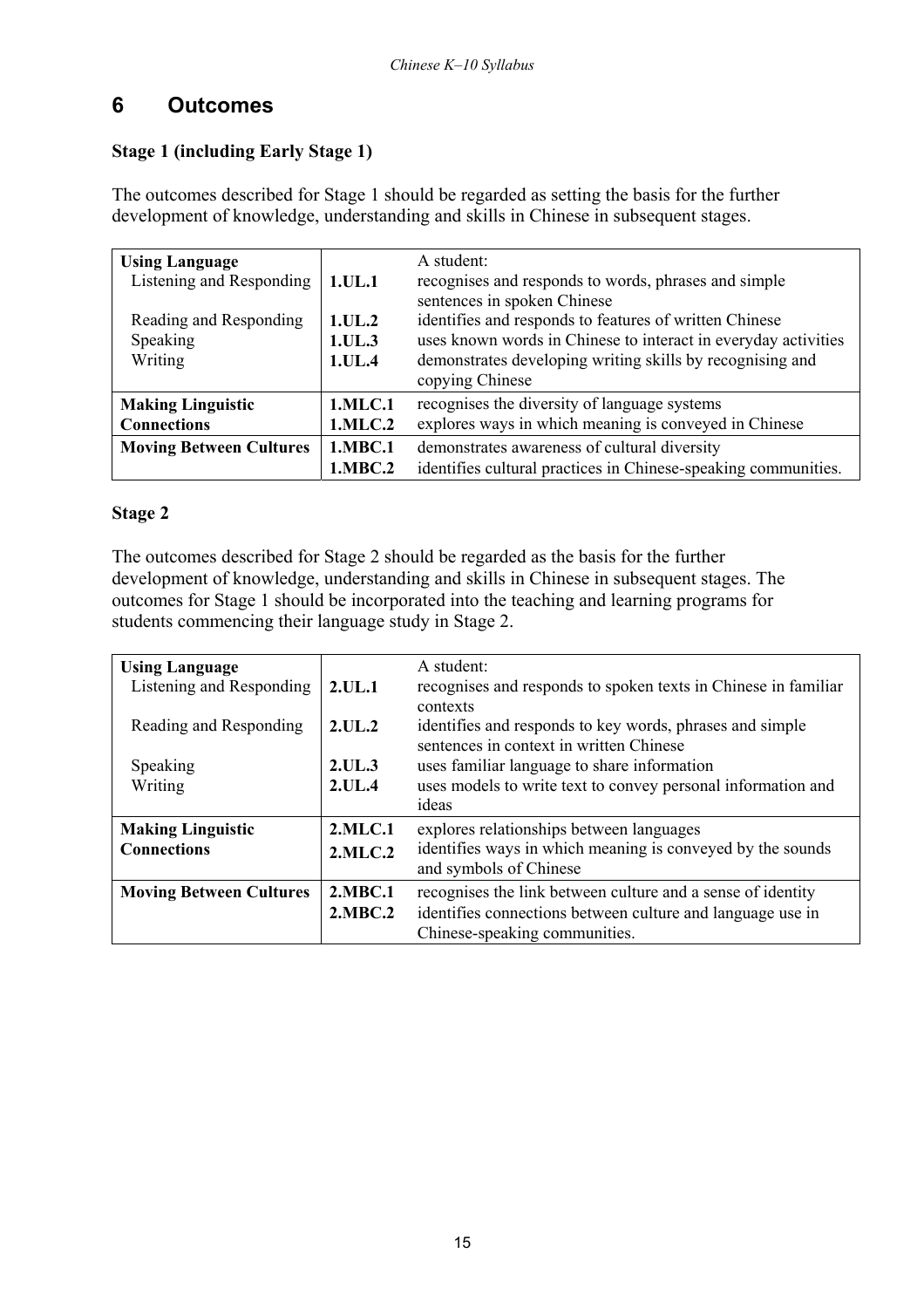## 6 Outcomes

### Stage 1 (including Early Stage 1)

The outcomes described for Stage 1 should be regarded as setting the basis for the further development of knowledge, understanding and skills in Chinese in subsequent stages.

| | | |
|---|---|---|
| **Using Language** | | A student: |
| Listening and Responding | **1.UL.1** | recognises and responds to words, phrases and simple sentences in spoken Chinese |
| Reading and Responding | **1.UL.2** | identifies and responds to features of written Chinese |
| Speaking | **1.UL.3** | uses known words in Chinese to interact in everyday activities |
| Writing | **1.UL.4** | demonstrates developing writing skills by recognising and copying Chinese |
| **Making Linguistic Connections** | **1.MLC.1** | recognises the diversity of language systems |
| | **1.MLC.2** | explores ways in which meaning is conveyed in Chinese |
| **Moving Between Cultures** | **1.MBC.1** | demonstrates awareness of cultural diversity |
| | **1.MBC.2** | identifies cultural practices in Chinese-speaking communities. |

### Stage 2

The outcomes described for Stage 2 should be regarded as the basis for the further development of knowledge, understanding and skills in Chinese in subsequent stages. The outcomes for Stage 1 should be incorporated into the teaching and learning programs for students commencing their language study in Stage 2.

| | | |
|---|---|---|
| **Using Language** | | A student: |
| Listening and Responding | **2.UL.1** | recognises and responds to spoken texts in Chinese in familiar contexts |
| Reading and Responding | **2.UL.2** | identifies and responds to key words, phrases and simple sentences in context in written Chinese |
| Speaking | **2.UL.3** | uses familiar language to share information |
| Writing | **2.UL.4** | uses models to write text to convey personal information and ideas |
| **Making Linguistic Connections** | **2.MLC.1** | explores relationships between languages |
| | **2.MLC.2** | identifies ways in which meaning is conveyed by the sounds and symbols of Chinese |
| **Moving Between Cultures** | **2.MBC.1** | recognises the link between culture and a sense of identity |
| | **2.MBC.2** | identifies connections between culture and language use in Chinese-speaking communities. |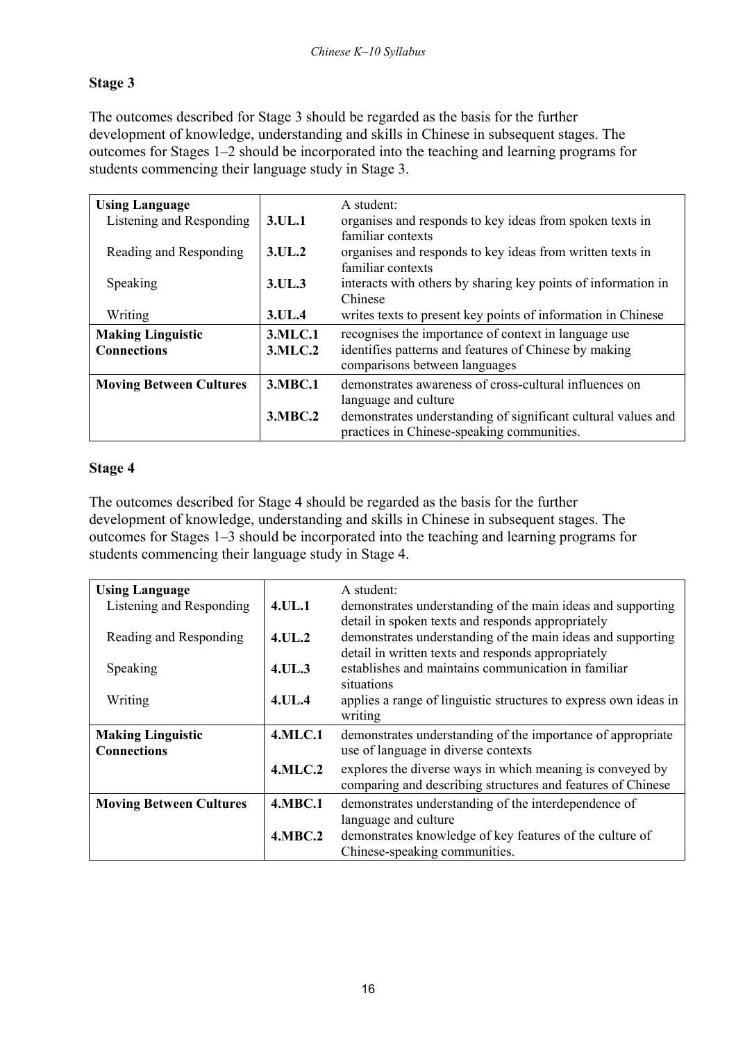## Stage 3

The outcomes described for Stage 3 should be regarded as the basis for the further development of knowledge, understanding and skills in Chinese in subsequent stages. The outcomes for Stages 1–2 should be incorporated into the teaching and learning programs for students commencing their language study in Stage 3.

| **Using Language** | | A student: |
|---|---|---|
| Listening and Responding | **3.UL.1** | organises and responds to key ideas from spoken texts in familiar contexts |
| Reading and Responding | **3.UL.2** | organises and responds to key ideas from written texts in familiar contexts |
| Speaking | **3.UL.3** | interacts with others by sharing key points of information in Chinese |
| Writing | **3.UL.4** | writes texts to present key points of information in Chinese |
| **Making Linguistic Connections** | **3.MLC.1** | recognises the importance of context in language use |
| | **3.MLC.2** | identifies patterns and features of Chinese by making comparisons between languages |
| **Moving Between Cultures** | **3.MBC.1** | demonstrates awareness of cross-cultural influences on language and culture |
| | **3.MBC.2** | demonstrates understanding of significant cultural values and practices in Chinese-speaking communities. |

## Stage 4

The outcomes described for Stage 4 should be regarded as the basis for the further development of knowledge, understanding and skills in Chinese in subsequent stages. The outcomes for Stages 1–3 should be incorporated into the teaching and learning programs for students commencing their language study in Stage 4.

| **Using Language** | | A student: |
|---|---|---|
| Listening and Responding | **4.UL.1** | demonstrates understanding of the main ideas and supporting detail in spoken texts and responds appropriately |
| Reading and Responding | **4.UL.2** | demonstrates understanding of the main ideas and supporting detail in written texts and responds appropriately |
| Speaking | **4.UL.3** | establishes and maintains communication in familiar situations |
| Writing | **4.UL.4** | applies a range of linguistic structures to express own ideas in writing |
| **Making Linguistic Connections** | **4.MLC.1** | demonstrates understanding of the importance of appropriate use of language in diverse contexts |
| | **4.MLC.2** | explores the diverse ways in which meaning is conveyed by comparing and describing structures and features of Chinese |
| **Moving Between Cultures** | **4.MBC.1** | demonstrates understanding of the interdependence of language and culture |
| | **4.MBC.2** | demonstrates knowledge of key features of the culture of Chinese-speaking communities. |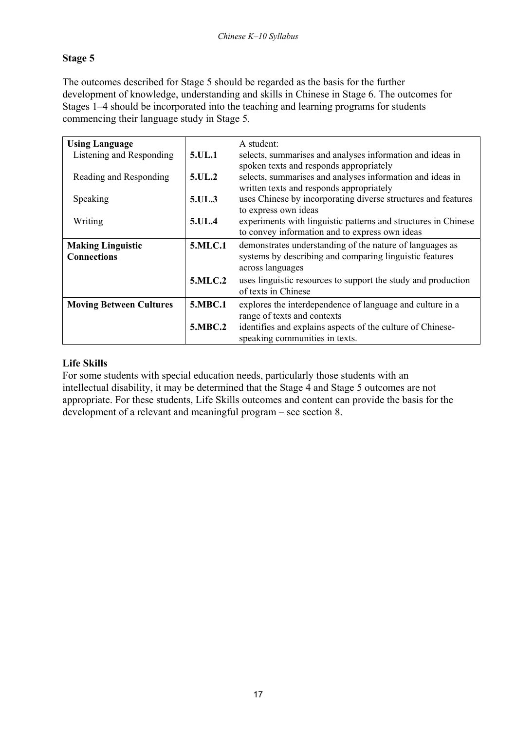## Stage 5

The outcomes described for Stage 5 should be regarded as the basis for the further development of knowledge, understanding and skills in Chinese in Stage 6. The outcomes for Stages 1–4 should be incorporated into the teaching and learning programs for students commencing their language study in Stage 5.

| | | A student: |
|---|---|---|
| **Using Language** | | |
| Listening and Responding | **5.UL.1** | selects, summarises and analyses information and ideas in spoken texts and responds appropriately |
| Reading and Responding | **5.UL.2** | selects, summarises and analyses information and ideas in written texts and responds appropriately |
| Speaking | **5.UL.3** | uses Chinese by incorporating diverse structures and features to express own ideas |
| Writing | **5.UL.4** | experiments with linguistic patterns and structures in Chinese to convey information and to express own ideas |
| **Making Linguistic Connections** | **5.MLC.1** | demonstrates understanding of the nature of languages as systems by describing and comparing linguistic features across languages |
| | **5.MLC.2** | uses linguistic resources to support the study and production of texts in Chinese |
| **Moving Between Cultures** | **5.MBC.1** | explores the interdependence of language and culture in a range of texts and contexts |
| | **5.MBC.2** | identifies and explains aspects of the culture of Chinese-speaking communities in texts. |

### Life Skills

For some students with special education needs, particularly those students with an intellectual disability, it may be determined that the Stage 4 and Stage 5 outcomes are not appropriate. For these students, Life Skills outcomes and content can provide the basis for the development of a relevant and meaningful program – see section 8.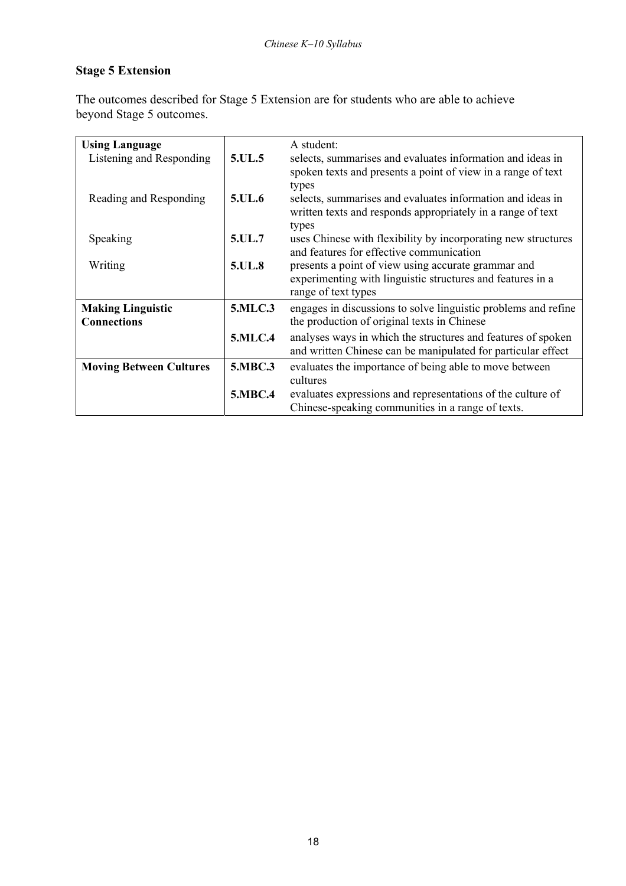## Stage 5 Extension

The outcomes described for Stage 5 Extension are for students who are able to achieve beyond Stage 5 outcomes.

| | | |
|---|---|---|
| **Using Language** | | A student: |
| Listening and Responding | **5.UL.5** | selects, summarises and evaluates information and ideas in spoken texts and presents a point of view in a range of text types |
| Reading and Responding | **5.UL.6** | selects, summarises and evaluates information and ideas in written texts and responds appropriately in a range of text types |
| Speaking | **5.UL.7** | uses Chinese with flexibility by incorporating new structures and features for effective communication |
| Writing | **5.UL.8** | presents a point of view using accurate grammar and experimenting with linguistic structures and features in a range of text types |
| **Making Linguistic Connections** | **5.MLC.3** | engages in discussions to solve linguistic problems and refine the production of original texts in Chinese |
| | **5.MLC.4** | analyses ways in which the structures and features of spoken and written Chinese can be manipulated for particular effect |
| **Moving Between Cultures** | **5.MBC.3** | evaluates the importance of being able to move between cultures |
| | **5.MBC.4** | evaluates expressions and representations of the culture of Chinese-speaking communities in a range of texts. |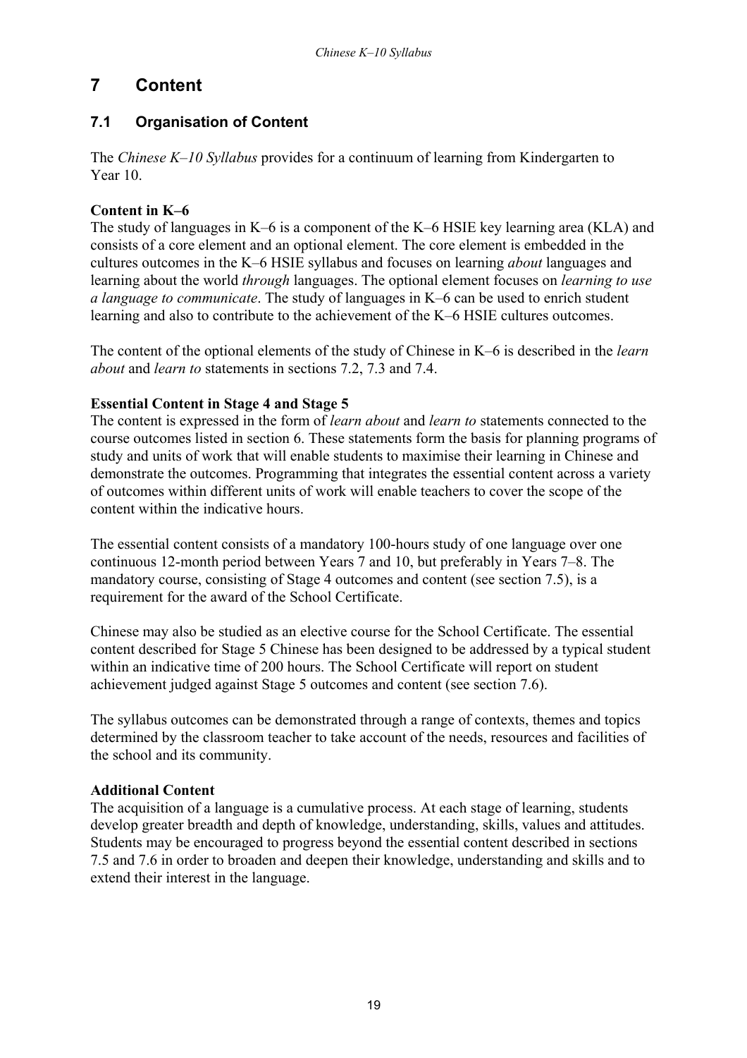# 7 Content

## 7.1 Organisation of Content

The *Chinese K–10 Syllabus* provides for a continuum of learning from Kindergarten to Year 10.

**Content in K–6**
The study of languages in K–6 is a component of the K–6 HSIE key learning area (KLA) and consists of a core element and an optional element. The core element is embedded in the cultures outcomes in the K–6 HSIE syllabus and focuses on learning *about* languages and learning about the world *through* languages. The optional element focuses on *learning to use a language to communicate*. The study of languages in K–6 can be used to enrich student learning and also to contribute to the achievement of the K–6 HSIE cultures outcomes.

The content of the optional elements of the study of Chinese in K–6 is described in the *learn about* and *learn to* statements in sections 7.2, 7.3 and 7.4.

**Essential Content in Stage 4 and Stage 5**
The content is expressed in the form of *learn about* and *learn to* statements connected to the course outcomes listed in section 6. These statements form the basis for planning programs of study and units of work that will enable students to maximise their learning in Chinese and demonstrate the outcomes. Programming that integrates the essential content across a variety of outcomes within different units of work will enable teachers to cover the scope of the content within the indicative hours.

The essential content consists of a mandatory 100-hours study of one language over one continuous 12-month period between Years 7 and 10, but preferably in Years 7–8. The mandatory course, consisting of Stage 4 outcomes and content (see section 7.5), is a requirement for the award of the School Certificate.

Chinese may also be studied as an elective course for the School Certificate. The essential content described for Stage 5 Chinese has been designed to be addressed by a typical student within an indicative time of 200 hours. The School Certificate will report on student achievement judged against Stage 5 outcomes and content (see section 7.6).

The syllabus outcomes can be demonstrated through a range of contexts, themes and topics determined by the classroom teacher to take account of the needs, resources and facilities of the school and its community.

**Additional Content**
The acquisition of a language is a cumulative process. At each stage of learning, students develop greater breadth and depth of knowledge, understanding, skills, values and attitudes. Students may be encouraged to progress beyond the essential content described in sections 7.5 and 7.6 in order to broaden and deepen their knowledge, understanding and skills and to extend their interest in the language.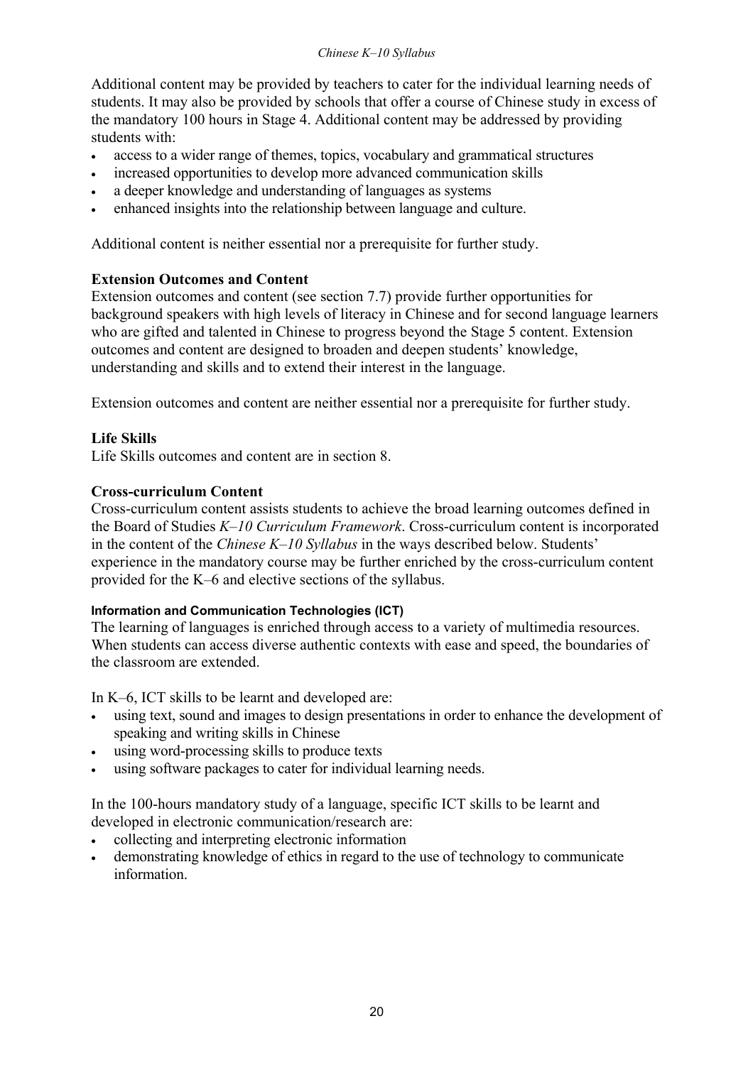Additional content may be provided by teachers to cater for the individual learning needs of students. It may also be provided by schools that offer a course of Chinese study in excess of the mandatory 100 hours in Stage 4. Additional content may be addressed by providing students with:

- access to a wider range of themes, topics, vocabulary and grammatical structures
- increased opportunities to develop more advanced communication skills
- a deeper knowledge and understanding of languages as systems
- enhanced insights into the relationship between language and culture.

Additional content is neither essential nor a prerequisite for further study.

### Extension Outcomes and Content

Extension outcomes and content (see section 7.7) provide further opportunities for background speakers with high levels of literacy in Chinese and for second language learners who are gifted and talented in Chinese to progress beyond the Stage 5 content. Extension outcomes and content are designed to broaden and deepen students' knowledge, understanding and skills and to extend their interest in the language.

Extension outcomes and content are neither essential nor a prerequisite for further study.

### Life Skills

Life Skills outcomes and content are in section 8.

### Cross-curriculum Content

Cross-curriculum content assists students to achieve the broad learning outcomes defined in the Board of Studies *K–10 Curriculum Framework*. Cross-curriculum content is incorporated in the content of the *Chinese K–10 Syllabus* in the ways described below. Students' experience in the mandatory course may be further enriched by the cross-curriculum content provided for the K–6 and elective sections of the syllabus.

#### Information and Communication Technologies (ICT)

The learning of languages is enriched through access to a variety of multimedia resources. When students can access diverse authentic contexts with ease and speed, the boundaries of the classroom are extended.

In K–6, ICT skills to be learnt and developed are:

- using text, sound and images to design presentations in order to enhance the development of speaking and writing skills in Chinese
- using word-processing skills to produce texts
- using software packages to cater for individual learning needs.

In the 100-hours mandatory study of a language, specific ICT skills to be learnt and developed in electronic communication/research are:

- collecting and interpreting electronic information
- demonstrating knowledge of ethics in regard to the use of technology to communicate information.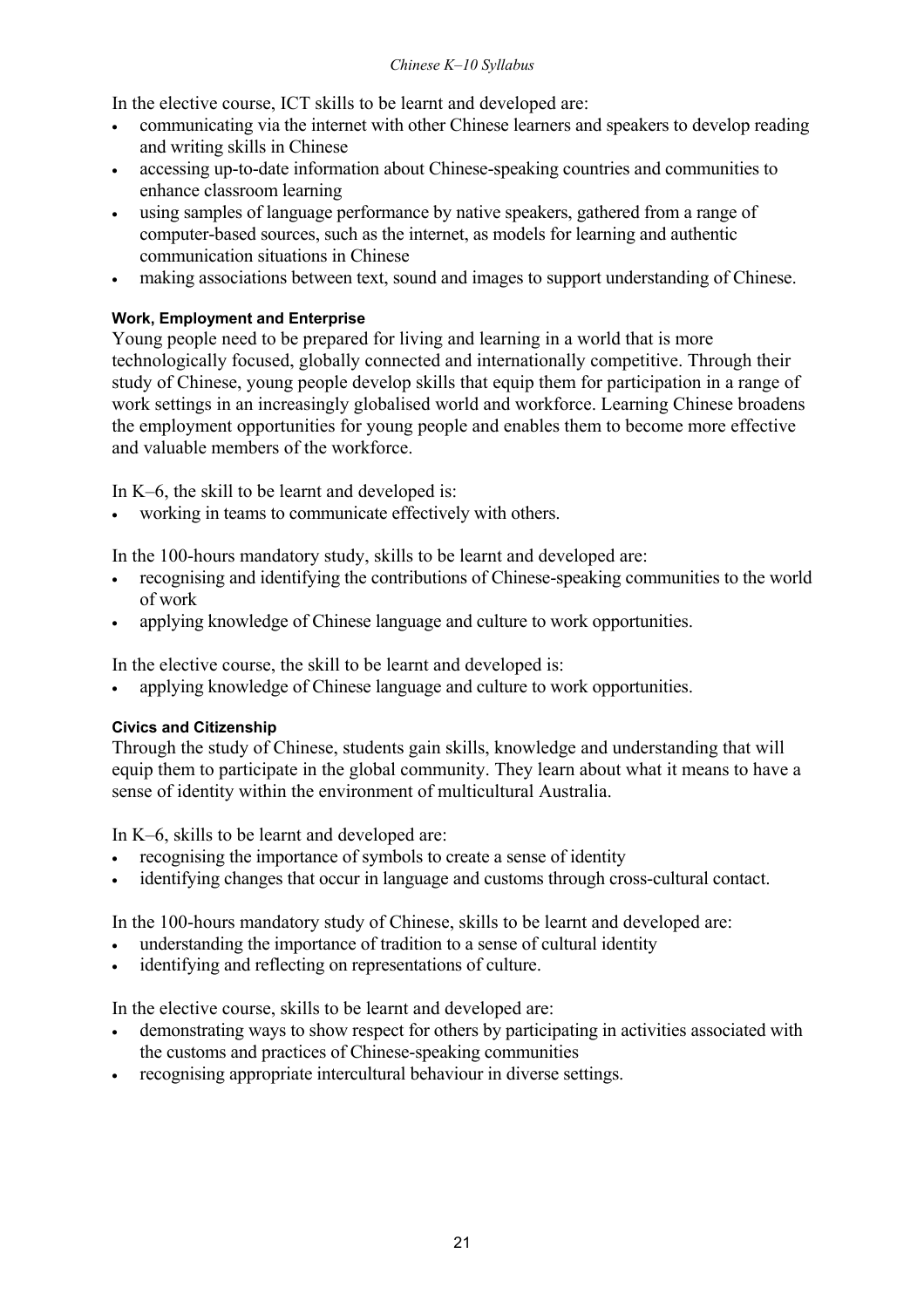In the elective course, ICT skills to be learnt and developed are:

- communicating via the internet with other Chinese learners and speakers to develop reading and writing skills in Chinese
- accessing up-to-date information about Chinese-speaking countries and communities to enhance classroom learning
- using samples of language performance by native speakers, gathered from a range of computer-based sources, such as the internet, as models for learning and authentic communication situations in Chinese
- making associations between text, sound and images to support understanding of Chinese.

#### Work, Employment and Enterprise

Young people need to be prepared for living and learning in a world that is more technologically focused, globally connected and internationally competitive. Through their study of Chinese, young people develop skills that equip them for participation in a range of work settings in an increasingly globalised world and workforce. Learning Chinese broadens the employment opportunities for young people and enables them to become more effective and valuable members of the workforce.

In K–6, the skill to be learnt and developed is:

- working in teams to communicate effectively with others.

In the 100-hours mandatory study, skills to be learnt and developed are:

- recognising and identifying the contributions of Chinese-speaking communities to the world of work
- applying knowledge of Chinese language and culture to work opportunities.

In the elective course, the skill to be learnt and developed is:

- applying knowledge of Chinese language and culture to work opportunities.

#### Civics and Citizenship

Through the study of Chinese, students gain skills, knowledge and understanding that will equip them to participate in the global community. They learn about what it means to have a sense of identity within the environment of multicultural Australia.

In K–6, skills to be learnt and developed are:

- recognising the importance of symbols to create a sense of identity
- identifying changes that occur in language and customs through cross-cultural contact.

In the 100-hours mandatory study of Chinese, skills to be learnt and developed are:

- understanding the importance of tradition to a sense of cultural identity
- identifying and reflecting on representations of culture.

In the elective course, skills to be learnt and developed are:

- demonstrating ways to show respect for others by participating in activities associated with the customs and practices of Chinese-speaking communities
- recognising appropriate intercultural behaviour in diverse settings.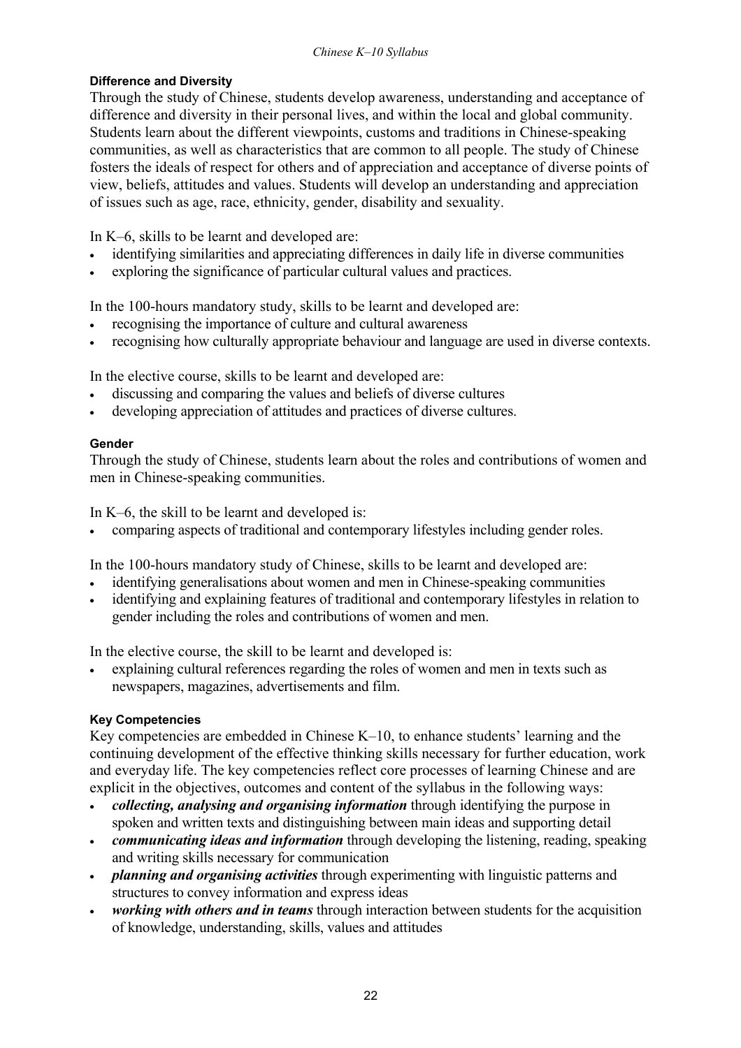#### Difference and Diversity

Through the study of Chinese, students develop awareness, understanding and acceptance of difference and diversity in their personal lives, and within the local and global community. Students learn about the different viewpoints, customs and traditions in Chinese-speaking communities, as well as characteristics that are common to all people. The study of Chinese fosters the ideals of respect for others and of appreciation and acceptance of diverse points of view, beliefs, attitudes and values. Students will develop an understanding and appreciation of issues such as age, race, ethnicity, gender, disability and sexuality.

In K–6, skills to be learnt and developed are:

- identifying similarities and appreciating differences in daily life in diverse communities
- exploring the significance of particular cultural values and practices.

In the 100-hours mandatory study, skills to be learnt and developed are:

- recognising the importance of culture and cultural awareness
- recognising how culturally appropriate behaviour and language are used in diverse contexts.

In the elective course, skills to be learnt and developed are:

- discussing and comparing the values and beliefs of diverse cultures
- developing appreciation of attitudes and practices of diverse cultures.

#### Gender

Through the study of Chinese, students learn about the roles and contributions of women and men in Chinese-speaking communities.

In K–6, the skill to be learnt and developed is:

- comparing aspects of traditional and contemporary lifestyles including gender roles.

In the 100-hours mandatory study of Chinese, skills to be learnt and developed are:

- identifying generalisations about women and men in Chinese-speaking communities
- identifying and explaining features of traditional and contemporary lifestyles in relation to gender including the roles and contributions of women and men.

In the elective course, the skill to be learnt and developed is:

- explaining cultural references regarding the roles of women and men in texts such as newspapers, magazines, advertisements and film.

#### Key Competencies

Key competencies are embedded in Chinese K–10, to enhance students' learning and the continuing development of the effective thinking skills necessary for further education, work and everyday life. The key competencies reflect core processes of learning Chinese and are explicit in the objectives, outcomes and content of the syllabus in the following ways:

- ***collecting, analysing and organising information*** through identifying the purpose in spoken and written texts and distinguishing between main ideas and supporting detail
- ***communicating ideas and information*** through developing the listening, reading, speaking and writing skills necessary for communication
- ***planning and organising activities*** through experimenting with linguistic patterns and structures to convey information and express ideas
- ***working with others and in teams*** through interaction between students for the acquisition of knowledge, understanding, skills, values and attitudes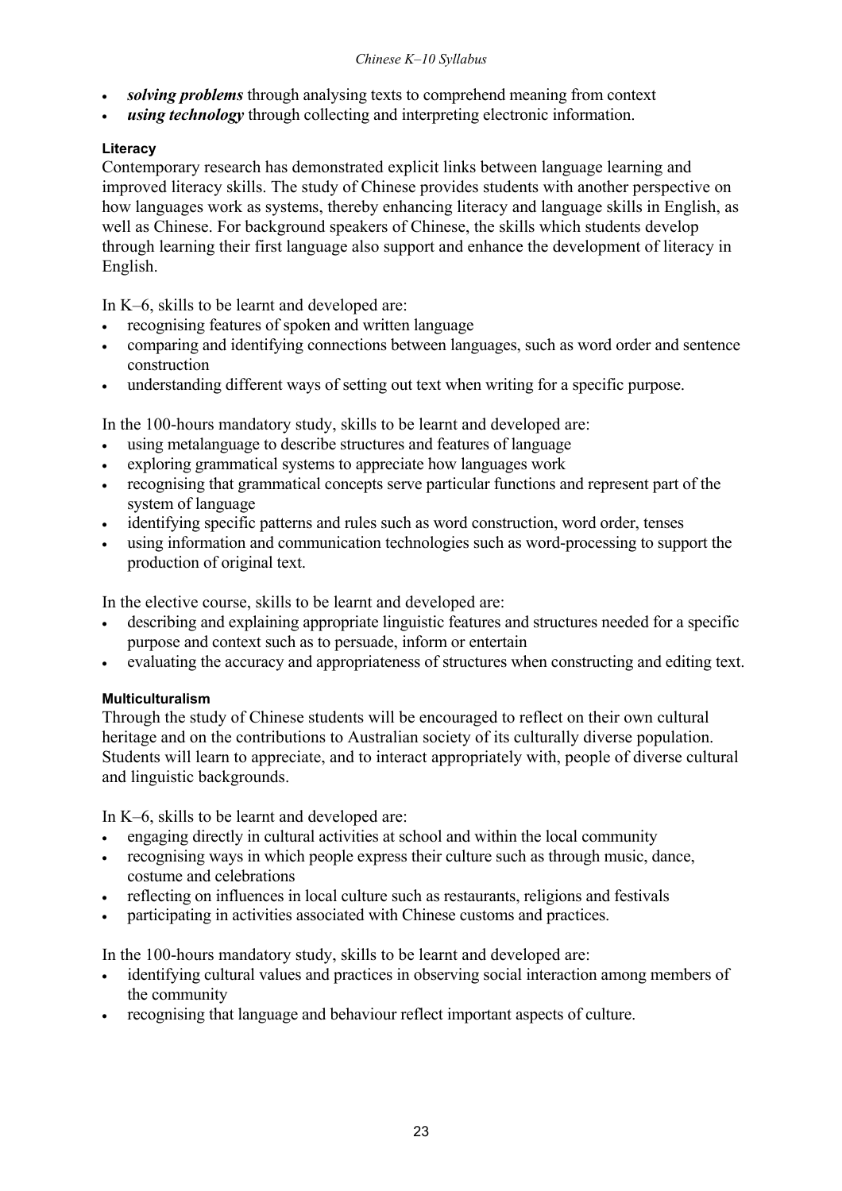- ***solving problems*** through analysing texts to comprehend meaning from context
- ***using technology*** through collecting and interpreting electronic information.

#### Literacy

Contemporary research has demonstrated explicit links between language learning and improved literacy skills. The study of Chinese provides students with another perspective on how languages work as systems, thereby enhancing literacy and language skills in English, as well as Chinese. For background speakers of Chinese, the skills which students develop through learning their first language also support and enhance the development of literacy in English.

In K–6, skills to be learnt and developed are:

- recognising features of spoken and written language
- comparing and identifying connections between languages, such as word order and sentence construction
- understanding different ways of setting out text when writing for a specific purpose.

In the 100-hours mandatory study, skills to be learnt and developed are:

- using metalanguage to describe structures and features of language
- exploring grammatical systems to appreciate how languages work
- recognising that grammatical concepts serve particular functions and represent part of the system of language
- identifying specific patterns and rules such as word construction, word order, tenses
- using information and communication technologies such as word-processing to support the production of original text.

In the elective course, skills to be learnt and developed are:

- describing and explaining appropriate linguistic features and structures needed for a specific purpose and context such as to persuade, inform or entertain
- evaluating the accuracy and appropriateness of structures when constructing and editing text.

#### Multiculturalism

Through the study of Chinese students will be encouraged to reflect on their own cultural heritage and on the contributions to Australian society of its culturally diverse population. Students will learn to appreciate, and to interact appropriately with, people of diverse cultural and linguistic backgrounds.

In K–6, skills to be learnt and developed are:

- engaging directly in cultural activities at school and within the local community
- recognising ways in which people express their culture such as through music, dance, costume and celebrations
- reflecting on influences in local culture such as restaurants, religions and festivals
- participating in activities associated with Chinese customs and practices.

In the 100-hours mandatory study, skills to be learnt and developed are:

- identifying cultural values and practices in observing social interaction among members of the community
- recognising that language and behaviour reflect important aspects of culture.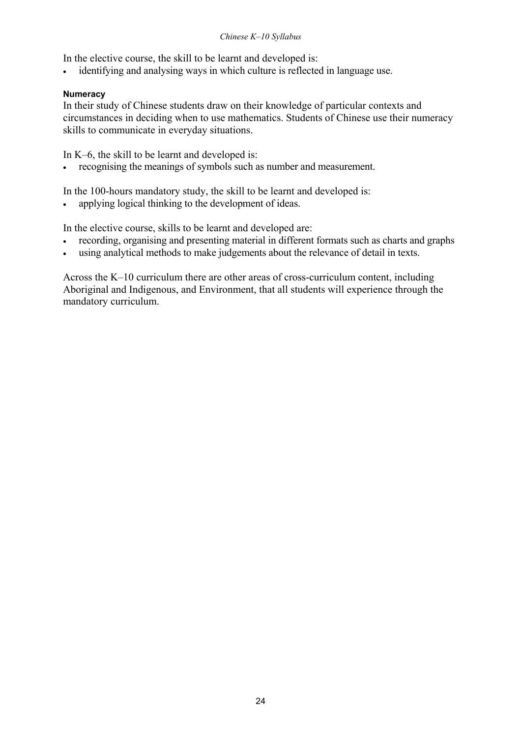In the elective course, the skill to be learnt and developed is:

- identifying and analysing ways in which culture is reflected in language use.

#### Numeracy

In their study of Chinese students draw on their knowledge of particular contexts and circumstances in deciding when to use mathematics. Students of Chinese use their numeracy skills to communicate in everyday situations.

In K–6, the skill to be learnt and developed is:

- recognising the meanings of symbols such as number and measurement.

In the 100-hours mandatory study, the skill to be learnt and developed is:

- applying logical thinking to the development of ideas.

In the elective course, skills to be learnt and developed are:

- recording, organising and presenting material in different formats such as charts and graphs
- using analytical methods to make judgements about the relevance of detail in texts.

Across the K–10 curriculum there are other areas of cross-curriculum content, including Aboriginal and Indigenous, and Environment, that all students will experience through the mandatory curriculum.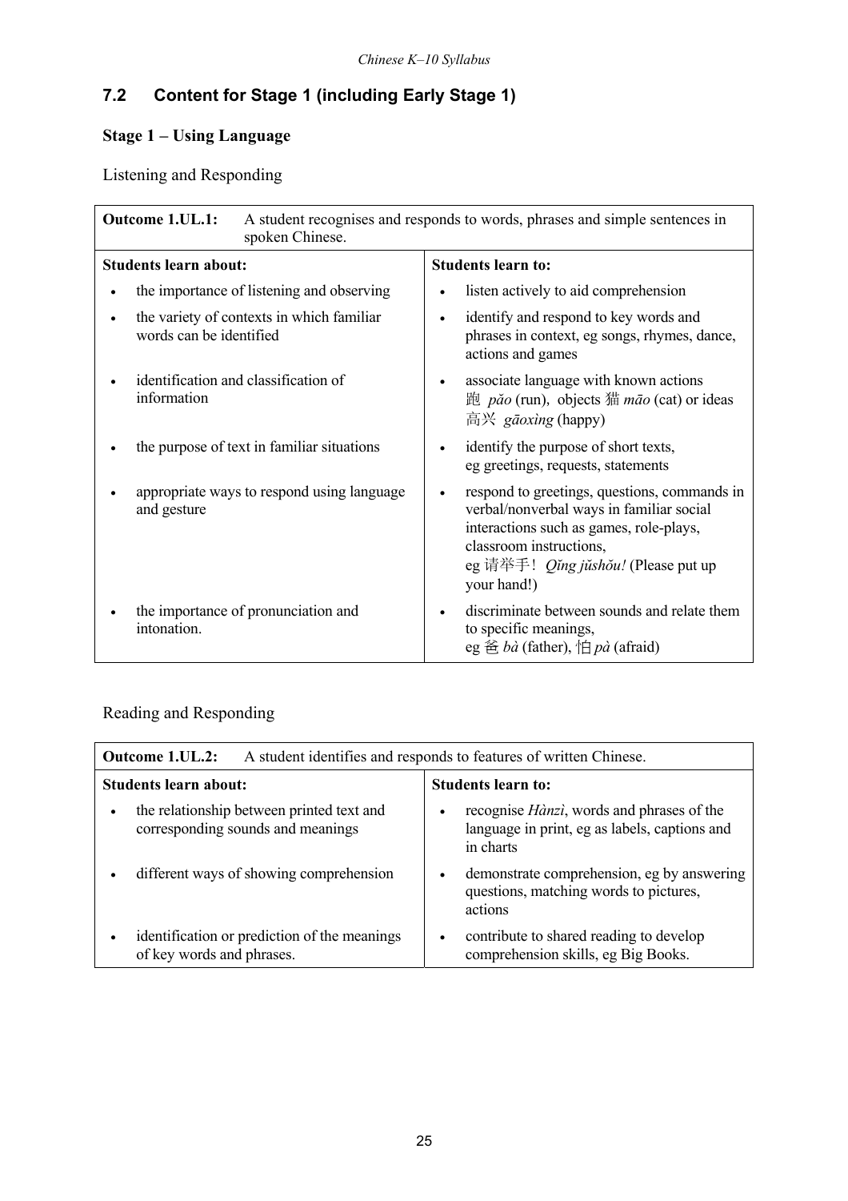## 7.2 Content for Stage 1 (including Early Stage 1)

### Stage 1 – Using Language

Listening and Responding

| **Outcome 1.UL.1:** A student recognises and responds to words, phrases and simple sentences in spoken Chinese. | |
|---|---|
| **Students learn about:** | **Students learn to:** |
| • the importance of listening and observing | • listen actively to aid comprehension |
| • the variety of contexts in which familiar words can be identified | • identify and respond to key words and phrases in context, eg songs, rhymes, dance, actions and games |
| • identification and classification of information | • associate language with known actions 跑 *pǎo* (run), objects 猫 *māo* (cat) or ideas 高兴 *gāoxìng* (happy) |
| • the purpose of text in familiar situations | • identify the purpose of short texts, eg greetings, requests, statements |
| • appropriate ways to respond using language and gesture | • respond to greetings, questions, commands in verbal/nonverbal ways in familiar social interactions such as games, role-plays, classroom instructions, eg 请举手! *Qǐng jǔshǒu!* (Please put up your hand!) |
| • the importance of pronunciation and intonation. | • discriminate between sounds and relate them to specific meanings, eg 爸 *bà* (father), 怕 *pà* (afraid) |

Reading and Responding

| **Outcome 1.UL.2:** A student identifies and responds to features of written Chinese. | |
|---|---|
| **Students learn about:** | **Students learn to:** |
| • the relationship between printed text and corresponding sounds and meanings | • recognise *Hànzì*, words and phrases of the language in print, eg as labels, captions and in charts |
| • different ways of showing comprehension | • demonstrate comprehension, eg by answering questions, matching words to pictures, actions |
| • identification or prediction of the meanings of key words and phrases. | • contribute to shared reading to develop comprehension skills, eg Big Books. |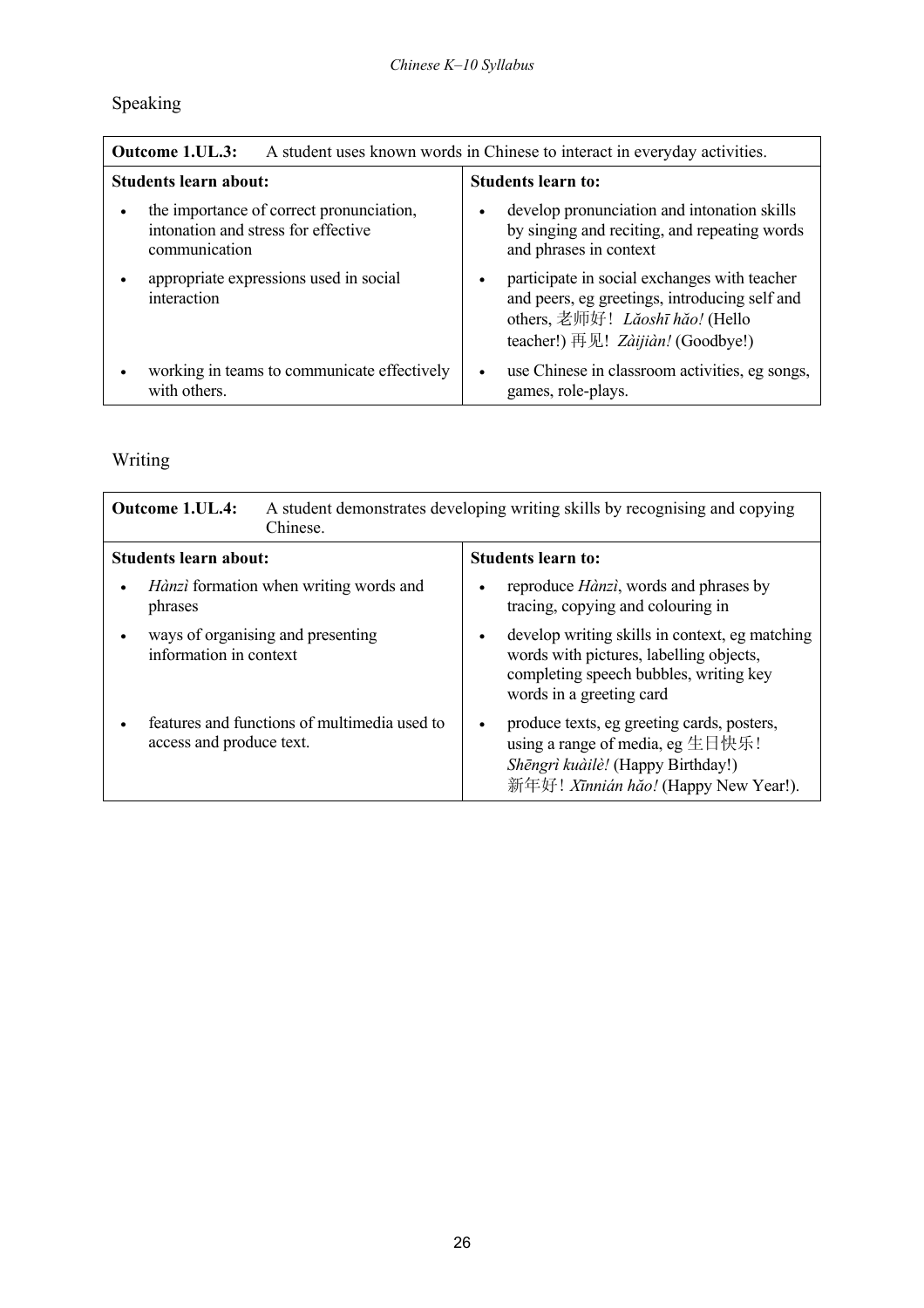## Speaking

| **Outcome 1.UL.3:** A student uses known words in Chinese to interact in everyday activities. | |
|---|---|
| **Students learn about:** | **Students learn to:** |
| • the importance of correct pronunciation, intonation and stress for effective communication | • develop pronunciation and intonation skills by singing and reciting, and repeating words and phrases in context |
| • appropriate expressions used in social interaction | • participate in social exchanges with teacher and peers, eg greetings, introducing self and others, 老师好！ *Lǎoshī hǎo!* (Hello teacher!) 再见! *Zàijiàn!* (Goodbye!) |
| • working in teams to communicate effectively with others. | • use Chinese in classroom activities, eg songs, games, role-plays. |

## Writing

| **Outcome 1.UL.4:** A student demonstrates developing writing skills by recognising and copying Chinese. | |
|---|---|
| **Students learn about:** | **Students learn to:** |
| • *Hànzì* formation when writing words and phrases | • reproduce *Hànzì*, words and phrases by tracing, copying and colouring in |
| • ways of organising and presenting information in context | • develop writing skills in context, eg matching words with pictures, labelling objects, completing speech bubbles, writing key words in a greeting card |
| • features and functions of multimedia used to access and produce text. | • produce texts, eg greeting cards, posters, using a range of media, eg 生日快乐！ *Shēngrì kuàilè!* (Happy Birthday!) 新年好！*Xīnnián hǎo!* (Happy New Year!). |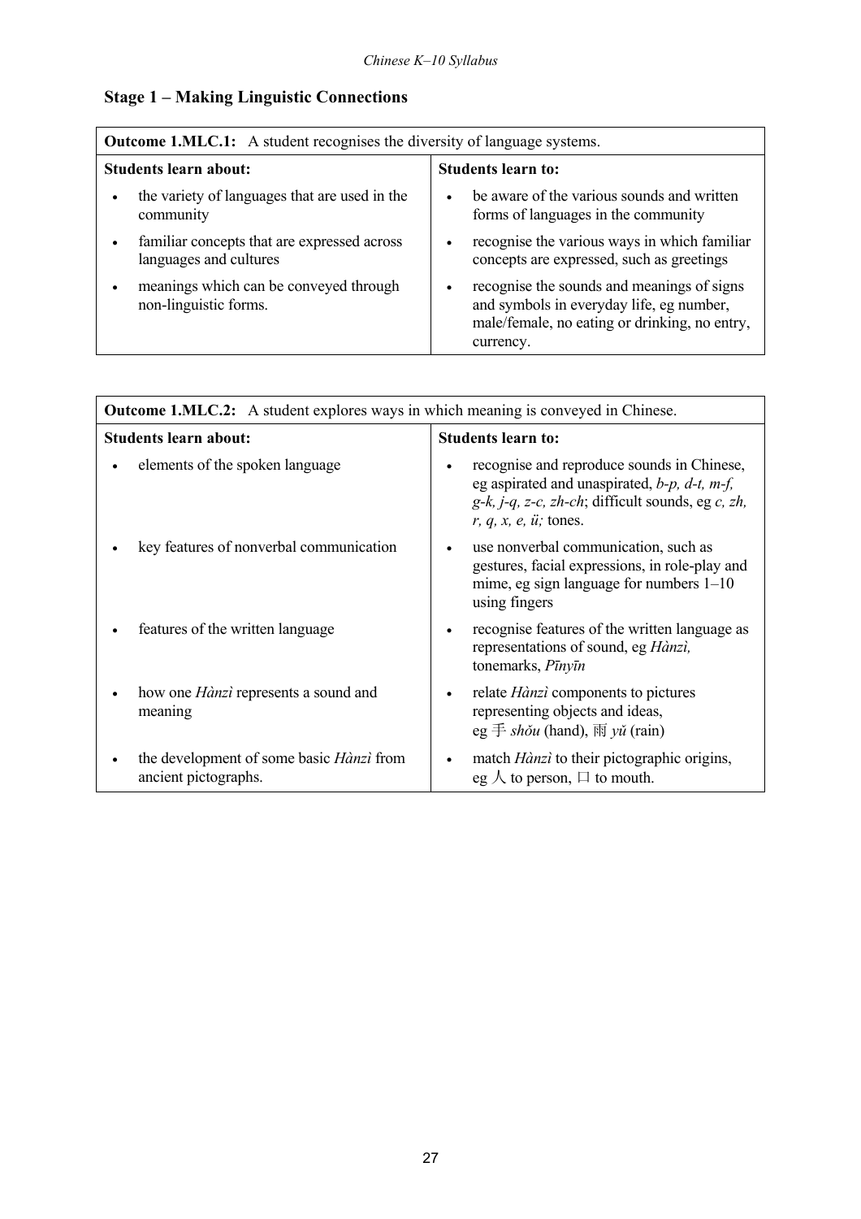## Stage 1 – Making Linguistic Connections

| **Outcome 1.MLC.1:** A student recognises the diversity of language systems. | |
|---|---|
| **Students learn about:** | **Students learn to:** |
| • the variety of languages that are used in the community | • be aware of the various sounds and written forms of languages in the community |
| • familiar concepts that are expressed across languages and cultures | • recognise the various ways in which familiar concepts are expressed, such as greetings |
| • meanings which can be conveyed through non-linguistic forms. | • recognise the sounds and meanings of signs and symbols in everyday life, eg number, male/female, no eating or drinking, no entry, currency. |

| **Outcome 1.MLC.2:** A student explores ways in which meaning is conveyed in Chinese. | |
|---|---|
| **Students learn about:** | **Students learn to:** |
| • elements of the spoken language | • recognise and reproduce sounds in Chinese, eg aspirated and unaspirated, *b-p, d-t, m-f, g-k, j-q, z-c, zh-ch*; difficult sounds, eg *c, zh, r, q, x, e, ü;* tones. |
| • key features of nonverbal communication | • use nonverbal communication, such as gestures, facial expressions, in role-play and mime, eg sign language for numbers 1–10 using fingers |
| • features of the written language | • recognise features of the written language as representations of sound, eg *Hànzì,* tonemarks, *Pīnyīn* |
| • how one *Hànzì* represents a sound and meaning | • relate *Hànzì* components to pictures representing objects and ideas, eg 手 *shǒu* (hand), 雨 *yǔ* (rain) |
| • the development of some basic *Hànzì* from ancient pictographs. | • match *Hànzì* to their pictographic origins, eg 人 to person, 口 to mouth. |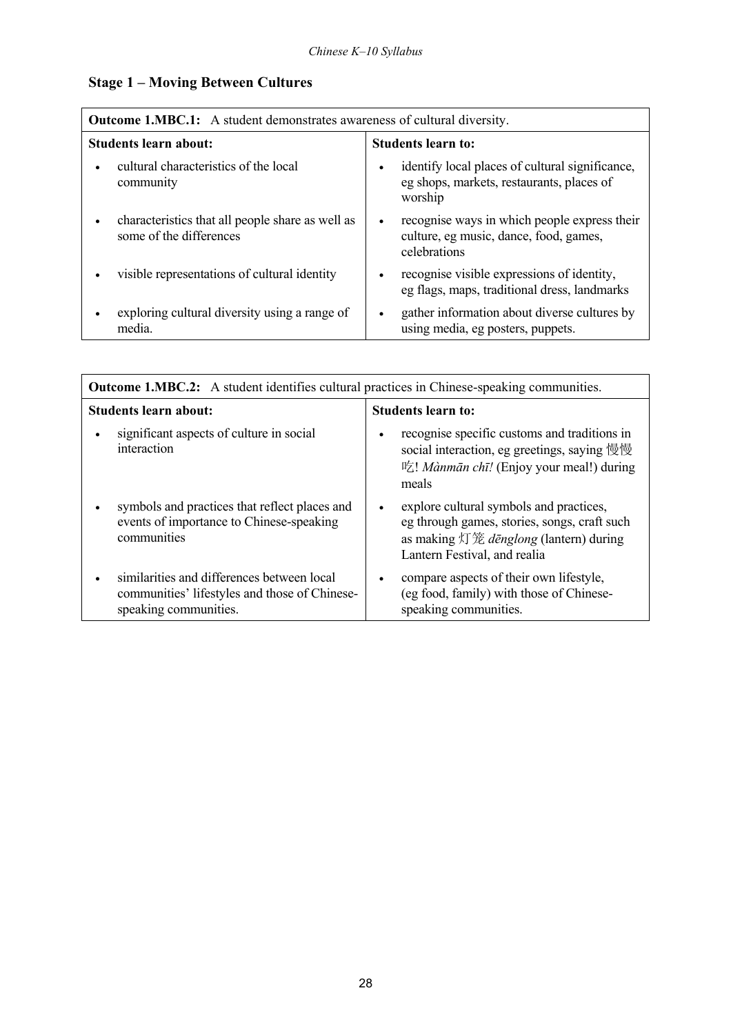## Stage 1 – Moving Between Cultures

| **Outcome 1.MBC.1:** A student demonstrates awareness of cultural diversity. | |
|---|---|
| **Students learn about:** | **Students learn to:** |
| • cultural characteristics of the local community | • identify local places of cultural significance, eg shops, markets, restaurants, places of worship |
| • characteristics that all people share as well as some of the differences | • recognise ways in which people express their culture, eg music, dance, food, games, celebrations |
| • visible representations of cultural identity | • recognise visible expressions of identity, eg flags, maps, traditional dress, landmarks |
| • exploring cultural diversity using a range of media. | • gather information about diverse cultures by using media, eg posters, puppets. |

| **Outcome 1.MBC.2:** A student identifies cultural practices in Chinese-speaking communities. | |
|---|---|
| **Students learn about:** | **Students learn to:** |
| • significant aspects of culture in social interaction | • recognise specific customs and traditions in social interaction, eg greetings, saying 慢慢吃! *Mànmān chī!* (Enjoy your meal!) during meals |
| • symbols and practices that reflect places and events of importance to Chinese-speaking communities | • explore cultural symbols and practices, eg through games, stories, songs, craft such as making 灯笼 *dēnglong* (lantern) during Lantern Festival, and realia |
| • similarities and differences between local communities' lifestyles and those of Chinese-speaking communities. | • compare aspects of their own lifestyle, (eg food, family) with those of Chinese-speaking communities. |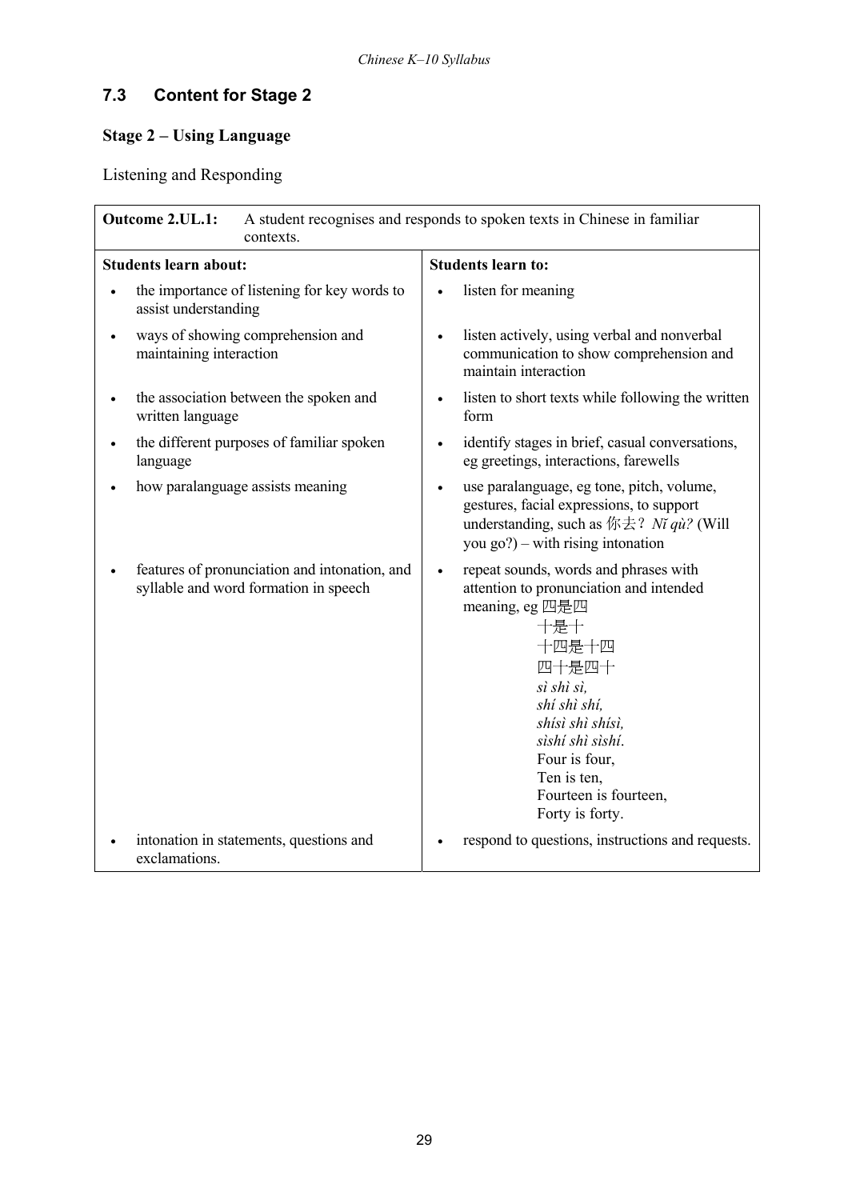## 7.3 Content for Stage 2

### Stage 2 – Using Language

Listening and Responding

| **Outcome 2.UL.1:** A student recognises and responds to spoken texts in Chinese in familiar contexts. | |
|---|---|
| **Students learn about:** | **Students learn to:** |
| • the importance of listening for key words to assist understanding | • listen for meaning |
| • ways of showing comprehension and maintaining interaction | • listen actively, using verbal and nonverbal communication to show comprehension and maintain interaction |
| • the association between the spoken and written language | • listen to short texts while following the written form |
| • the different purposes of familiar spoken language | • identify stages in brief, casual conversations, eg greetings, interactions, farewells |
| • how paralanguage assists meaning | • use paralanguage, eg tone, pitch, volume, gestures, facial expressions, to support understanding, such as 你去？*Nǐ qù?* (Will you go?) – with rising intonation |
| • features of pronunciation and intonation, and syllable and word formation in speech | • repeat sounds, words and phrases with attention to pronunciation and intended meaning, eg 四是四<br>十是十<br>十四是十四<br>四十是四十<br>*sì shì sì,*<br>*shí shì shí,*<br>*shísì shì shísì,*<br>*sìshí shì sìshí*.<br>Four is four,<br>Ten is ten,<br>Fourteen is fourteen,<br>Forty is forty. |
| • intonation in statements, questions and exclamations. | • respond to questions, instructions and requests. |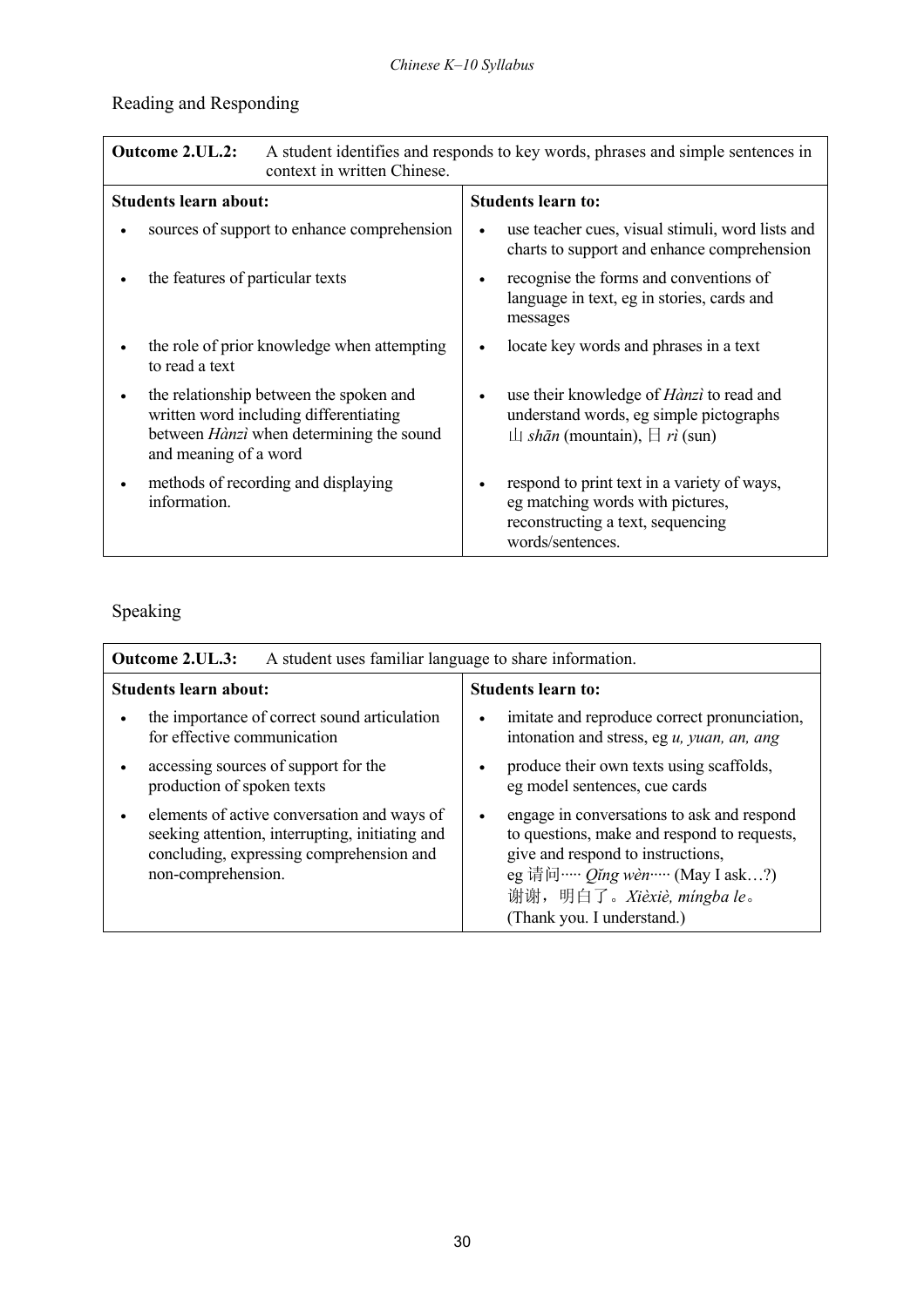## Reading and Responding

| **Outcome 2.UL.2:** A student identifies and responds to key words, phrases and simple sentences in context in written Chinese. | |
|---|---|
| **Students learn about:** | **Students learn to:** |
| • sources of support to enhance comprehension | • use teacher cues, visual stimuli, word lists and charts to support and enhance comprehension |
| • the features of particular texts | • recognise the forms and conventions of language in text, eg in stories, cards and messages |
| • the role of prior knowledge when attempting to read a text | • locate key words and phrases in a text |
| • the relationship between the spoken and written word including differentiating between *Hànzì* when determining the sound and meaning of a word | • use their knowledge of *Hànzì* to read and understand words, eg simple pictographs 山 *shān* (mountain), 日 *rì* (sun) |
| • methods of recording and displaying information. | • respond to print text in a variety of ways, eg matching words with pictures, reconstructing a text, sequencing words/sentences. |

## Speaking

| **Outcome 2.UL.3:** A student uses familiar language to share information. | |
|---|---|
| **Students learn about:** | **Students learn to:** |
| • the importance of correct sound articulation for effective communication | • imitate and reproduce correct pronunciation, intonation and stress, eg *u, yuan, an, ang* |
| • accessing sources of support for the production of spoken texts | • produce their own texts using scaffolds, eg model sentences, cue cards |
| • elements of active conversation and ways of seeking attention, interrupting, initiating and concluding, expressing comprehension and non-comprehension. | • engage in conversations to ask and respond to questions, make and respond to requests, give and respond to instructions, eg 请问…… *Qǐng wèn*…… (May I ask…?) 谢谢，明白了。*Xièxiè, míngba le*。(Thank you. I understand.) |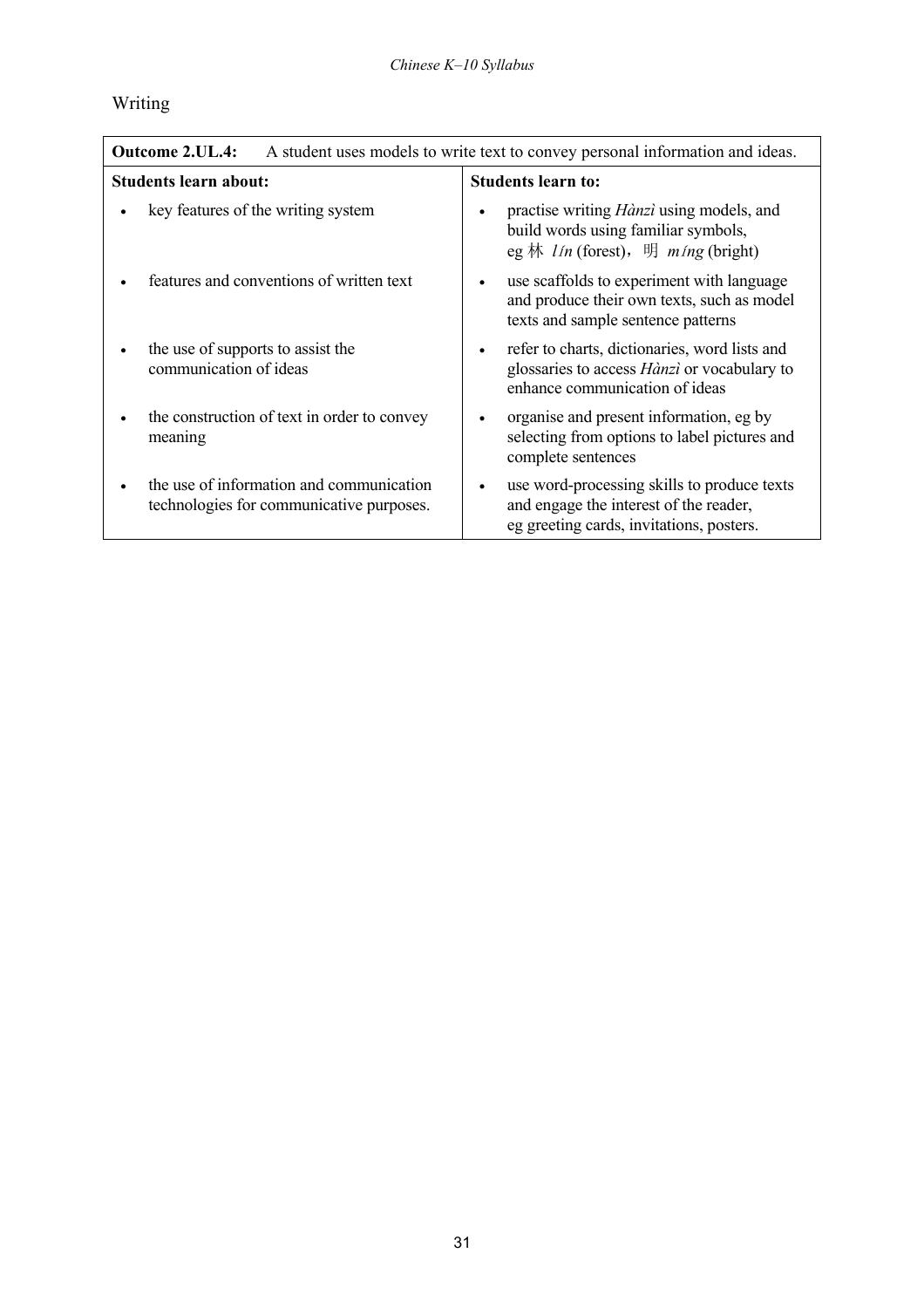## Writing

| **Outcome 2.UL.4:** A student uses models to write text to convey personal information and ideas. | |
|---|---|
| **Students learn about:** | **Students learn to:** |
| • key features of the writing system | • practise writing *Hànzì* using models, and build words using familiar symbols, eg 林 *lín* (forest)，明 *míng* (bright) |
| • features and conventions of written text | • use scaffolds to experiment with language and produce their own texts, such as model texts and sample sentence patterns |
| • the use of supports to assist the communication of ideas | • refer to charts, dictionaries, word lists and glossaries to access *Hànzì* or vocabulary to enhance communication of ideas |
| • the construction of text in order to convey meaning | • organise and present information, eg by selecting from options to label pictures and complete sentences |
| • the use of information and communication technologies for communicative purposes. | • use word-processing skills to produce texts and engage the interest of the reader, eg greeting cards, invitations, posters. |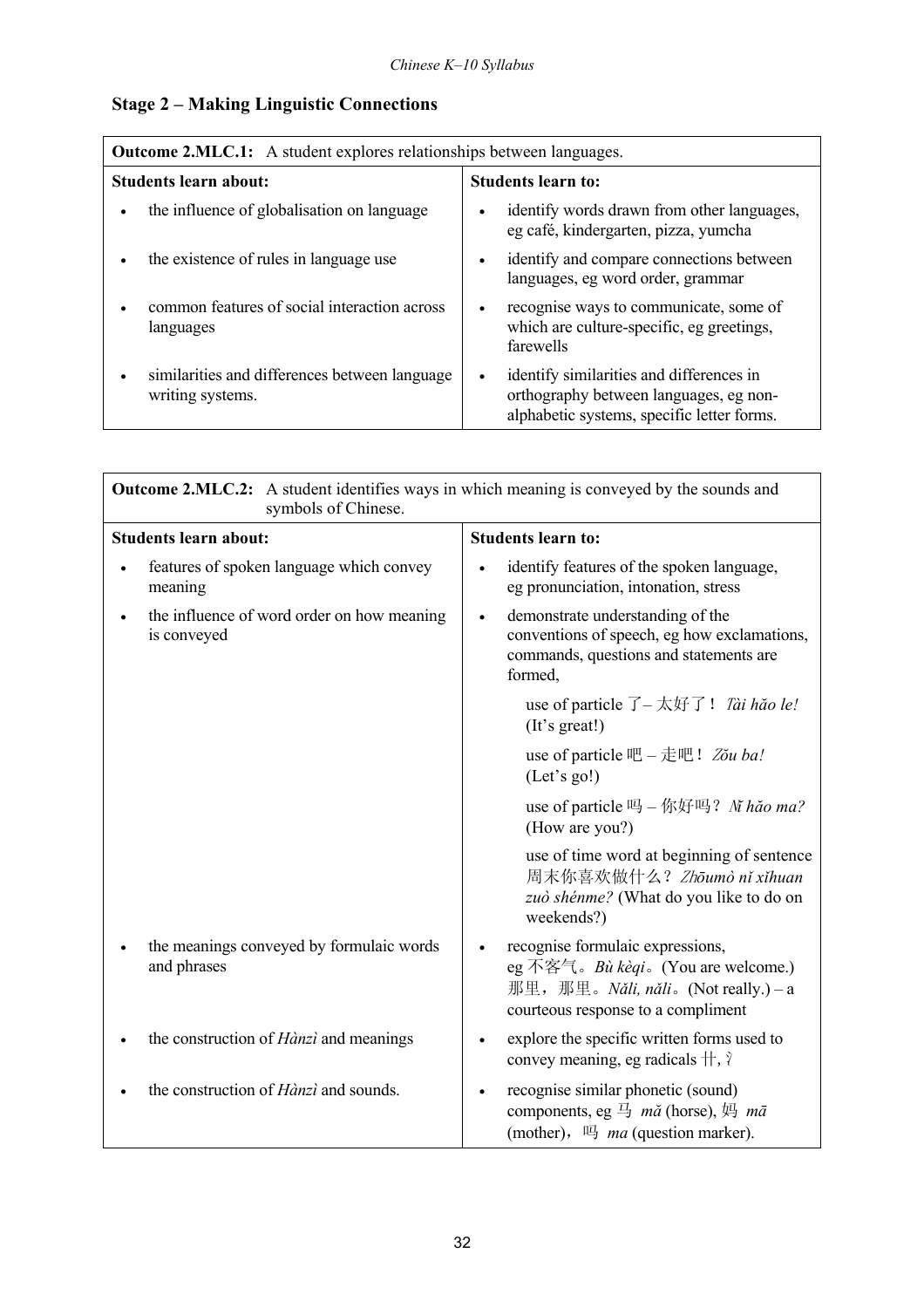## Stage 2 – Making Linguistic Connections

| **Outcome 2.MLC.1:** A student explores relationships between languages. | |
|---|---|
| **Students learn about:** | **Students learn to:** |
| • the influence of globalisation on language | • identify words drawn from other languages, eg café, kindergarten, pizza, yumcha |
| • the existence of rules in language use | • identify and compare connections between languages, eg word order, grammar |
| • common features of social interaction across languages | • recognise ways to communicate, some of which are culture-specific, eg greetings, farewells |
| • similarities and differences between language writing systems. | • identify similarities and differences in orthography between languages, eg non-alphabetic systems, specific letter forms. |

| **Outcome 2.MLC.2:** A student identifies ways in which meaning is conveyed by the sounds and symbols of Chinese. | |
|---|---|
| **Students learn about:** | **Students learn to:** |
| • features of spoken language which convey meaning | • identify features of the spoken language, eg pronunciation, intonation, stress |
| • the influence of word order on how meaning is conveyed | • demonstrate understanding of the conventions of speech, eg how exclamations, commands, questions and statements are formed, |
| | use of particle 了 – 太好了！ *Tài hǎo le!* (It's great!) |
| | use of particle 吧 – 走吧！ *Zǒu ba!* (Let's go!) |
| | use of particle 吗 – 你好吗？ *Nǐ hǎo ma?* (How are you?) |
| | use of time word at beginning of sentence 周末你喜欢做什么？ *Zhōumò nǐ xǐhuan zuò shénme?* (What do you like to do on weekends?) |
| • the meanings conveyed by formulaic words and phrases | • recognise formulaic expressions, eg 不客气。*Bù kèqi*。(You are welcome.) 那里，那里。*Nǎli, nǎli*。(Not really.) – a courteous response to a compliment |
| • the construction of *Hànzì* and meanings | • explore the specific written forms used to convey meaning, eg radicals 艹, 氵 |
| • the construction of *Hànzì* and sounds. | • recognise similar phonetic (sound) components, eg 马 *mǎ* (horse), 妈 *mā* (mother)，吗 *ma* (question marker). |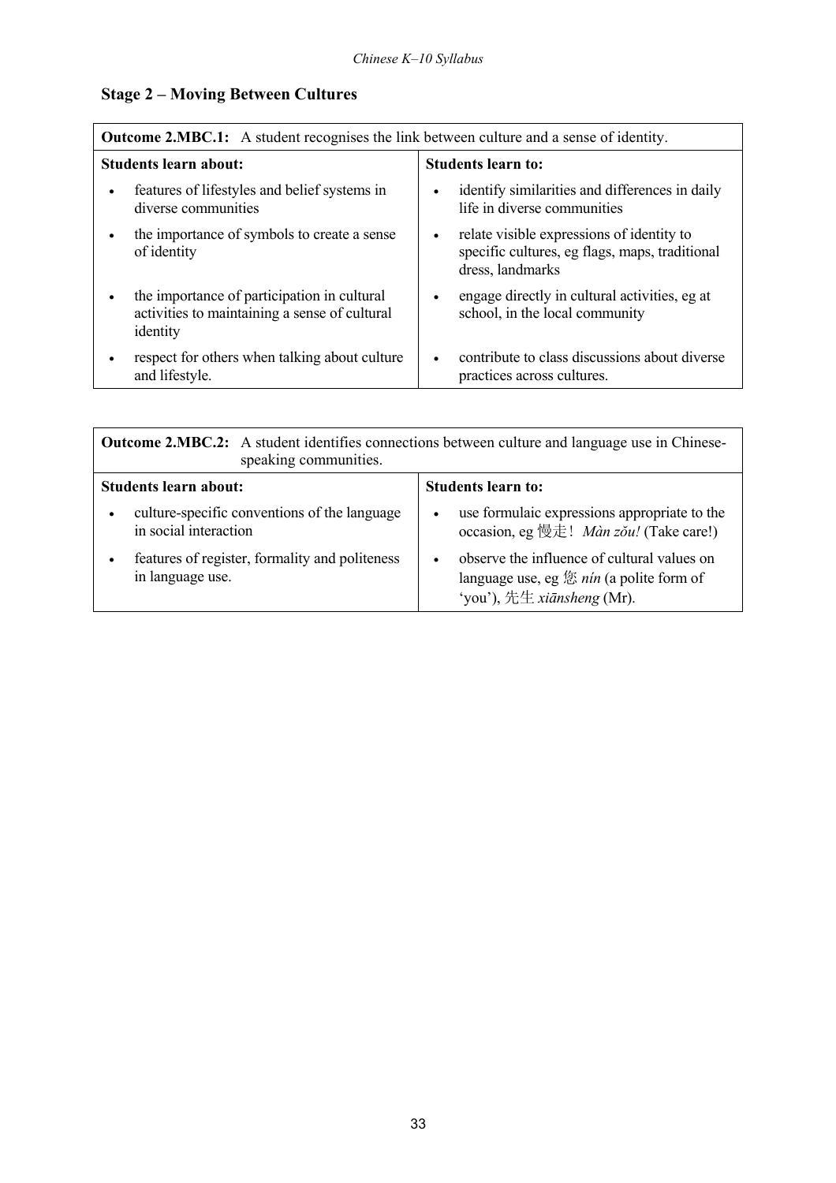## Stage 2 – Moving Between Cultures

| **Outcome 2.MBC.1:** A student recognises the link between culture and a sense of identity. | |
|---|---|
| **Students learn about:** | **Students learn to:** |
| • features of lifestyles and belief systems in diverse communities | • identify similarities and differences in daily life in diverse communities |
| • the importance of symbols to create a sense of identity | • relate visible expressions of identity to specific cultures, eg flags, maps, traditional dress, landmarks |
| • the importance of participation in cultural activities to maintaining a sense of cultural identity | • engage directly in cultural activities, eg at school, in the local community |
| • respect for others when talking about culture and lifestyle. | • contribute to class discussions about diverse practices across cultures. |

| **Outcome 2.MBC.2:** A student identifies connections between culture and language use in Chinese-speaking communities. | |
|---|---|
| **Students learn about:** | **Students learn to:** |
| • culture-specific conventions of the language in social interaction | • use formulaic expressions appropriate to the occasion, eg 慢走！*Màn zǒu!* (Take care!) |
| • features of register, formality and politeness in language use. | • observe the influence of cultural values on language use, eg 您 *nín* (a polite form of 'you'), 先生 *xiānsheng* (Mr). |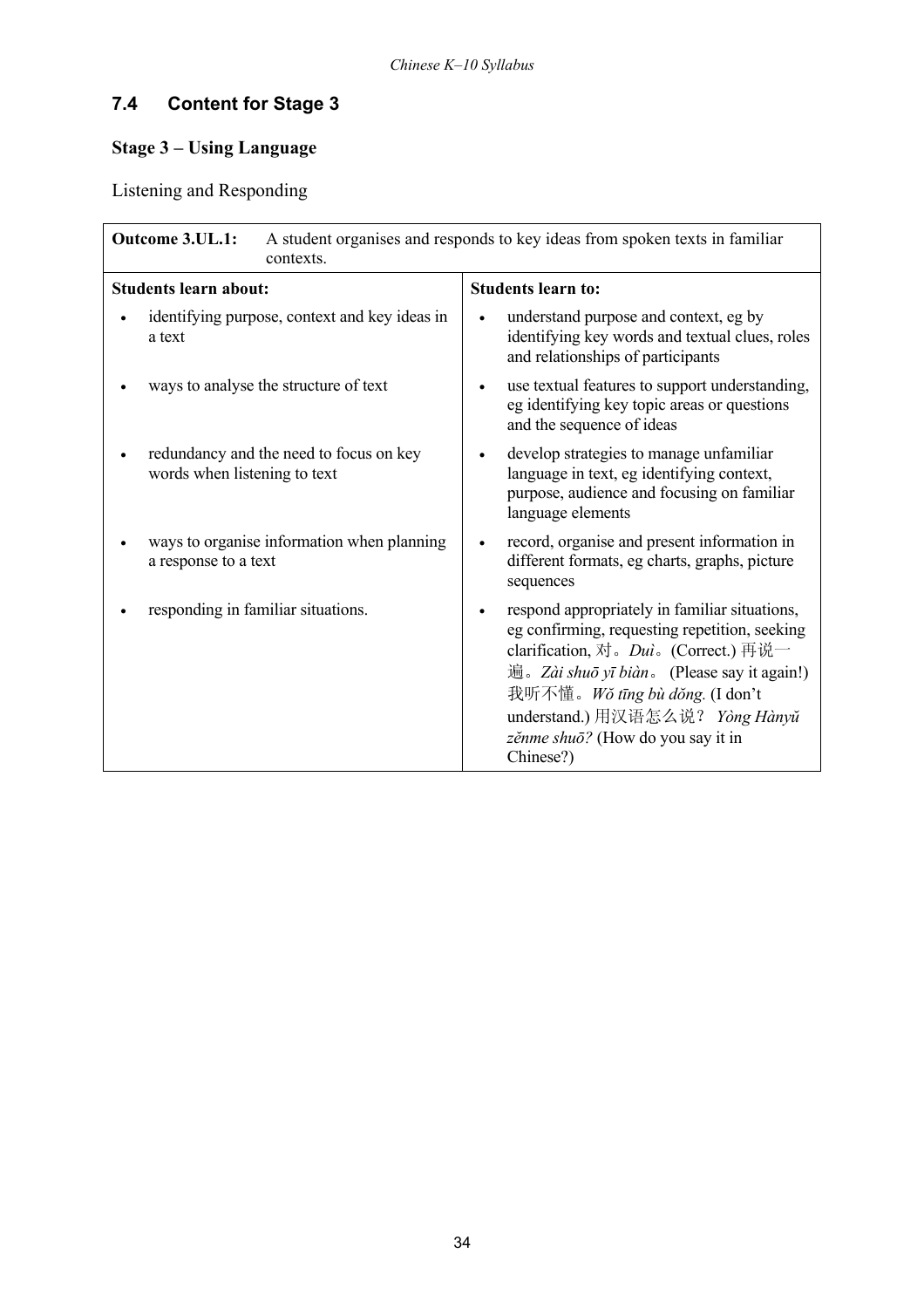## 7.4 Content for Stage 3

### Stage 3 – Using Language

Listening and Responding

| **Outcome 3.UL.1:** A student organises and responds to key ideas from spoken texts in familiar contexts. | |
|---|---|
| **Students learn about:** | **Students learn to:** |
| • identifying purpose, context and key ideas in a text | • understand purpose and context, eg by identifying key words and textual clues, roles and relationships of participants |
| • ways to analyse the structure of text | • use textual features to support understanding, eg identifying key topic areas or questions and the sequence of ideas |
| • redundancy and the need to focus on key words when listening to text | • develop strategies to manage unfamiliar language in text, eg identifying context, purpose, audience and focusing on familiar language elements |
| • ways to organise information when planning a response to a text | • record, organise and present information in different formats, eg charts, graphs, picture sequences |
| • responding in familiar situations. | • respond appropriately in familiar situations, eg confirming, requesting repetition, seeking clarification, 对。*Duì*。(Correct.) 再说一遍。*Zài shuō yī biàn*。 (Please say it again!) 我听不懂。*Wǒ tīng bù dǒng.* (I don't understand.) 用汉语怎么说？ *Yòng Hànyǔ zěnme shuō?* (How do you say it in Chinese?) |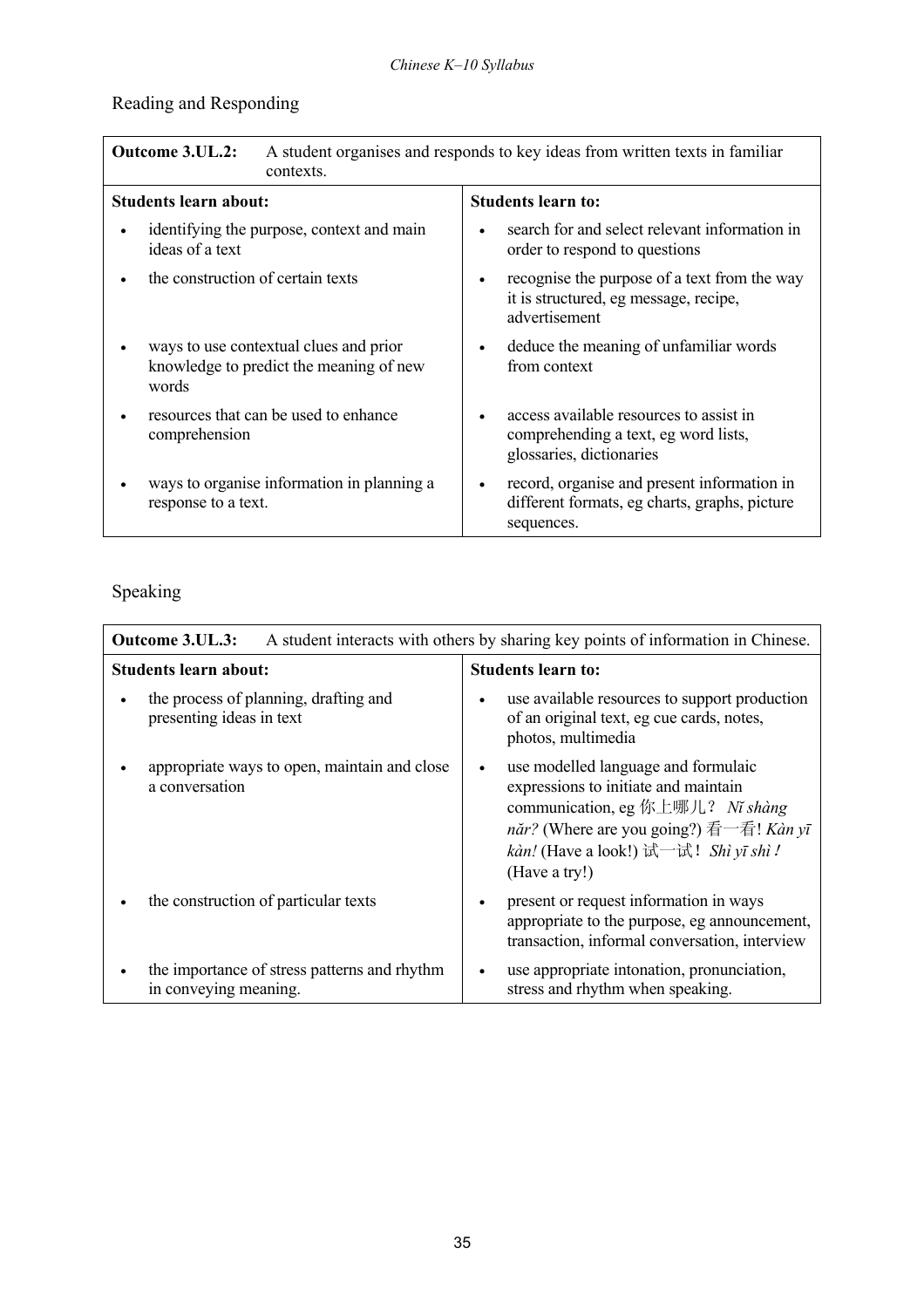## Reading and Responding

| **Outcome 3.UL.2:** A student organises and responds to key ideas from written texts in familiar contexts. | |
|---|---|
| **Students learn about:** | **Students learn to:** |
| • identifying the purpose, context and main ideas of a text | • search for and select relevant information in order to respond to questions |
| • the construction of certain texts | • recognise the purpose of a text from the way it is structured, eg message, recipe, advertisement |
| • ways to use contextual clues and prior knowledge to predict the meaning of new words | • deduce the meaning of unfamiliar words from context |
| • resources that can be used to enhance comprehension | • access available resources to assist in comprehending a text, eg word lists, glossaries, dictionaries |
| • ways to organise information in planning a response to a text. | • record, organise and present information in different formats, eg charts, graphs, picture sequences. |

## Speaking

| **Outcome 3.UL.3:** A student interacts with others by sharing key points of information in Chinese. | |
|---|---|
| **Students learn about:** | **Students learn to:** |
| • the process of planning, drafting and presenting ideas in text | • use available resources to support production of an original text, eg cue cards, notes, photos, multimedia |
| • appropriate ways to open, maintain and close a conversation | • use modelled language and formulaic expressions to initiate and maintain communication, eg 你上哪儿？ *Nǐ shàng nǎr?* (Where are you going?) 看一看! *Kàn yī kàn!* (Have a look!) 试一试！ *Shì yī shì !* (Have a try!) |
| • the construction of particular texts | • present or request information in ways appropriate to the purpose, eg announcement, transaction, informal conversation, interview |
| • the importance of stress patterns and rhythm in conveying meaning. | • use appropriate intonation, pronunciation, stress and rhythm when speaking. |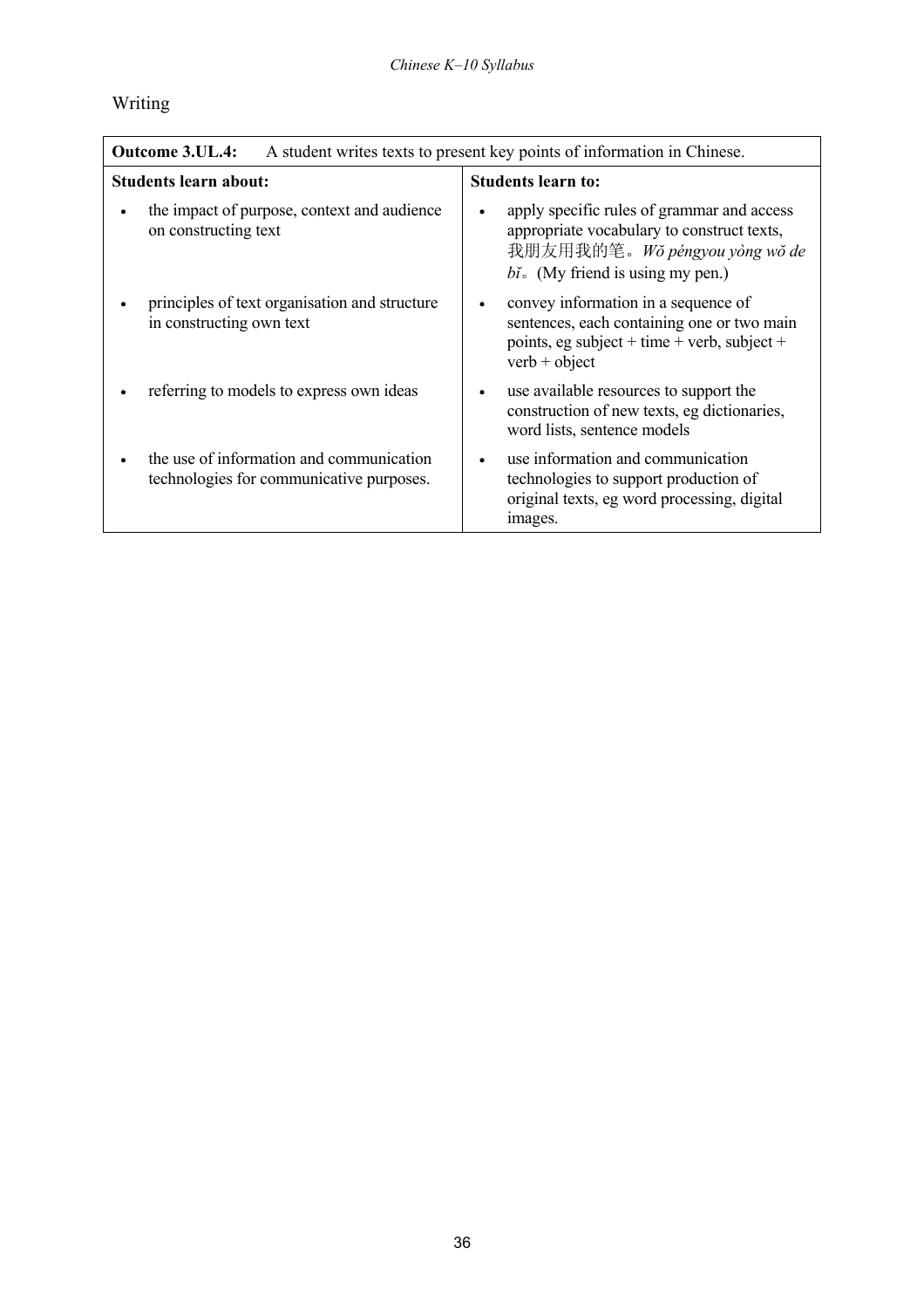Writing

| **Outcome 3.UL.4:** A student writes texts to present key points of information in Chinese. | |
|---|---|
| **Students learn about:** | **Students learn to:** |
| • the impact of purpose, context and audience on constructing text | • apply specific rules of grammar and access appropriate vocabulary to construct texts, 我朋友用我的笔。*Wǒ péngyou yòng wǒ de bǐ*。(My friend is using my pen.) |
| • principles of text organisation and structure in constructing own text | • convey information in a sequence of sentences, each containing one or two main points, eg subject + time + verb, subject + verb + object |
| • referring to models to express own ideas | • use available resources to support the construction of new texts, eg dictionaries, word lists, sentence models |
| • the use of information and communication technologies for communicative purposes. | • use information and communication technologies to support production of original texts, eg word processing, digital images. |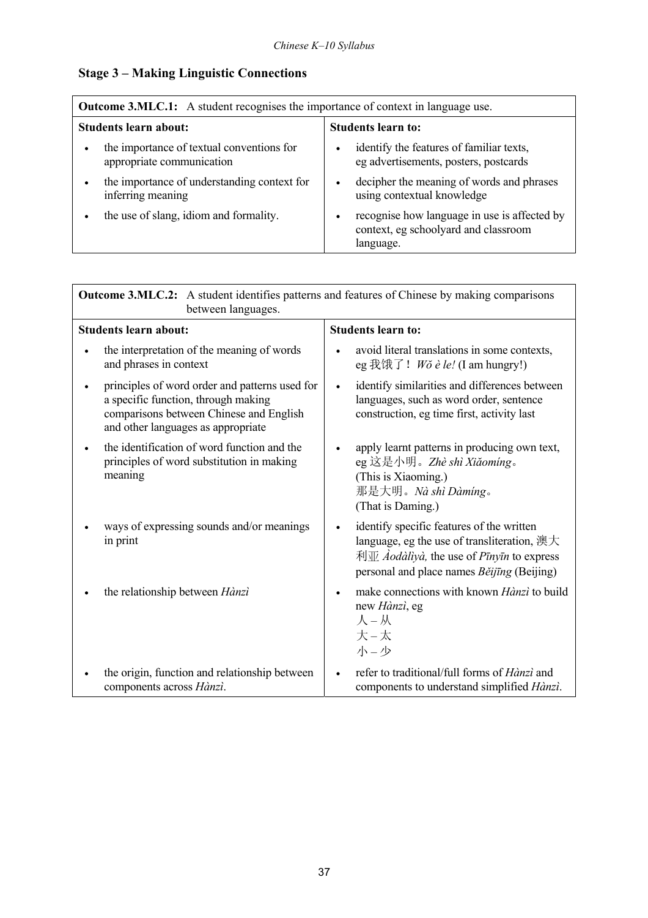## Stage 3 – Making Linguistic Connections

| **Outcome 3.MLC.1:** A student recognises the importance of context in language use. | |
|---|---|
| **Students learn about:** | **Students learn to:** |
| • the importance of textual conventions for appropriate communication | • identify the features of familiar texts, eg advertisements, posters, postcards |
| • the importance of understanding context for inferring meaning | • decipher the meaning of words and phrases using contextual knowledge |
| • the use of slang, idiom and formality. | • recognise how language in use is affected by context, eg schoolyard and classroom language. |

| **Outcome 3.MLC.2:** A student identifies patterns and features of Chinese by making comparisons between languages. | |
|---|---|
| **Students learn about:** | **Students learn to:** |
| • the interpretation of the meaning of words and phrases in context | • avoid literal translations in some contexts, eg 我饿了！ *Wǒ è le!* (I am hungry!) |
| • principles of word order and patterns used for a specific function, through making comparisons between Chinese and English and other languages as appropriate | • identify similarities and differences between languages, such as word order, sentence construction, eg time first, activity last |
| • the identification of word function and the principles of word substitution in making meaning | • apply learnt patterns in producing own text, eg 这是小明。*Zhè shì Xiǎomíng*。 (This is Xiaoming.) 那是大明。*Nà shì Dàmíng*。 (That is Daming.) |
| • ways of expressing sounds and/or meanings in print | • identify specific features of the written language, eg the use of transliteration, 澳大利亚 *Àodàlìyà,* the use of *Pīnyīn* to express personal and place names *Běijīng* (Beijing) |
| • the relationship between *Hànzì* | • make connections with known *Hànzì* to build new *Hànzì*, eg 人 – 从 大 – 太 小 – 少 |
| • the origin, function and relationship between components across *Hànzì*. | • refer to traditional/full forms of *Hànzì* and components to understand simplified *Hànzì*. |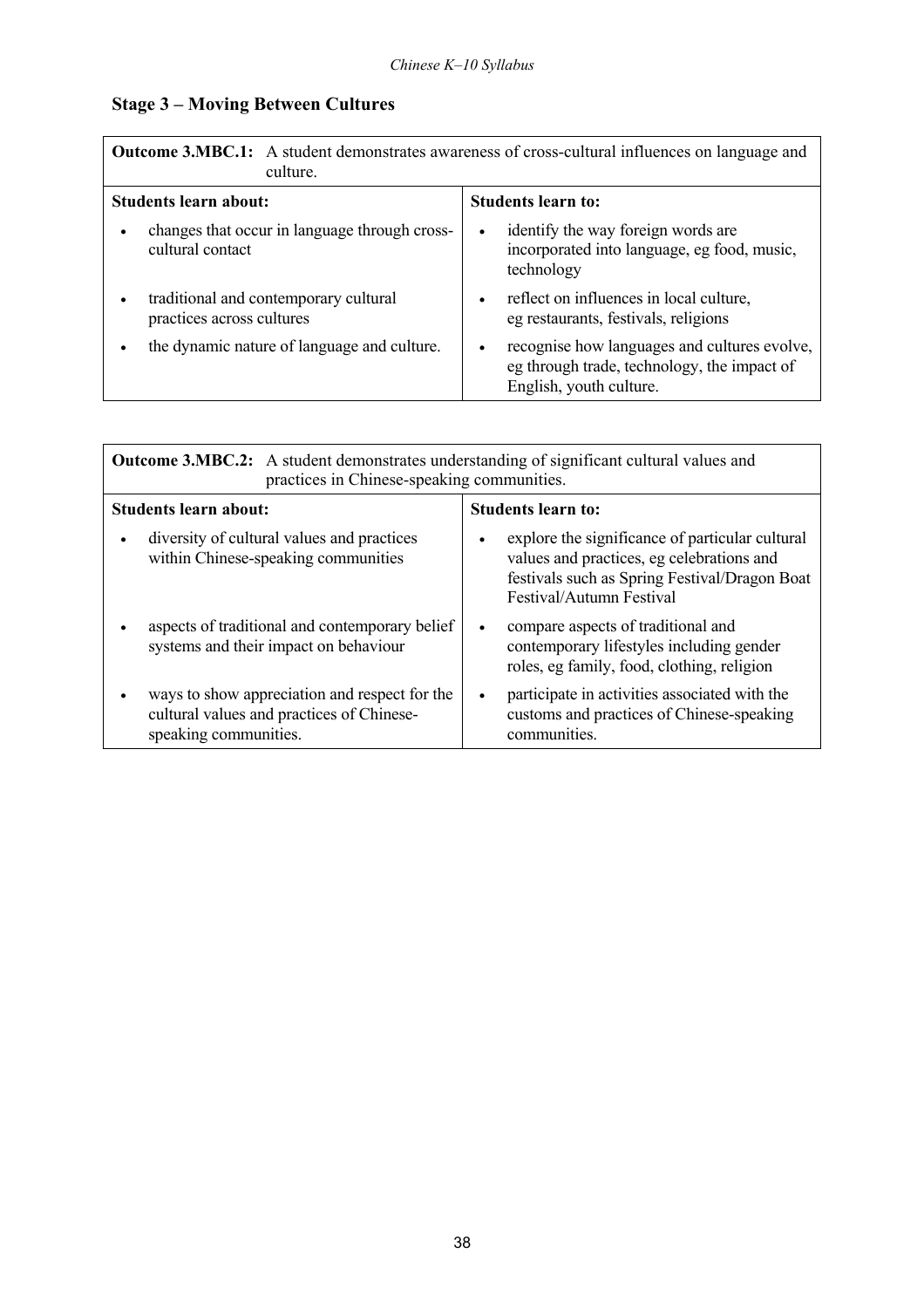## Stage 3 – Moving Between Cultures

| **Outcome 3.MBC.1:** A student demonstrates awareness of cross-cultural influences on language and culture. | |
|---|---|
| **Students learn about:** | **Students learn to:** |
| • changes that occur in language through cross-cultural contact | • identify the way foreign words are incorporated into language, eg food, music, technology |
| • traditional and contemporary cultural practices across cultures | • reflect on influences in local culture, eg restaurants, festivals, religions |
| • the dynamic nature of language and culture. | • recognise how languages and cultures evolve, eg through trade, technology, the impact of English, youth culture. |

| **Outcome 3.MBC.2:** A student demonstrates understanding of significant cultural values and practices in Chinese-speaking communities. | |
|---|---|
| **Students learn about:** | **Students learn to:** |
| • diversity of cultural values and practices within Chinese-speaking communities | • explore the significance of particular cultural values and practices, eg celebrations and festivals such as Spring Festival/Dragon Boat Festival/Autumn Festival |
| • aspects of traditional and contemporary belief systems and their impact on behaviour | • compare aspects of traditional and contemporary lifestyles including gender roles, eg family, food, clothing, religion |
| • ways to show appreciation and respect for the cultural values and practices of Chinese-speaking communities. | • participate in activities associated with the customs and practices of Chinese-speaking communities. |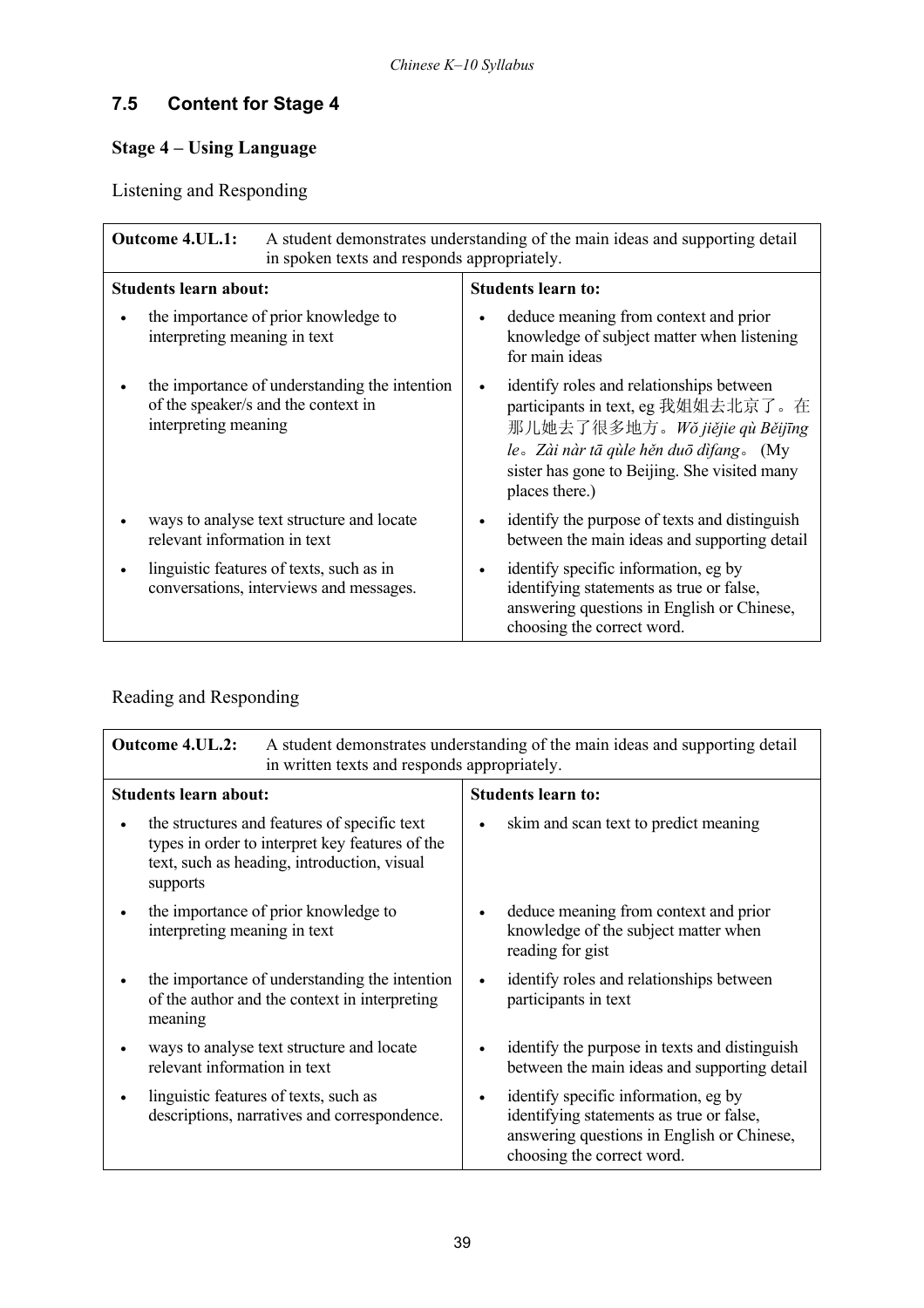## 7.5 Content for Stage 4

### Stage 4 – Using Language

Listening and Responding

| **Outcome 4.UL.1:** A student demonstrates understanding of the main ideas and supporting detail in spoken texts and responds appropriately. | |
|---|---|
| **Students learn about:** | **Students learn to:** |
| • the importance of prior knowledge to interpreting meaning in text | • deduce meaning from context and prior knowledge of subject matter when listening for main ideas |
| • the importance of understanding the intention of the speaker/s and the context in interpreting meaning | • identify roles and relationships between participants in text, eg 我姐姐去北京了。在那儿她去了很多地方。*Wǒ jiějie qù Běijīng le*。*Zài nàr tā qùle hěn duō dìfang*。 (My sister has gone to Beijing. She visited many places there.) |
| • ways to analyse text structure and locate relevant information in text | • identify the purpose of texts and distinguish between the main ideas and supporting detail |
| • linguistic features of texts, such as in conversations, interviews and messages. | • identify specific information, eg by identifying statements as true or false, answering questions in English or Chinese, choosing the correct word. |

Reading and Responding

| **Outcome 4.UL.2:** A student demonstrates understanding of the main ideas and supporting detail in written texts and responds appropriately. | |
|---|---|
| **Students learn about:** | **Students learn to:** |
| • the structures and features of specific text types in order to interpret key features of the text, such as heading, introduction, visual supports | • skim and scan text to predict meaning |
| • the importance of prior knowledge to interpreting meaning in text | • deduce meaning from context and prior knowledge of the subject matter when reading for gist |
| • the importance of understanding the intention of the author and the context in interpreting meaning | • identify roles and relationships between participants in text |
| • ways to analyse text structure and locate relevant information in text | • identify the purpose in texts and distinguish between the main ideas and supporting detail |
| • linguistic features of texts, such as descriptions, narratives and correspondence. | • identify specific information, eg by identifying statements as true or false, answering questions in English or Chinese, choosing the correct word. |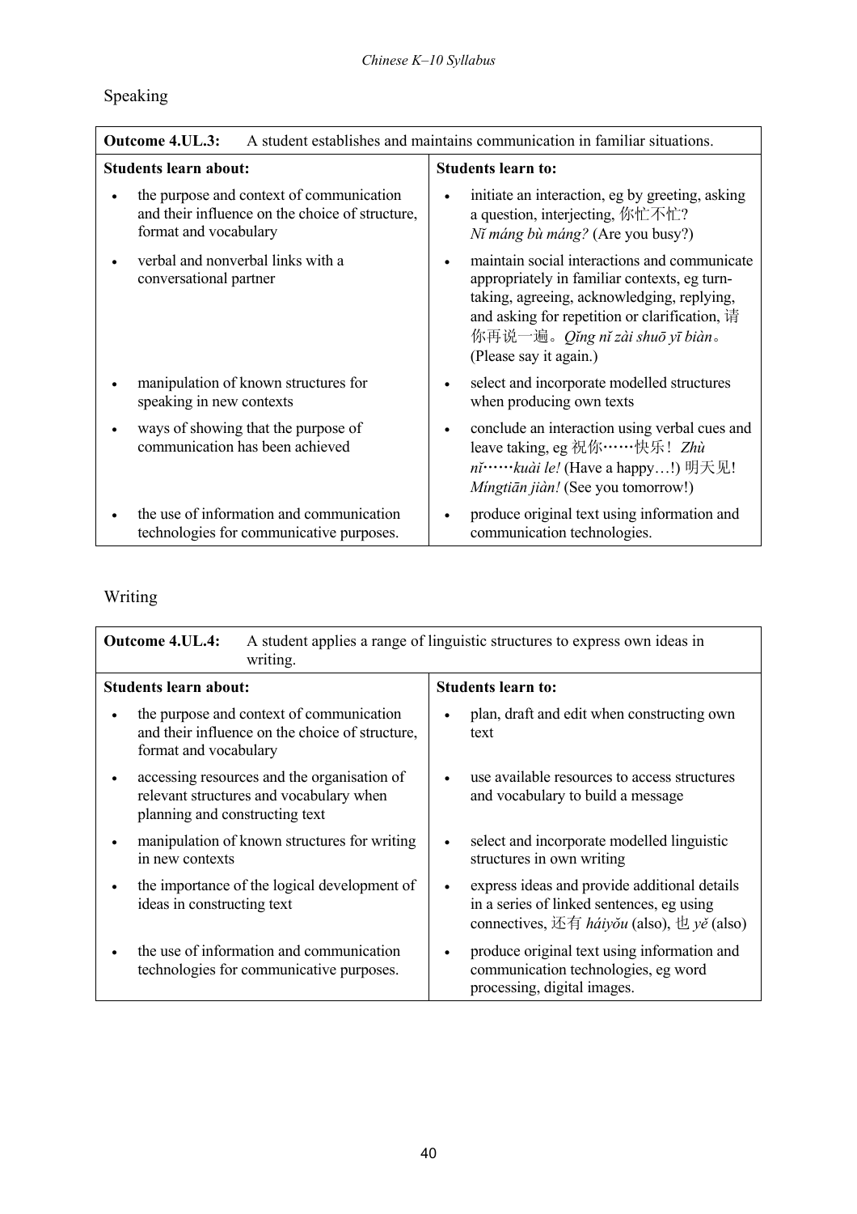## Speaking

| **Outcome 4.UL.3:** A student establishes and maintains communication in familiar situations. | |
|---|---|
| **Students learn about:** | **Students learn to:** |
| • the purpose and context of communication and their influence on the choice of structure, format and vocabulary | • initiate an interaction, eg by greeting, asking a question, interjecting, 你忙不忙? *Nǐ máng bù máng?* (Are you busy?) |
| • verbal and nonverbal links with a conversational partner | • maintain social interactions and communicate appropriately in familiar contexts, eg turn-taking, agreeing, acknowledging, replying, and asking for repetition or clarification, 请你再说一遍。*Qǐng nǐ zài shuō yī biàn*。(Please say it again.) |
| • manipulation of known structures for speaking in new contexts | • select and incorporate modelled structures when producing own texts |
| • ways of showing that the purpose of communication has been achieved | • conclude an interaction using verbal cues and leave taking, eg 祝你……快乐！ *Zhù nǐ……kuài le!* (Have a happy…!) 明天见! *Míngtiān jiàn!* (See you tomorrow!) |
| • the use of information and communication technologies for communicative purposes. | • produce original text using information and communication technologies. |

## Writing

| **Outcome 4.UL.4:** A student applies a range of linguistic structures to express own ideas in writing. | |
|---|---|
| **Students learn about:** | **Students learn to:** |
| • the purpose and context of communication and their influence on the choice of structure, format and vocabulary | • plan, draft and edit when constructing own text |
| • accessing resources and the organisation of relevant structures and vocabulary when planning and constructing text | • use available resources to access structures and vocabulary to build a message |
| • manipulation of known structures for writing in new contexts | • select and incorporate modelled linguistic structures in own writing |
| • the importance of the logical development of ideas in constructing text | • express ideas and provide additional details in a series of linked sentences, eg using connectives, 还有 *háiyǒu* (also), 也 *yě* (also) |
| • the use of information and communication technologies for communicative purposes. | • produce original text using information and communication technologies, eg word processing, digital images. |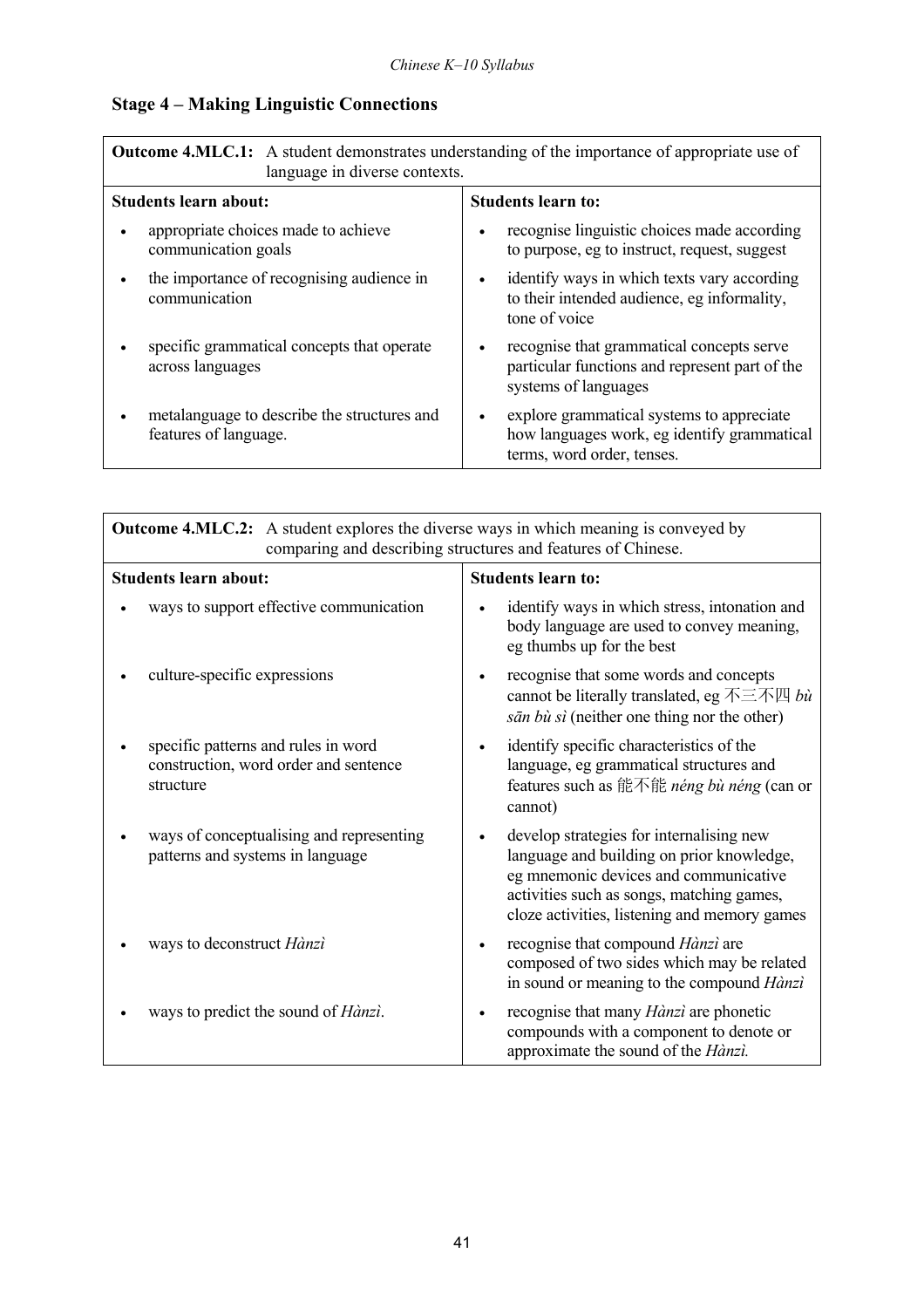## Stage 4 – Making Linguistic Connections

**Outcome 4.MLC.1:** A student demonstrates understanding of the importance of appropriate use of language in diverse contexts.

| Students learn about: | Students learn to: |
| --- | --- |
| • appropriate choices made to achieve communication goals | • recognise linguistic choices made according to purpose, eg to instruct, request, suggest |
| • the importance of recognising audience in communication | • identify ways in which texts vary according to their intended audience, eg informality, tone of voice |
| • specific grammatical concepts that operate across languages | • recognise that grammatical concepts serve particular functions and represent part of the systems of languages |
| • metalanguage to describe the structures and features of language. | • explore grammatical systems to appreciate how languages work, eg identify grammatical terms, word order, tenses. |

**Outcome 4.MLC.2:** A student explores the diverse ways in which meaning is conveyed by comparing and describing structures and features of Chinese.

| Students learn about: | Students learn to: |
| --- | --- |
| • ways to support effective communication | • identify ways in which stress, intonation and body language are used to convey meaning, eg thumbs up for the best |
| • culture-specific expressions | • recognise that some words and concepts cannot be literally translated, eg 不三不四 *bù sān bù sì* (neither one thing nor the other) |
| • specific patterns and rules in word construction, word order and sentence structure | • identify specific characteristics of the language, eg grammatical structures and features such as 能不能 *néng bù néng* (can or cannot) |
| • ways of conceptualising and representing patterns and systems in language | • develop strategies for internalising new language and building on prior knowledge, eg mnemonic devices and communicative activities such as songs, matching games, cloze activities, listening and memory games |
| • ways to deconstruct *Hànzì* | • recognise that compound *Hànzì* are composed of two sides which may be related in sound or meaning to the compound *Hànzì* |
| • ways to predict the sound of *Hànzì*. | • recognise that many *Hànzì* are phonetic compounds with a component to denote or approximate the sound of the *Hànzì.* |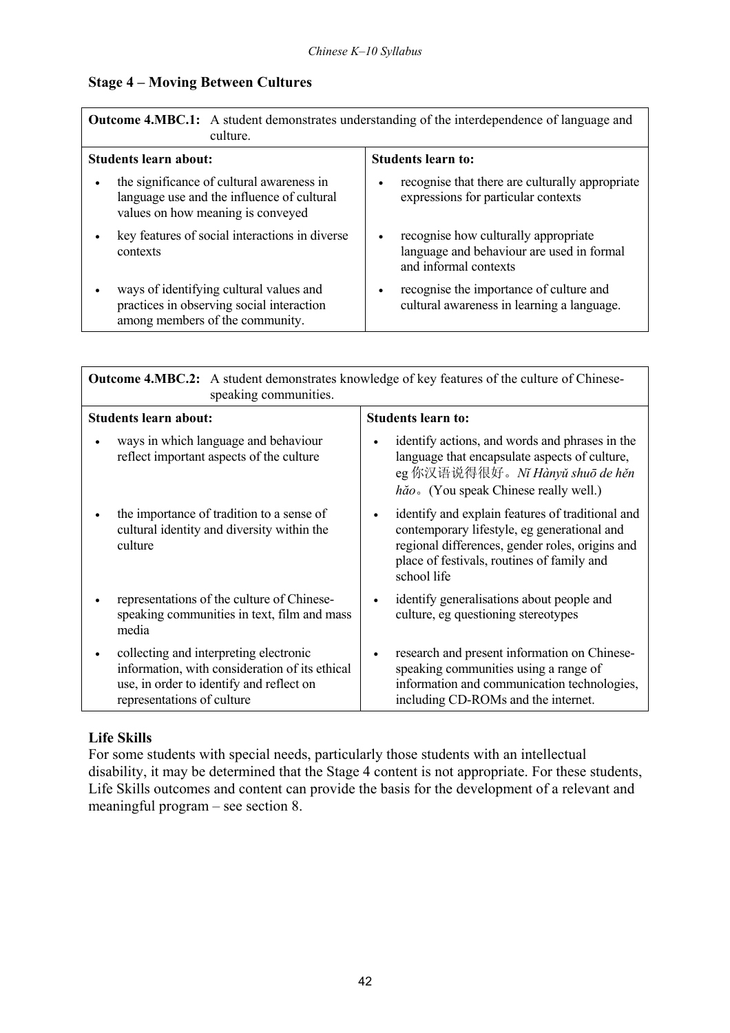## Stage 4 – Moving Between Cultures

| **Outcome 4.MBC.1:** A student demonstrates understanding of the interdependence of language and culture. | |
|---|---|
| **Students learn about:** | **Students learn to:** |
| • the significance of cultural awareness in language use and the influence of cultural values on how meaning is conveyed | • recognise that there are culturally appropriate expressions for particular contexts |
| • key features of social interactions in diverse contexts | • recognise how culturally appropriate language and behaviour are used in formal and informal contexts |
| • ways of identifying cultural values and practices in observing social interaction among members of the community. | • recognise the importance of culture and cultural awareness in learning a language. |

| **Outcome 4.MBC.2:** A student demonstrates knowledge of key features of the culture of Chinese-speaking communities. | |
|---|---|
| **Students learn about:** | **Students learn to:** |
| • ways in which language and behaviour reflect important aspects of the culture | • identify actions, and words and phrases in the language that encapsulate aspects of culture, eg 你汉语说得很好。*Nǐ Hànyǔ shuō de hěn hǎo*。(You speak Chinese really well.) |
| • the importance of tradition to a sense of cultural identity and diversity within the culture | • identify and explain features of traditional and contemporary lifestyle, eg generational and regional differences, gender roles, origins and place of festivals, routines of family and school life |
| • representations of the culture of Chinese-speaking communities in text, film and mass media | • identify generalisations about people and culture, eg questioning stereotypes |
| • collecting and interpreting electronic information, with consideration of its ethical use, in order to identify and reflect on representations of culture | • research and present information on Chinese-speaking communities using a range of information and communication technologies, including CD-ROMs and the internet. |

### Life Skills

For some students with special needs, particularly those students with an intellectual disability, it may be determined that the Stage 4 content is not appropriate. For these students, Life Skills outcomes and content can provide the basis for the development of a relevant and meaningful program – see section 8.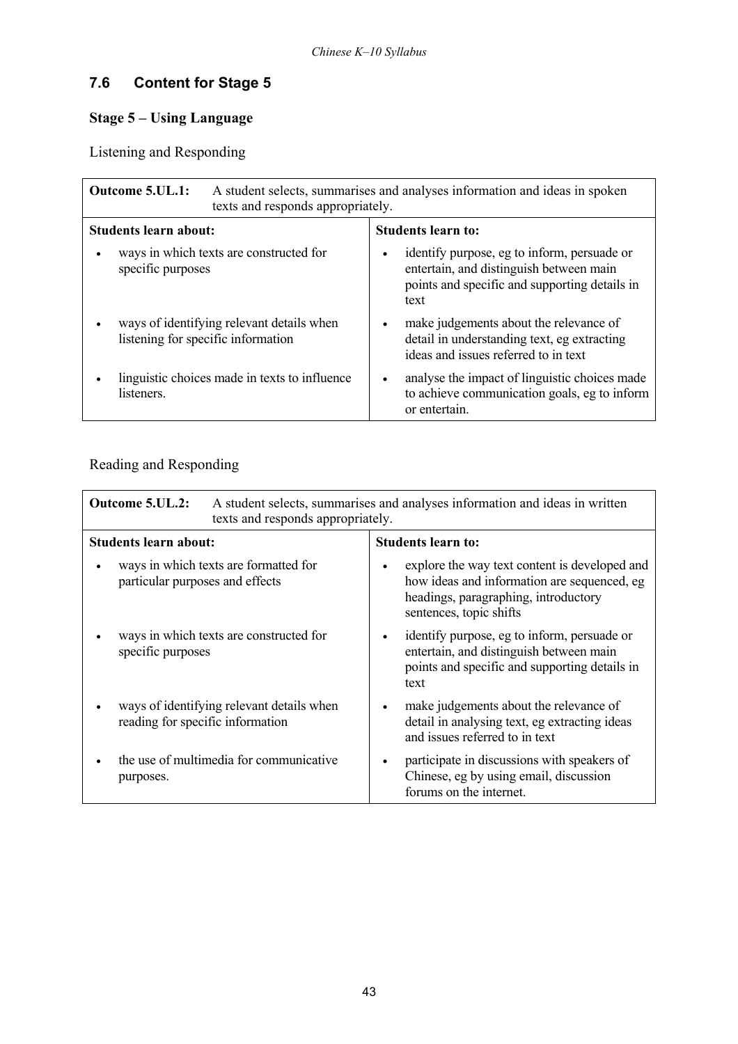## 7.6 Content for Stage 5

### Stage 5 – Using Language

Listening and Responding

| **Outcome 5.UL.1:** A student selects, summarises and analyses information and ideas in spoken texts and responds appropriately. | |
|---|---|
| **Students learn about:** | **Students learn to:** |
| • ways in which texts are constructed for specific purposes | • identify purpose, eg to inform, persuade or entertain, and distinguish between main points and specific and supporting details in text |
| • ways of identifying relevant details when listening for specific information | • make judgements about the relevance of detail in understanding text, eg extracting ideas and issues referred to in text |
| • linguistic choices made in texts to influence listeners. | • analyse the impact of linguistic choices made to achieve communication goals, eg to inform or entertain. |

Reading and Responding

| **Outcome 5.UL.2:** A student selects, summarises and analyses information and ideas in written texts and responds appropriately. | |
|---|---|
| **Students learn about:** | **Students learn to:** |
| • ways in which texts are formatted for particular purposes and effects | • explore the way text content is developed and how ideas and information are sequenced, eg headings, paragraphing, introductory sentences, topic shifts |
| • ways in which texts are constructed for specific purposes | • identify purpose, eg to inform, persuade or entertain, and distinguish between main points and specific and supporting details in text |
| • ways of identifying relevant details when reading for specific information | • make judgements about the relevance of detail in analysing text, eg extracting ideas and issues referred to in text |
| • the use of multimedia for communicative purposes. | • participate in discussions with speakers of Chinese, eg by using email, discussion forums on the internet. |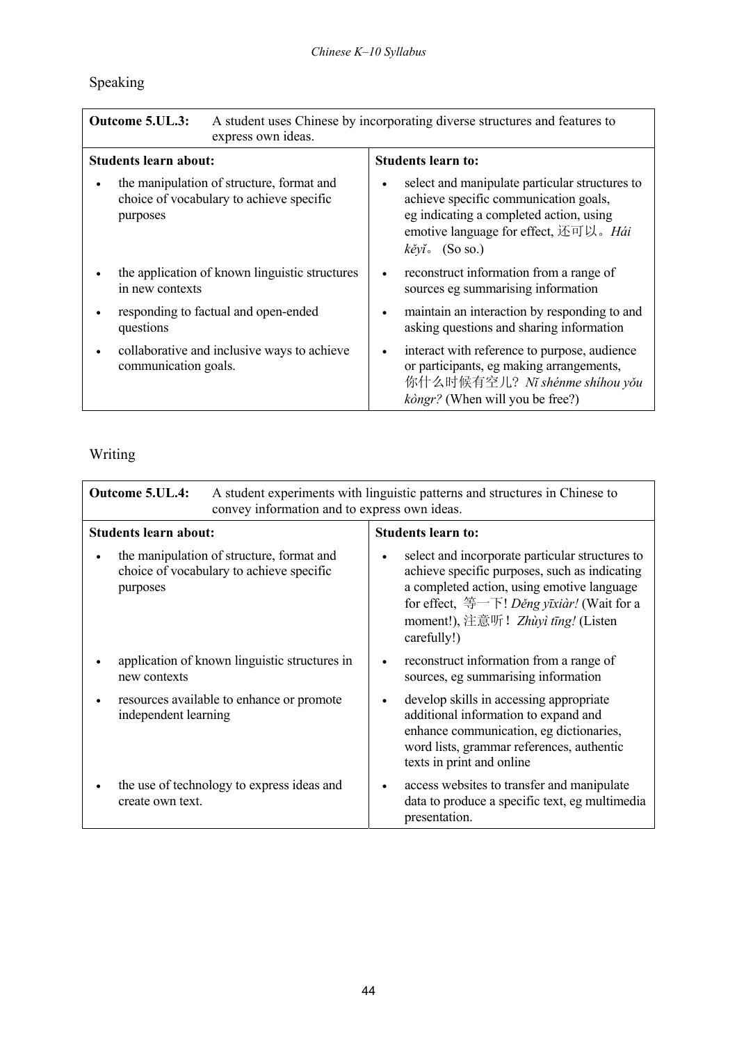## Speaking

| **Outcome 5.UL.3:** A student uses Chinese by incorporating diverse structures and features to express own ideas. | |
|---|---|
| **Students learn about:** | **Students learn to:** |
| • the manipulation of structure, format and choice of vocabulary to achieve specific purposes | • select and manipulate particular structures to achieve specific communication goals, eg indicating a completed action, using emotive language for effect, 还可以。*Hái kěyǐ*。 (So so.) |
| • the application of known linguistic structures in new contexts | • reconstruct information from a range of sources eg summarising information |
| • responding to factual and open-ended questions | • maintain an interaction by responding to and asking questions and sharing information |
| • collaborative and inclusive ways to achieve communication goals. | • interact with reference to purpose, audience or participants, eg making arrangements, 你什么时候有空儿? *Nǐ shénme shíhou yǒu kòngr?* (When will you be free?) |

## Writing

| **Outcome 5.UL.4:** A student experiments with linguistic patterns and structures in Chinese to convey information and to express own ideas. | |
|---|---|
| **Students learn about:** | **Students learn to:** |
| • the manipulation of structure, format and choice of vocabulary to achieve specific purposes | • select and incorporate particular structures to achieve specific purposes, such as indicating a completed action, using emotive language for effect, 等一下! *Děng yīxiàr!* (Wait for a moment!), 注意听! *Zhùyì tīng!* (Listen carefully!) |
| • application of known linguistic structures in new contexts | • reconstruct information from a range of sources, eg summarising information |
| • resources available to enhance or promote independent learning | • develop skills in accessing appropriate additional information to expand and enhance communication, eg dictionaries, word lists, grammar references, authentic texts in print and online |
| • the use of technology to express ideas and create own text. | • access websites to transfer and manipulate data to produce a specific text, eg multimedia presentation. |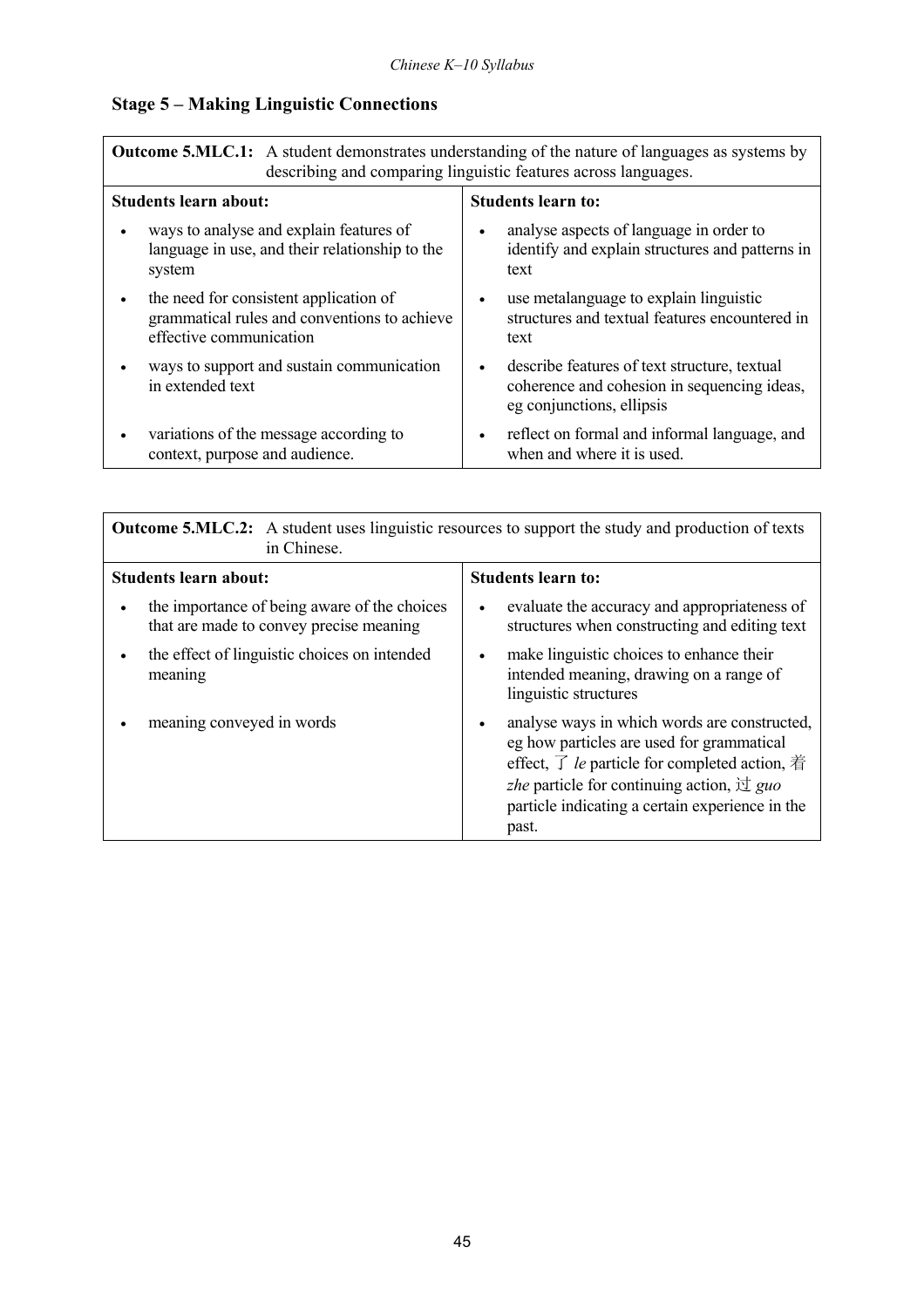## Stage 5 – Making Linguistic Connections

| **Outcome 5.MLC.1:** A student demonstrates understanding of the nature of languages as systems by describing and comparing linguistic features across languages. | |
|---|---|
| **Students learn about:** | **Students learn to:** |
| • ways to analyse and explain features of language in use, and their relationship to the system | • analyse aspects of language in order to identify and explain structures and patterns in text |
| • the need for consistent application of grammatical rules and conventions to achieve effective communication | • use metalanguage to explain linguistic structures and textual features encountered in text |
| • ways to support and sustain communication in extended text | • describe features of text structure, textual coherence and cohesion in sequencing ideas, eg conjunctions, ellipsis |
| • variations of the message according to context, purpose and audience. | • reflect on formal and informal language, and when and where it is used. |

| **Outcome 5.MLC.2:** A student uses linguistic resources to support the study and production of texts in Chinese. | |
|---|---|
| **Students learn about:** | **Students learn to:** |
| • the importance of being aware of the choices that are made to convey precise meaning | • evaluate the accuracy and appropriateness of structures when constructing and editing text |
| • the effect of linguistic choices on intended meaning | • make linguistic choices to enhance their intended meaning, drawing on a range of linguistic structures |
| • meaning conveyed in words | • analyse ways in which words are constructed, eg how particles are used for grammatical effect, 了 *le* particle for completed action, 着 *zhe* particle for continuing action, 过 *guo* particle indicating a certain experience in the past. |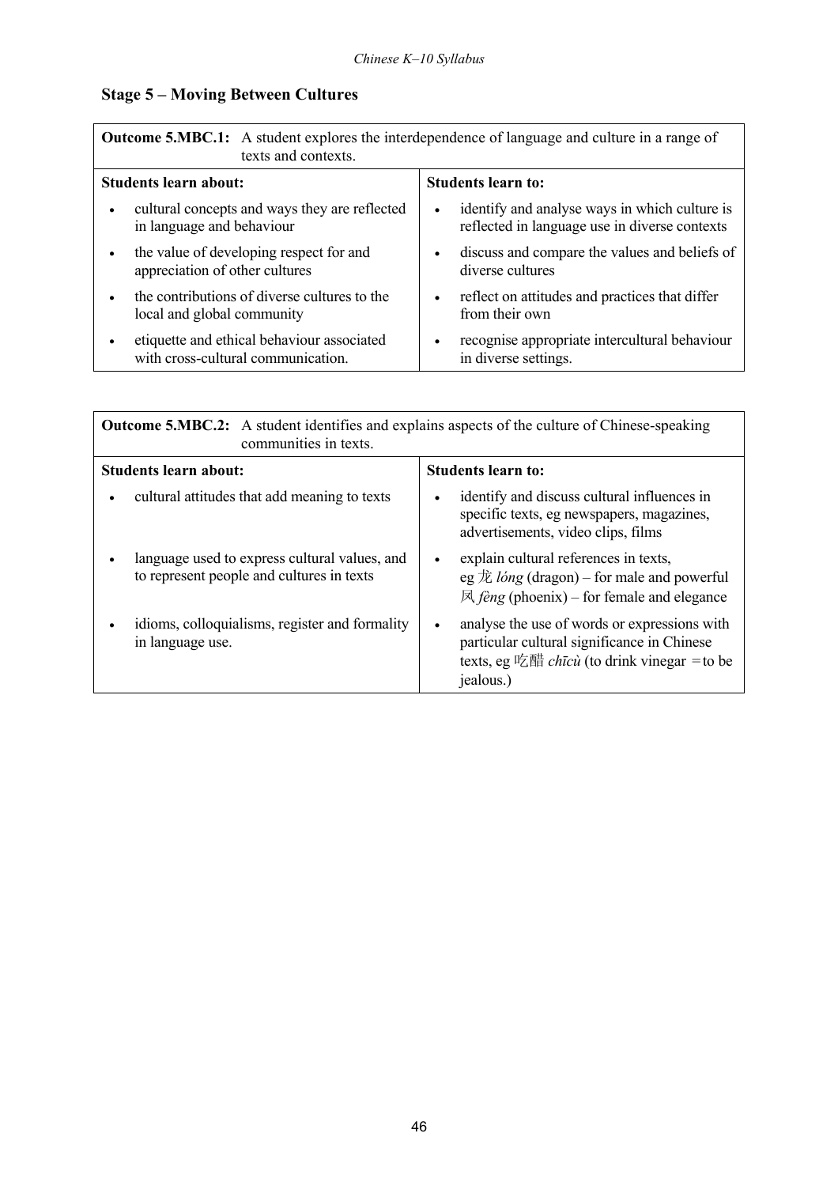## Stage 5 – Moving Between Cultures

| **Outcome 5.MBC.1:** A student explores the interdependence of language and culture in a range of texts and contexts. | |
|---|---|
| **Students learn about:** | **Students learn to:** |
| • cultural concepts and ways they are reflected in language and behaviour | • identify and analyse ways in which culture is reflected in language use in diverse contexts |
| • the value of developing respect for and appreciation of other cultures | • discuss and compare the values and beliefs of diverse cultures |
| • the contributions of diverse cultures to the local and global community | • reflect on attitudes and practices that differ from their own |
| • etiquette and ethical behaviour associated with cross-cultural communication. | • recognise appropriate intercultural behaviour in diverse settings. |

| **Outcome 5.MBC.2:** A student identifies and explains aspects of the culture of Chinese-speaking communities in texts. | |
|---|---|
| **Students learn about:** | **Students learn to:** |
| • cultural attitudes that add meaning to texts | • identify and discuss cultural influences in specific texts, eg newspapers, magazines, advertisements, video clips, films |
| • language used to express cultural values, and to represent people and cultures in texts | • explain cultural references in texts, eg 龙 *lóng* (dragon) – for male and powerful 凤 *fèng* (phoenix) – for female and elegance |
| • idioms, colloquialisms, register and formality in language use. | • analyse the use of words or expressions with particular cultural significance in Chinese texts, eg 吃醋 *chīcù* (to drink vinegar =to be jealous.) |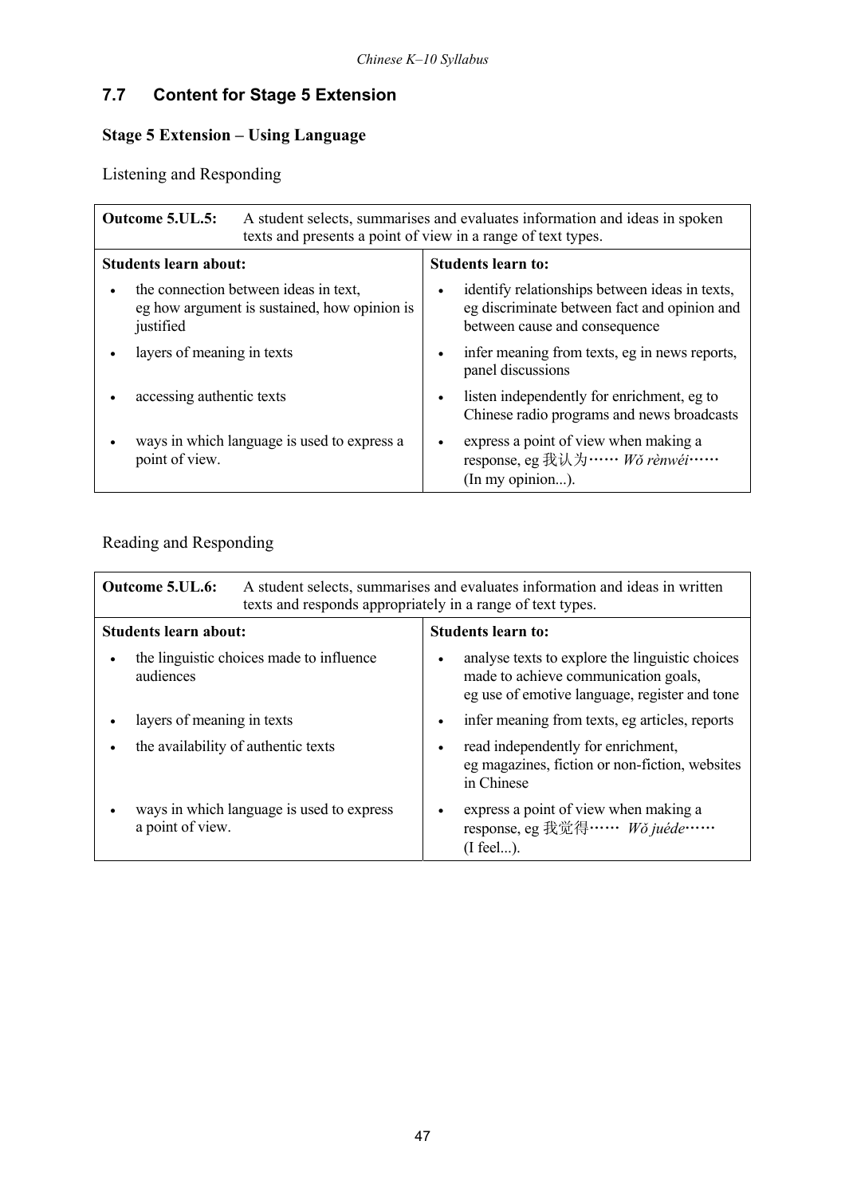## 7.7 Content for Stage 5 Extension

### Stage 5 Extension – Using Language

Listening and Responding

| **Outcome 5.UL.5:** A student selects, summarises and evaluates information and ideas in spoken texts and presents a point of view in a range of text types. | |
|---|---|
| **Students learn about:** | **Students learn to:** |
| • the connection between ideas in text, eg how argument is sustained, how opinion is justified | • identify relationships between ideas in texts, eg discriminate between fact and opinion and between cause and consequence |
| • layers of meaning in texts | • infer meaning from texts, eg in news reports, panel discussions |
| • accessing authentic texts | • listen independently for enrichment, eg to Chinese radio programs and news broadcasts |
| • ways in which language is used to express a point of view. | • express a point of view when making a response, eg 我认为…… *Wǒ rènwéi*…… (In my opinion...). |

Reading and Responding

| **Outcome 5.UL.6:** A student selects, summarises and evaluates information and ideas in written texts and responds appropriately in a range of text types. | |
|---|---|
| **Students learn about:** | **Students learn to:** |
| • the linguistic choices made to influence audiences | • analyse texts to explore the linguistic choices made to achieve communication goals, eg use of emotive language, register and tone |
| • layers of meaning in texts | • infer meaning from texts, eg articles, reports |
| • the availability of authentic texts | • read independently for enrichment, eg magazines, fiction or non-fiction, websites in Chinese |
| • ways in which language is used to express a point of view. | • express a point of view when making a response, eg 我觉得…… *Wǒ juéde*…… (I feel...). |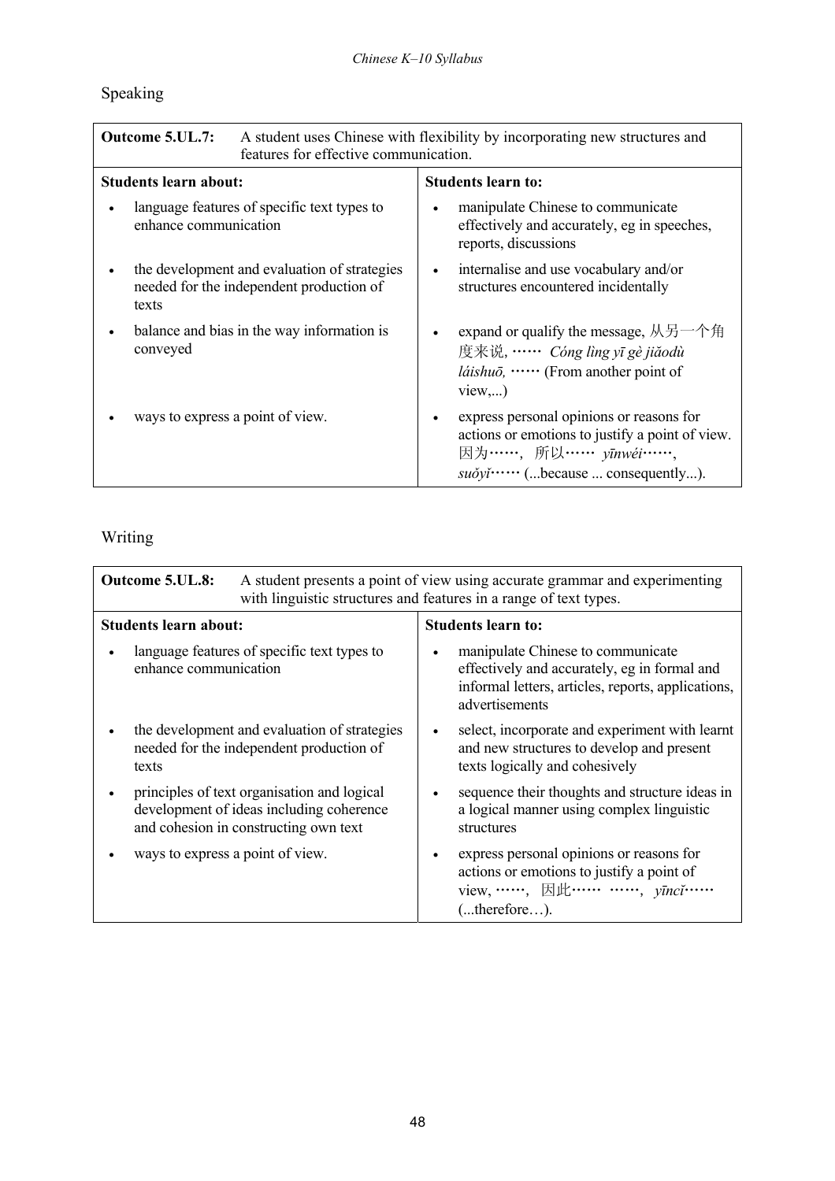Speaking

| **Outcome 5.UL.7:** A student uses Chinese with flexibility by incorporating new structures and features for effective communication. | |
|---|---|
| **Students learn about:** | **Students learn to:** |
| • language features of specific text types to enhance communication | • manipulate Chinese to communicate effectively and accurately, eg in speeches, reports, discussions |
| • the development and evaluation of strategies needed for the independent production of texts | • internalise and use vocabulary and/or structures encountered incidentally |
| • balance and bias in the way information is conveyed | • expand or qualify the message, 从另一个角度来说, …… *Cóng lìng yī gè jiǎodù láishuō,* …… (From another point of view,...) |
| • ways to express a point of view. | • express personal opinions or reasons for actions or emotions to justify a point of view. 因为……，所以…… *yīnwéi……, suǒyǐ……* (...because ... consequently...). |

Writing

| **Outcome 5.UL.8:** A student presents a point of view using accurate grammar and experimenting with linguistic structures and features in a range of text types. | |
|---|---|
| **Students learn about:** | **Students learn to:** |
| • language features of specific text types to enhance communication | • manipulate Chinese to communicate effectively and accurately, eg in formal and informal letters, articles, reports, applications, advertisements |
| • the development and evaluation of strategies needed for the independent production of texts | • select, incorporate and experiment with learnt and new structures to develop and present texts logically and cohesively |
| • principles of text organisation and logical development of ideas including coherence and cohesion in constructing own text | • sequence their thoughts and structure ideas in a logical manner using complex linguistic structures |
| • ways to express a point of view. | • express personal opinions or reasons for actions or emotions to justify a point of view, ……，因此…… ……，*yīncǐ……* (...therefore…). |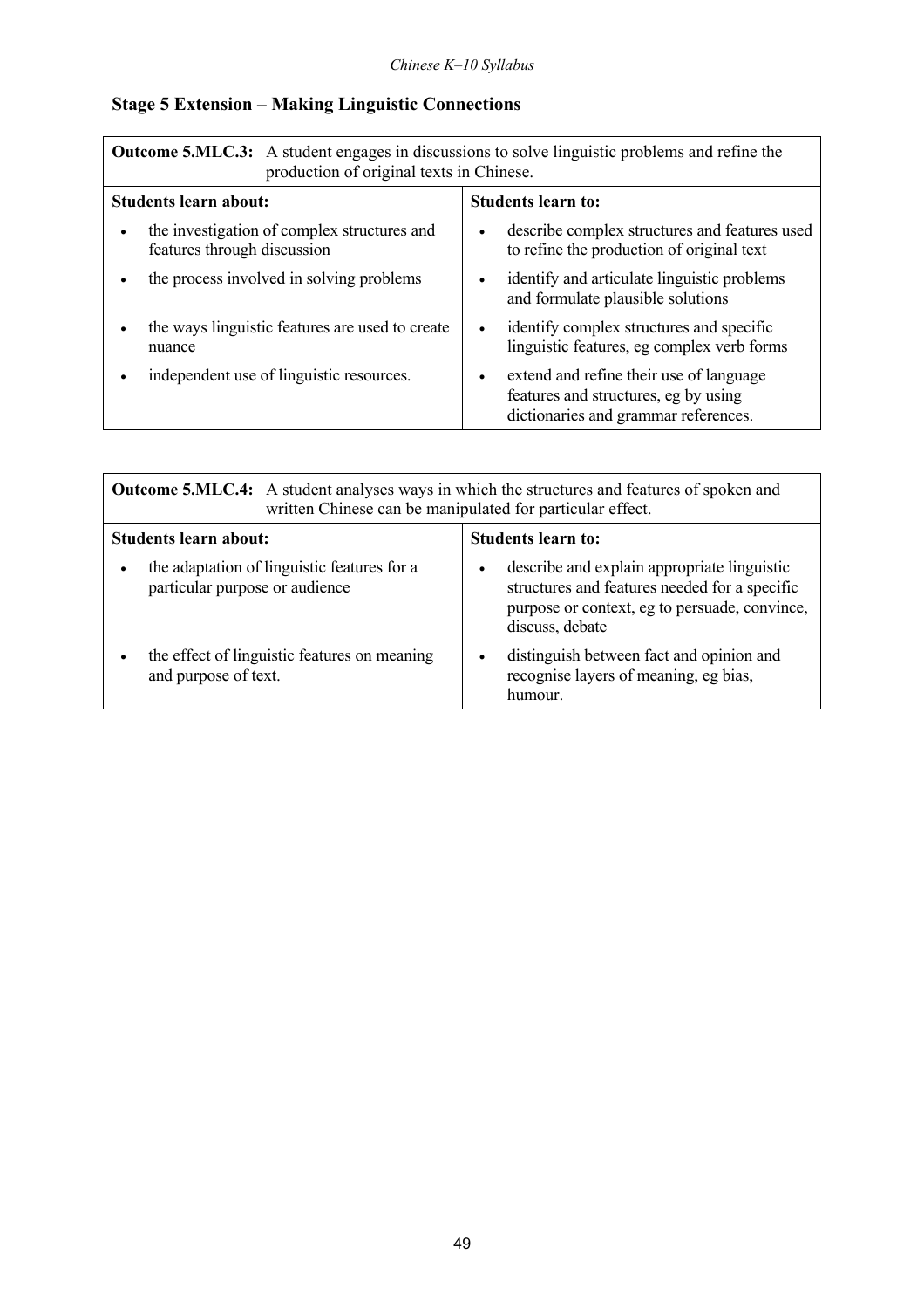## Stage 5 Extension – Making Linguistic Connections

| **Outcome 5.MLC.3:** A student engages in discussions to solve linguistic problems and refine the production of original texts in Chinese. | |
|---|---|
| **Students learn about:** | **Students learn to:** |
| • the investigation of complex structures and features through discussion | • describe complex structures and features used to refine the production of original text |
| • the process involved in solving problems | • identify and articulate linguistic problems and formulate plausible solutions |
| • the ways linguistic features are used to create nuance | • identify complex structures and specific linguistic features, eg complex verb forms |
| • independent use of linguistic resources. | • extend and refine their use of language features and structures, eg by using dictionaries and grammar references. |

| **Outcome 5.MLC.4:** A student analyses ways in which the structures and features of spoken and written Chinese can be manipulated for particular effect. | |
|---|---|
| **Students learn about:** | **Students learn to:** |
| • the adaptation of linguistic features for a particular purpose or audience | • describe and explain appropriate linguistic structures and features needed for a specific purpose or context, eg to persuade, convince, discuss, debate |
| • the effect of linguistic features on meaning and purpose of text. | • distinguish between fact and opinion and recognise layers of meaning, eg bias, humour. |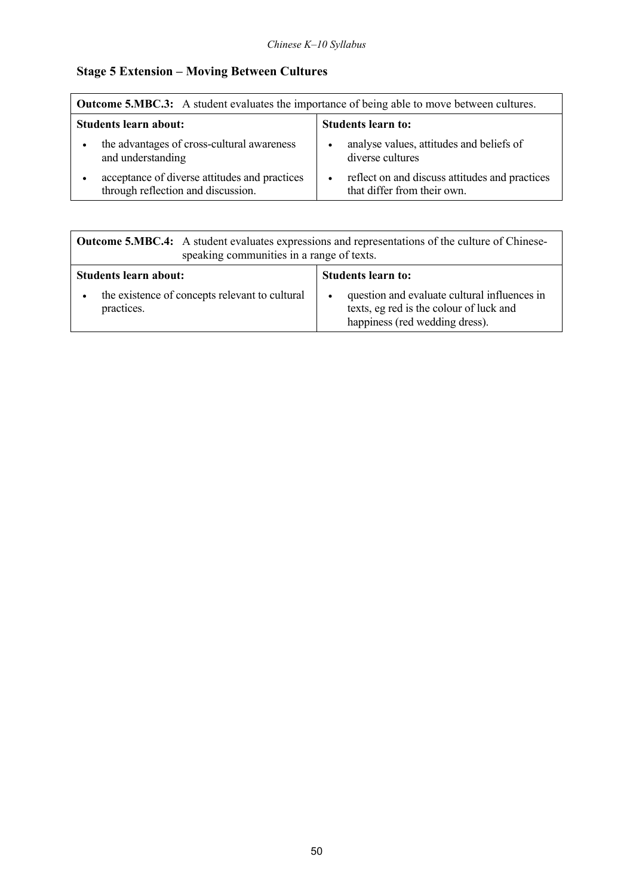## Stage 5 Extension – Moving Between Cultures

| **Outcome 5.MBC.3:** A student evaluates the importance of being able to move between cultures. | |
|---|---|
| **Students learn about:** | **Students learn to:** |
| • the advantages of cross-cultural awareness and understanding | • analyse values, attitudes and beliefs of diverse cultures |
| • acceptance of diverse attitudes and practices through reflection and discussion. | • reflect on and discuss attitudes and practices that differ from their own. |

| **Outcome 5.MBC.4:** A student evaluates expressions and representations of the culture of Chinese-speaking communities in a range of texts. | |
|---|---|
| **Students learn about:** | **Students learn to:** |
| • the existence of concepts relevant to cultural practices. | • question and evaluate cultural influences in texts, eg red is the colour of luck and happiness (red wedding dress). |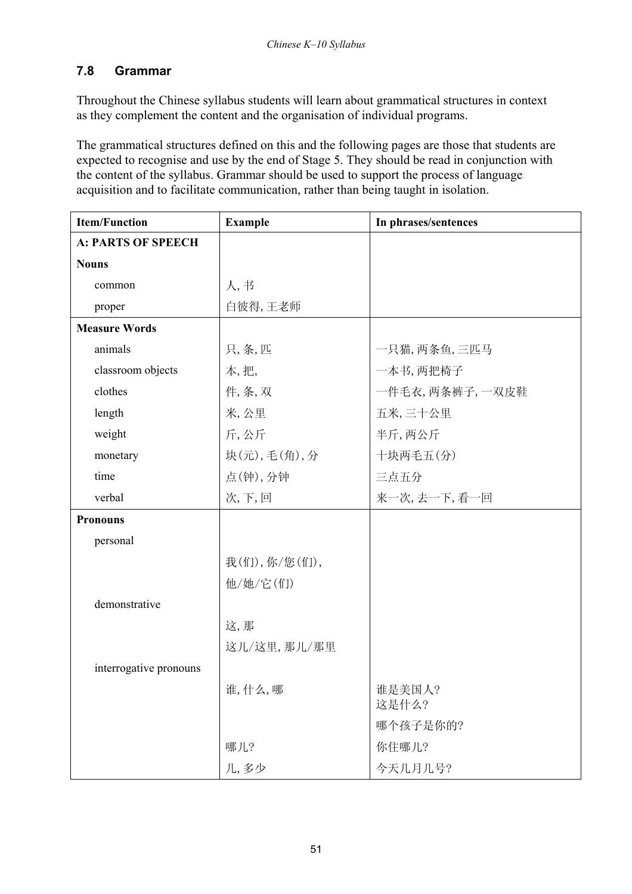## 7.8 Grammar

Throughout the Chinese syllabus students will learn about grammatical structures in context as they complement the content and the organisation of individual programs.

The grammatical structures defined on this and the following pages are those that students are expected to recognise and use by the end of Stage 5. They should be read in conjunction with the content of the syllabus. Grammar should be used to support the process of language acquisition and to facilitate communication, rather than being taught in isolation.

| Item/Function | Example | In phrases/sentences |
|---|---|---|
| **A: PARTS OF SPEECH** | | |
| **Nouns** | | |
| common | 人, 书 | |
| proper | 白彼得, 王老师 | |
| **Measure Words** | | |
| animals | 只, 条, 匹 | 一只猫, 两条鱼, 三匹马 |
| classroom objects | 本, 把, | 一本书, 两把椅子 |
| clothes | 件, 条, 双 | 一件毛衣, 两条裤子, 一双皮鞋 |
| length | 米, 公里 | 五米, 三十公里 |
| weight | 斤, 公斤 | 半斤, 两公斤 |
| monetary | 块(元), 毛(角), 分 | 十块两毛五(分) |
| time | 点(钟), 分钟 | 三点五分 |
| verbal | 次, 下, 回 | 来一次, 去一下, 看一回 |
| **Pronouns** | | |
| personal | | |
| | 我(们), 你/您(们), 他/她/它(们) | |
| demonstrative | | |
| | 这, 那 | |
| | 这儿/这里, 那儿/那里 | |
| interrogative pronouns | | |
| | 谁, 什么, 哪 | 谁是美国人? 这是什么? |
| | | 哪个孩子是你的? |
| | 哪儿? | 你住哪儿? |
| | 几, 多少 | 今天几月几号? |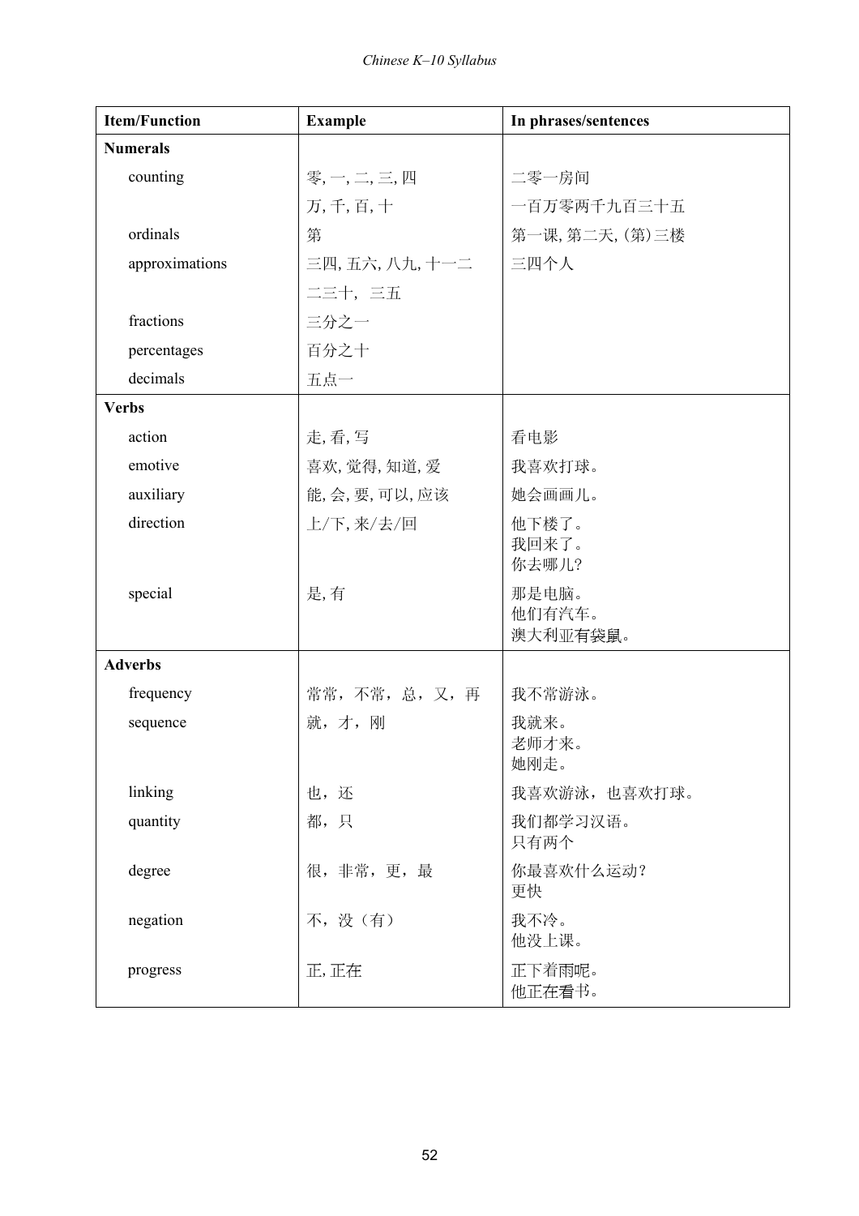| Item/Function | Example | In phrases/sentences |
|---|---|---|
| **Numerals** | | |
| counting | 零, 一, 二, 三, 四 | 二零一房间 |
| | 万, 千, 百, 十 | 一百万零两千九百三十五 |
| ordinals | 第 | 第一课, 第二天, (第)三楼 |
| approximations | 三四, 五六, 八九, 十一二 | 三四个人 |
| | 二三十, 三五 | |
| fractions | 三分之一 | |
| percentages | 百分之十 | |
| decimals | 五点一 | |
| **Verbs** | | |
| action | 走, 看, 写 | 看电影 |
| emotive | 喜欢, 觉得, 知道, 爱 | 我喜欢打球。 |
| auxiliary | 能, 会, 要, 可以, 应该 | 她会画画儿。 |
| direction | 上/下, 来/去/回 | 他下楼了。<br>我回来了。<br>你去哪儿? |
| special | 是, 有 | 那是电脑。<br>他们有汽车。<br>澳大利亚有袋鼠。 |
| **Adverbs** | | |
| frequency | 常常，不常，总，又，再 | 我不常游泳。 |
| sequence | 就，才，刚 | 我就来。<br>老师才来。<br>她刚走。 |
| linking | 也，还 | 我喜欢游泳，也喜欢打球。 |
| quantity | 都，只 | 我们都学习汉语。<br>只有两个 |
| degree | 很，非常，更，最 | 你最喜欢什么运动?<br>更快 |
| negation | 不，没（有） | 我不冷。<br>他没上课。 |
| progress | 正, 正在 | 正下着雨呢。<br>他正在看书。 |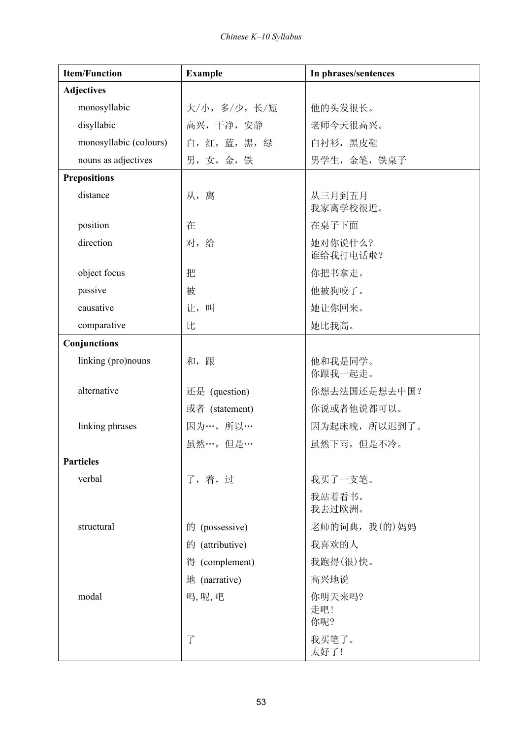| Item/Function | Example | In phrases/sentences |
|---|---|---|
| **Adjectives** | | |
| monosyllabic | 大/小，多/少，长/短 | 他的头发很长。 |
| disyllabic | 高兴，干净，安静 | 老师今天很高兴。 |
| monosyllabic (colours) | 白，红，蓝，黑，绿 | 白衬衫，黑皮鞋 |
| nouns as adjectives | 男，女，金，铁 | 男学生，金笔，铁桌子 |
| **Prepositions** | | |
| distance | 从，离 | 从三月到五月<br>我家离学校很近。 |
| position | 在 | 在桌子下面 |
| direction | 对，给 | 她对你说什么？<br>谁给我打电话啦？ |
| object focus | 把 | 你把书拿走。 |
| passive | 被 | 他被狗咬了。 |
| causative | 让，叫 | 她让你回来。 |
| comparative | 比 | 她比我高。 |
| **Conjunctions** | | |
| linking (pro)nouns | 和，跟 | 他和我是同学。<br>你跟我一起走。 |
| alternative | 还是 (question) | 你想去法国还是想去中国？ |
| | 或者 (statement) | 你说或者他说都可以。 |
| linking phrases | 因为…，所以… | 因为起床晚，所以迟到了。 |
| | 虽然…，但是… | 虽然下雨，但是不冷。 |
| **Particles** | | |
| verbal | 了，着，过 | 我买了一支笔。 |
| | | 我站着看书。<br>我去过欧洲。 |
| structural | 的 (possessive) | 老师的词典，我(的)妈妈 |
| | 的 (attributive) | 我喜欢的人 |
| | 得 (complement) | 我跑得(很)快。 |
| | 地 (narrative) | 高兴地说 |
| modal | 吗, 呢, 吧 | 你明天来吗?<br>走吧！<br>你呢? |
| | 了 | 我买笔了。<br>太好了！ |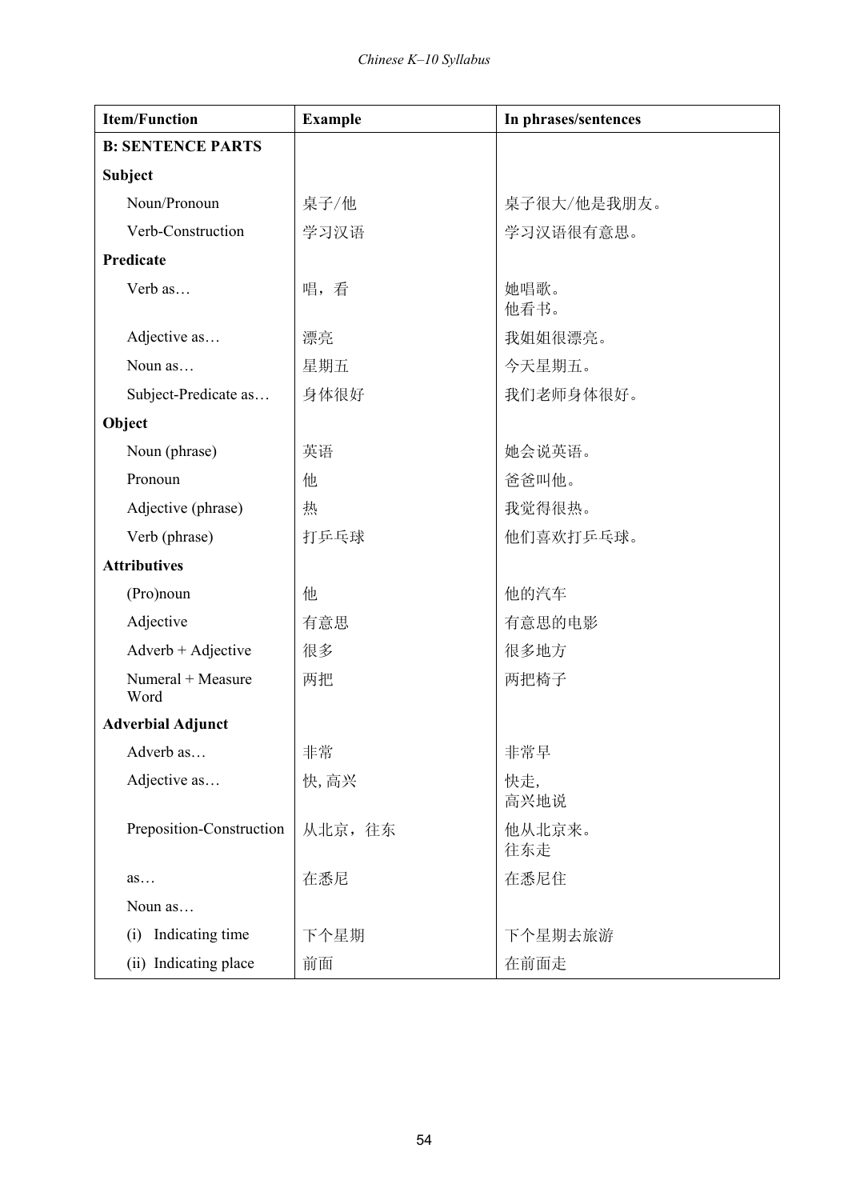| Item/Function | Example | In phrases/sentences |
| --- | --- | --- |
| **B: SENTENCE PARTS** | | |
| **Subject** | | |
| Noun/Pronoun | 桌子/他 | 桌子很大/他是我朋友。 |
| Verb-Construction | 学习汉语 | 学习汉语很有意思。 |
| **Predicate** | | |
| Verb as… | 唱，看 | 她唱歌。<br>他看书。 |
| Adjective as… | 漂亮 | 我姐姐很漂亮。 |
| Noun as… | 星期五 | 今天星期五。 |
| Subject-Predicate as… | 身体很好 | 我们老师身体很好。 |
| **Object** | | |
| Noun (phrase) | 英语 | 她会说英语。 |
| Pronoun | 他 | 爸爸叫他。 |
| Adjective (phrase) | 热 | 我觉得很热。 |
| Verb (phrase) | 打乒乓球 | 他们喜欢打乒乓球。 |
| **Attributives** | | |
| (Pro)noun | 他 | 他的汽车 |
| Adjective | 有意思 | 有意思的电影 |
| Adverb + Adjective | 很多 | 很多地方 |
| Numeral + Measure Word | 两把 | 两把椅子 |
| **Adverbial Adjunct** | | |
| Adverb as… | 非常 | 非常早 |
| Adjective as… | 快, 高兴 | 快走,<br>高兴地说 |
| Preposition-Construction | 从北京，往东 | 他从北京来。<br>往东走 |
| as… | 在悉尼 | 在悉尼住 |
| Noun as… | | |
| (i) Indicating time | 下个星期 | 下个星期去旅游 |
| (ii) Indicating place | 前面 | 在前面走 |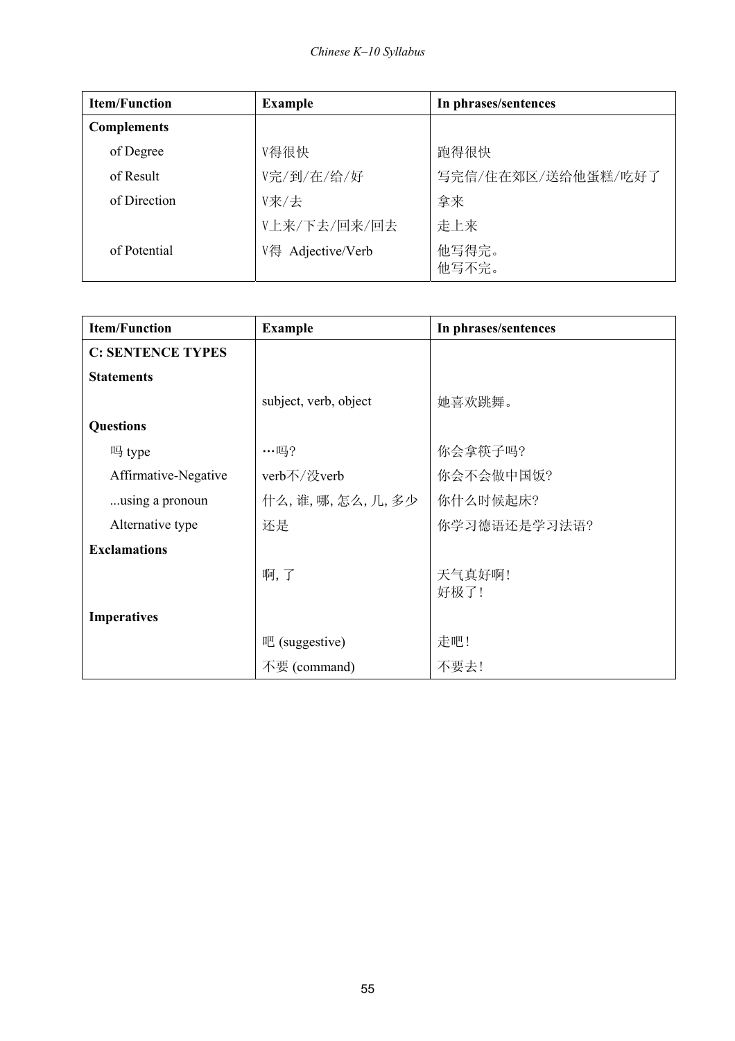| Item/Function | Example | In phrases/sentences |
|---|---|---|
| **Complements** | | |
| of Degree | V得很快 | 跑得很快 |
| of Result | V完/到/在/给/好 | 写完信/住在郊区/送给他蛋糕/吃好了 |
| of Direction | V来/去 | 拿来 |
| | V上来/下去/回来/回去 | 走上来 |
| of Potential | V得 Adjective/Verb | 他写得完。<br>他写不完。 |

| Item/Function | Example | In phrases/sentences |
|---|---|---|
| **C: SENTENCE TYPES** | | |
| **Statements** | | |
| | subject, verb, object | 她喜欢跳舞。 |
| **Questions** | | |
| 吗 type | …吗? | 你会拿筷子吗? |
| Affirmative-Negative | verb不/没verb | 你会不会做中国饭? |
| ...using a pronoun | 什么, 谁, 哪, 怎么, 几, 多少 | 你什么时候起床? |
| Alternative type | 还是 | 你学习德语还是学习法语? |
| **Exclamations** | | |
| | 啊, 了 | 天气真好啊!<br>好极了! |
| **Imperatives** | | |
| | 吧 (suggestive) | 走吧! |
| | 不要 (command) | 不要去! |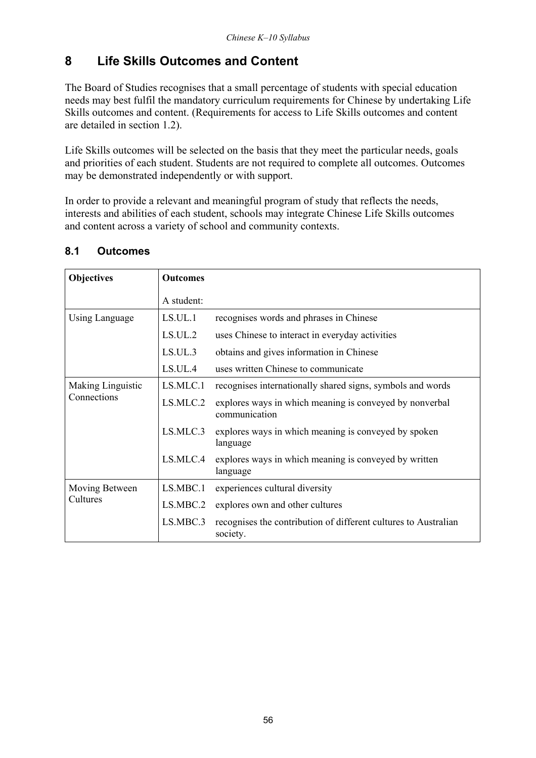## 8 Life Skills Outcomes and Content

The Board of Studies recognises that a small percentage of students with special education needs may best fulfil the mandatory curriculum requirements for Chinese by undertaking Life Skills outcomes and content. (Requirements for access to Life Skills outcomes and content are detailed in section 1.2).

Life Skills outcomes will be selected on the basis that they meet the particular needs, goals and priorities of each student. Students are not required to complete all outcomes. Outcomes may be demonstrated independently or with support.

In order to provide a relevant and meaningful program of study that reflects the needs, interests and abilities of each student, schools may integrate Chinese Life Skills outcomes and content across a variety of school and community contexts.

### 8.1 Outcomes

| **Objectives** | **Outcomes** | |
|---|---|---|
| | A student: | |
| Using Language | LS.UL.1 | recognises words and phrases in Chinese |
| | LS.UL.2 | uses Chinese to interact in everyday activities |
| | LS.UL.3 | obtains and gives information in Chinese |
| | LS.UL.4 | uses written Chinese to communicate |
| Making Linguistic Connections | LS.MLC.1 | recognises internationally shared signs, symbols and words |
| | LS.MLC.2 | explores ways in which meaning is conveyed by nonverbal communication |
| | LS.MLC.3 | explores ways in which meaning is conveyed by spoken language |
| | LS.MLC.4 | explores ways in which meaning is conveyed by written language |
| Moving Between Cultures | LS.MBC.1 | experiences cultural diversity |
| | LS.MBC.2 | explores own and other cultures |
| | LS.MBC.3 | recognises the contribution of different cultures to Australian society. |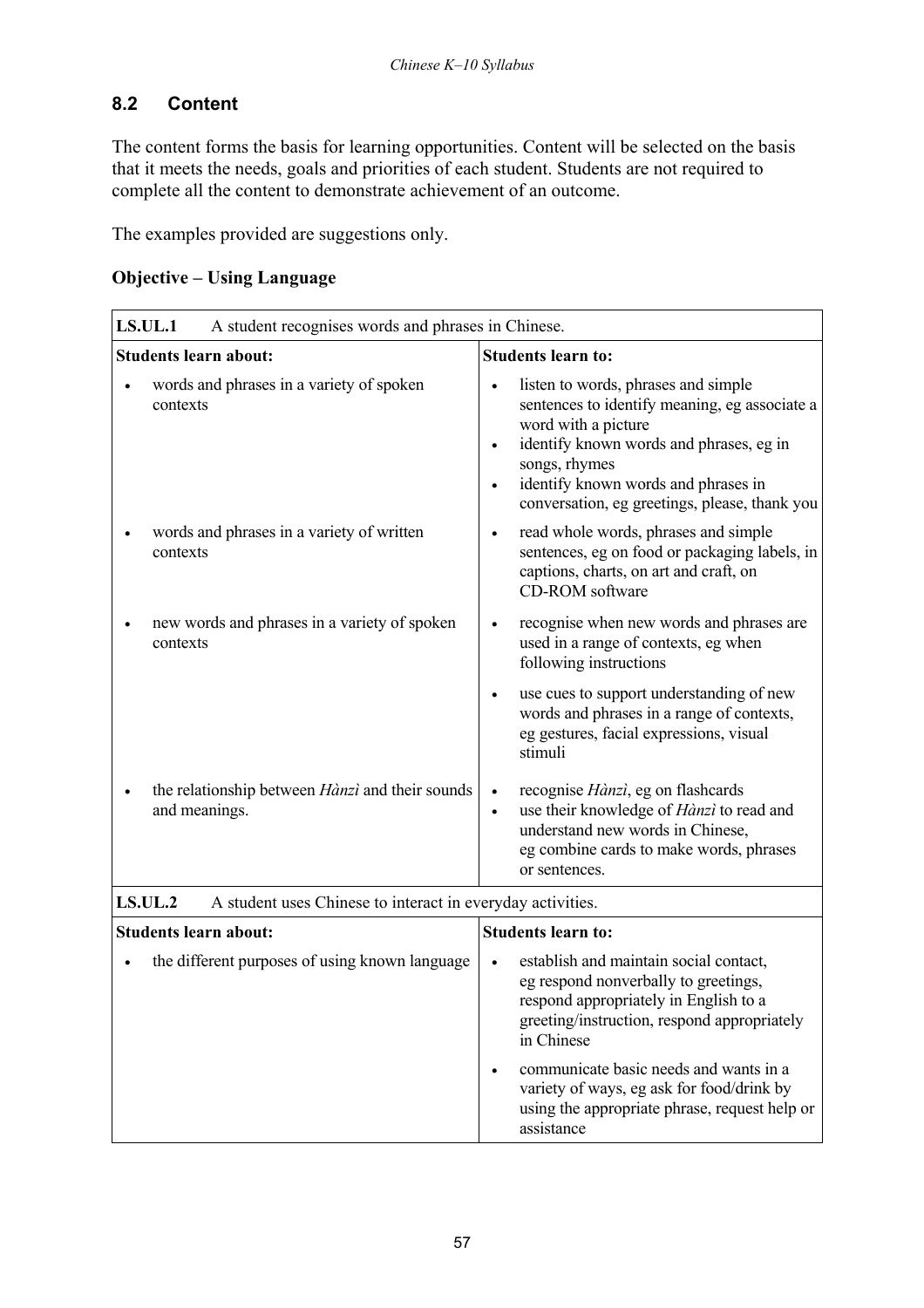## 8.2 Content

The content forms the basis for learning opportunities. Content will be selected on the basis that it meets the needs, goals and priorities of each student. Students are not required to complete all the content to demonstrate achievement of an outcome.

The examples provided are suggestions only.

**Objective – Using Language**

| **LS.UL.1** A student recognises words and phrases in Chinese. | |
|---|---|
| **Students learn about:** | **Students learn to:** |
| • words and phrases in a variety of spoken contexts | • listen to words, phrases and simple sentences to identify meaning, eg associate a word with a picture<br>• identify known words and phrases, eg in songs, rhymes<br>• identify known words and phrases in conversation, eg greetings, please, thank you |
| • words and phrases in a variety of written contexts | • read whole words, phrases and simple sentences, eg on food or packaging labels, in captions, charts, on art and craft, on CD-ROM software |
| • new words and phrases in a variety of spoken contexts | • recognise when new words and phrases are used in a range of contexts, eg when following instructions<br>• use cues to support understanding of new words and phrases in a range of contexts, eg gestures, facial expressions, visual stimuli |
| • the relationship between *Hànzì* and their sounds and meanings. | • recognise *Hànzì*, eg on flashcards<br>• use their knowledge of *Hànzì* to read and understand new words in Chinese, eg combine cards to make words, phrases or sentences. |

| **LS.UL.2** A student uses Chinese to interact in everyday activities. | |
|---|---|
| **Students learn about:** | **Students learn to:** |
| • the different purposes of using known language | • establish and maintain social contact, eg respond nonverbally to greetings, respond appropriately in English to a greeting/instruction, respond appropriately in Chinese<br>• communicate basic needs and wants in a variety of ways, eg ask for food/drink by using the appropriate phrase, request help or assistance |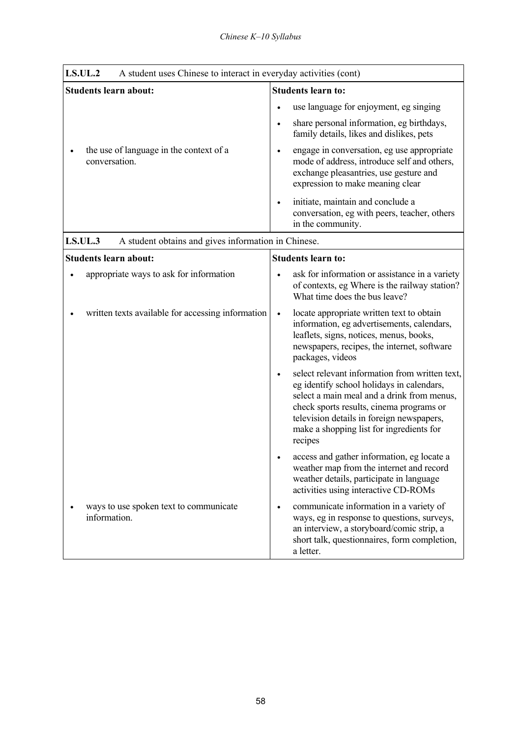| **LS.UL.2** A student uses Chinese to interact in everyday activities (cont) | |
|---|---|
| **Students learn about:** | **Students learn to:** |
| | • use language for enjoyment, eg singing |
| | • share personal information, eg birthdays, family details, likes and dislikes, pets |
| • the use of language in the context of a conversation. | • engage in conversation, eg use appropriate mode of address, introduce self and others, exchange pleasantries, use gesture and expression to make meaning clear |
| | • initiate, maintain and conclude a conversation, eg with peers, teacher, others in the community. |

| **LS.UL.3** A student obtains and gives information in Chinese. | |
|---|---|
| **Students learn about:** | **Students learn to:** |
| • appropriate ways to ask for information | • ask for information or assistance in a variety of contexts, eg Where is the railway station? What time does the bus leave? |
| • written texts available for accessing information | • locate appropriate written text to obtain information, eg advertisements, calendars, leaflets, signs, notices, menus, books, newspapers, recipes, the internet, software packages, videos |
| | • select relevant information from written text, eg identify school holidays in calendars, select a main meal and a drink from menus, check sports results, cinema programs or television details in foreign newspapers, make a shopping list for ingredients for recipes |
| | • access and gather information, eg locate a weather map from the internet and record weather details, participate in language activities using interactive CD-ROMs |
| • ways to use spoken text to communicate information. | • communicate information in a variety of ways, eg in response to questions, surveys, an interview, a storyboard/comic strip, a short talk, questionnaires, form completion, a letter. |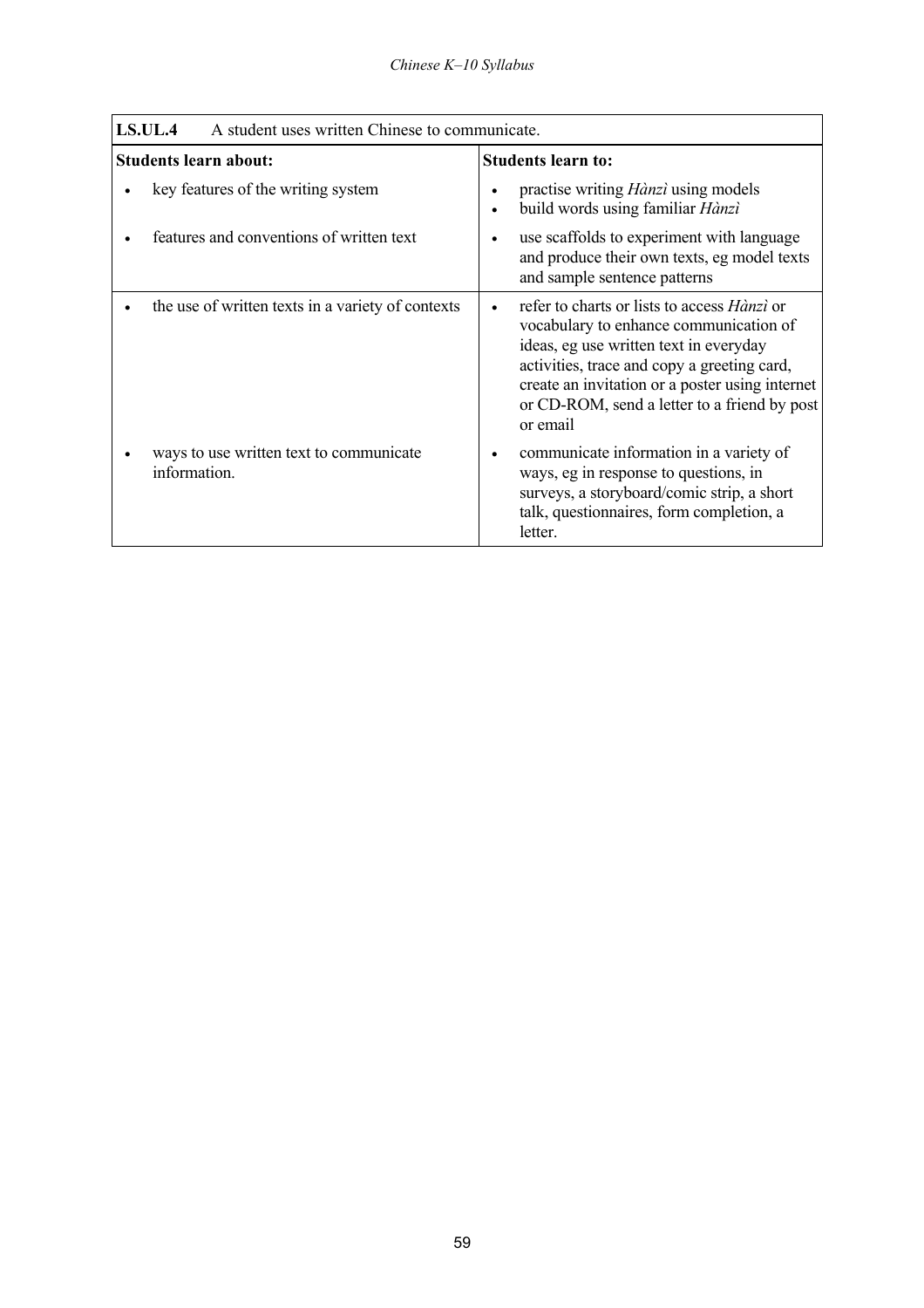| **LS.UL.4** A student uses written Chinese to communicate. | |
|---|---|
| **Students learn about:** | **Students learn to:** |
| • key features of the writing system | • practise writing *Hànzì* using models<br>• build words using familiar *Hànzì* |
| • features and conventions of written text | • use scaffolds to experiment with language and produce their own texts, eg model texts and sample sentence patterns |
| • the use of written texts in a variety of contexts | • refer to charts or lists to access *Hànzì* or vocabulary to enhance communication of ideas, eg use written text in everyday activities, trace and copy a greeting card, create an invitation or a poster using internet or CD-ROM, send a letter to a friend by post or email |
| • ways to use written text to communicate information. | • communicate information in a variety of ways, eg in response to questions, in surveys, a storyboard/comic strip, a short talk, questionnaires, form completion, a letter. |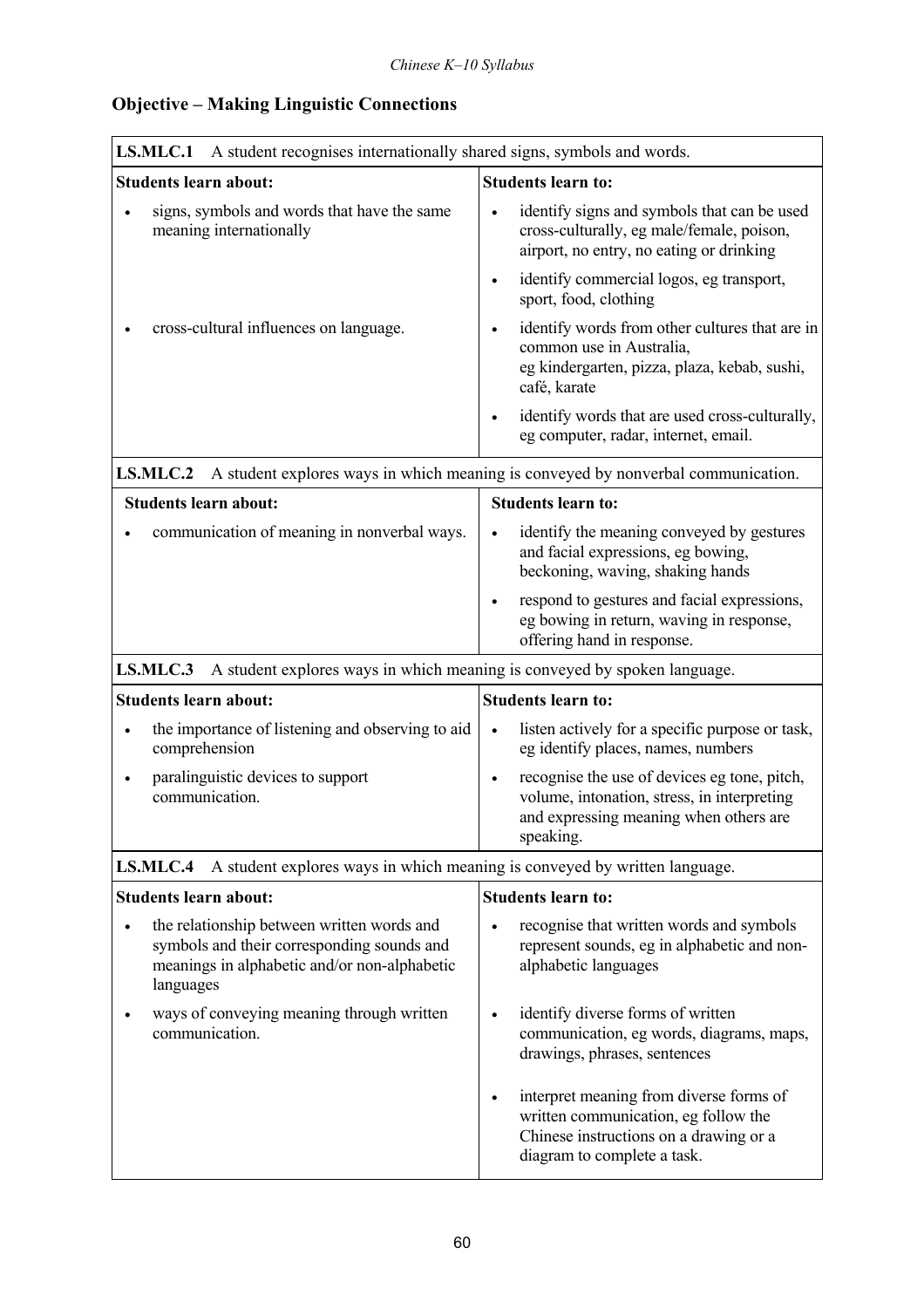## Objective – Making Linguistic Connections

| **LS.MLC.1** A student recognises internationally shared signs, symbols and words. | |
|---|---|
| **Students learn about:** | **Students learn to:** |
| • signs, symbols and words that have the same meaning internationally | • identify signs and symbols that can be used cross-culturally, eg male/female, poison, airport, no entry, no eating or drinking<br>• identify commercial logos, eg transport, sport, food, clothing |
| • cross-cultural influences on language. | • identify words from other cultures that are in common use in Australia, eg kindergarten, pizza, plaza, kebab, sushi, café, karate<br>• identify words that are used cross-culturally, eg computer, radar, internet, email. |

| **LS.MLC.2** A student explores ways in which meaning is conveyed by nonverbal communication. | |
|---|---|
| **Students learn about:** | **Students learn to:** |
| • communication of meaning in nonverbal ways. | • identify the meaning conveyed by gestures and facial expressions, eg bowing, beckoning, waving, shaking hands<br>• respond to gestures and facial expressions, eg bowing in return, waving in response, offering hand in response. |

| **LS.MLC.3** A student explores ways in which meaning is conveyed by spoken language. | |
|---|---|
| **Students learn about:** | **Students learn to:** |
| • the importance of listening and observing to aid comprehension | • listen actively for a specific purpose or task, eg identify places, names, numbers |
| • paralinguistic devices to support communication. | • recognise the use of devices eg tone, pitch, volume, intonation, stress, in interpreting and expressing meaning when others are speaking. |

| **LS.MLC.4** A student explores ways in which meaning is conveyed by written language. | |
|---|---|
| **Students learn about:** | **Students learn to:** |
| • the relationship between written words and symbols and their corresponding sounds and meanings in alphabetic and/or non-alphabetic languages | • recognise that written words and symbols represent sounds, eg in alphabetic and non-alphabetic languages |
| • ways of conveying meaning through written communication. | • identify diverse forms of written communication, eg words, diagrams, maps, drawings, phrases, sentences<br>• interpret meaning from diverse forms of written communication, eg follow the Chinese instructions on a drawing or a diagram to complete a task. |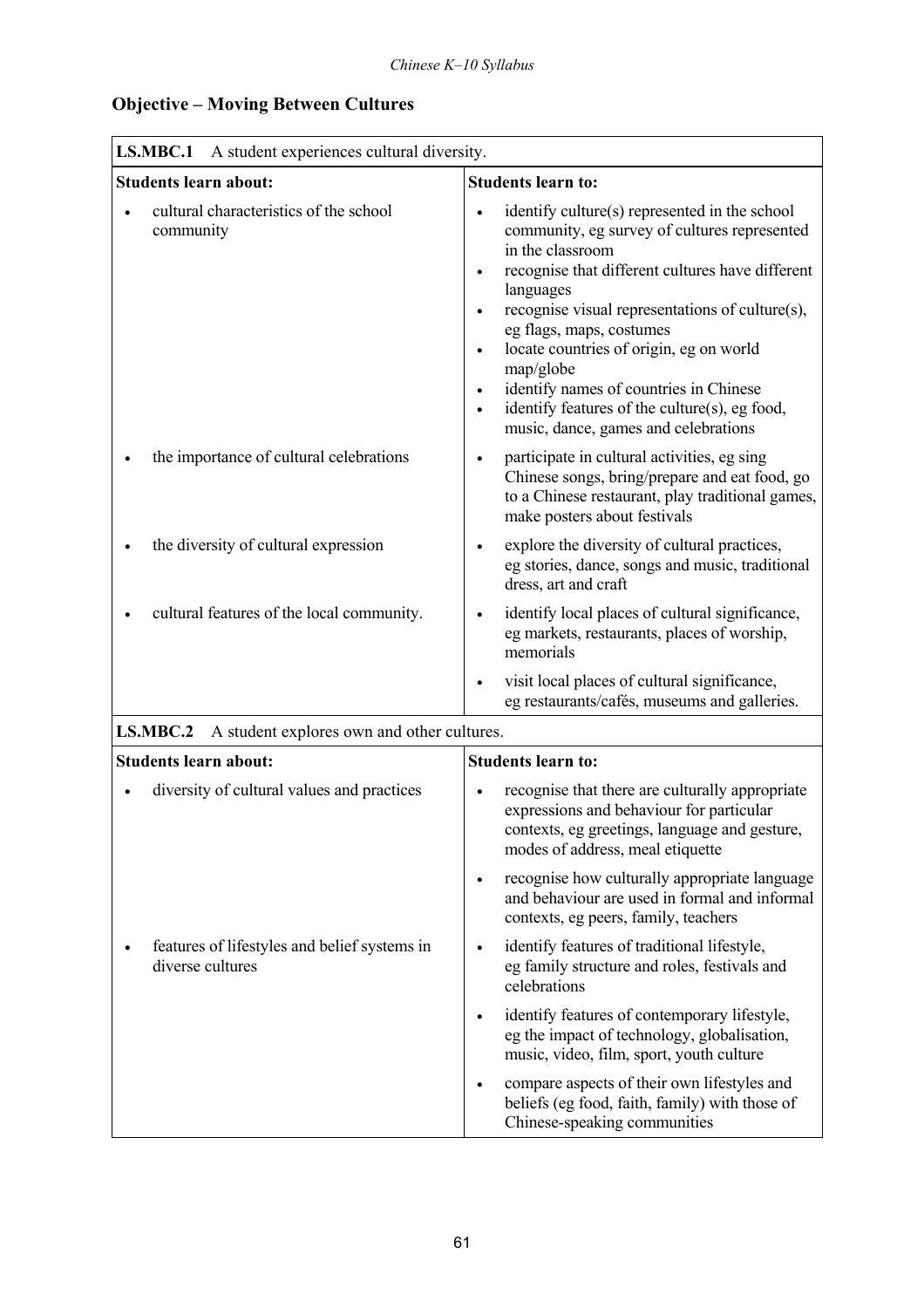## Objective – Moving Between Cultures

| **LS.MBC.1** A student experiences cultural diversity. | |
|---|---|
| **Students learn about:** | **Students learn to:** |
| • cultural characteristics of the school community | • identify culture(s) represented in the school community, eg survey of cultures represented in the classroom<br>• recognise that different cultures have different languages<br>• recognise visual representations of culture(s), eg flags, maps, costumes<br>• locate countries of origin, eg on world map/globe<br>• identify names of countries in Chinese<br>• identify features of the culture(s), eg food, music, dance, games and celebrations |
| • the importance of cultural celebrations | • participate in cultural activities, eg sing Chinese songs, bring/prepare and eat food, go to a Chinese restaurant, play traditional games, make posters about festivals |
| • the diversity of cultural expression | • explore the diversity of cultural practices, eg stories, dance, songs and music, traditional dress, art and craft |
| • cultural features of the local community. | • identify local places of cultural significance, eg markets, restaurants, places of worship, memorials |
| | • visit local places of cultural significance, eg restaurants/cafés, museums and galleries. |

| **LS.MBC.2** A student explores own and other cultures. | |
|---|---|
| **Students learn about:** | **Students learn to:** |
| • diversity of cultural values and practices | • recognise that there are culturally appropriate expressions and behaviour for particular contexts, eg greetings, language and gesture, modes of address, meal etiquette |
| | • recognise how culturally appropriate language and behaviour are used in formal and informal contexts, eg peers, family, teachers |
| • features of lifestyles and belief systems in diverse cultures | • identify features of traditional lifestyle, eg family structure and roles, festivals and celebrations |
| | • identify features of contemporary lifestyle, eg the impact of technology, globalisation, music, video, film, sport, youth culture |
| | • compare aspects of their own lifestyles and beliefs (eg food, faith, family) with those of Chinese-speaking communities |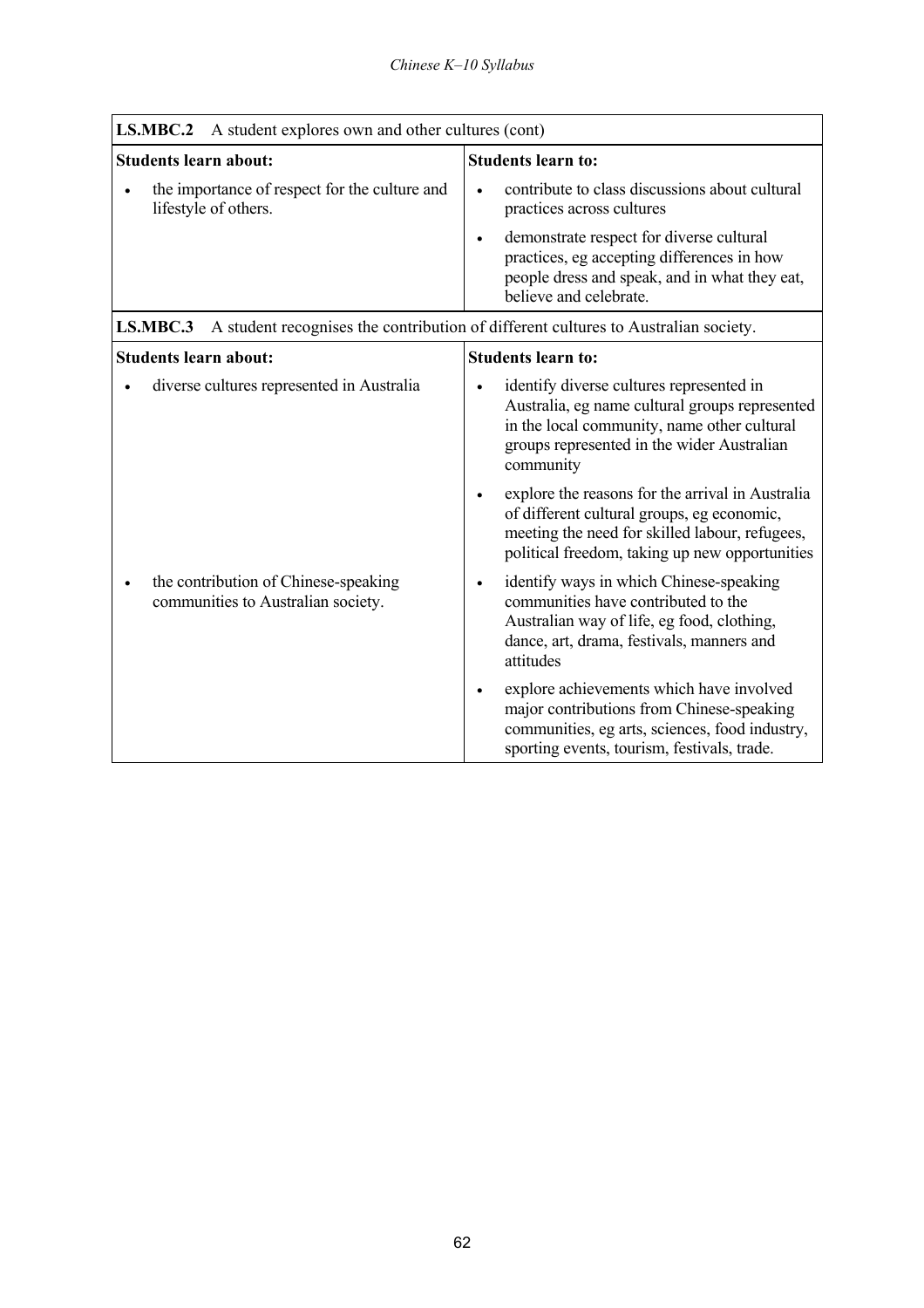| **LS.MBC.2** A student explores own and other cultures (cont) | |
|---|---|
| **Students learn about:** | **Students learn to:** |
| • the importance of respect for the culture and lifestyle of others. | • contribute to class discussions about cultural practices across cultures<br>• demonstrate respect for diverse cultural practices, eg accepting differences in how people dress and speak, and in what they eat, believe and celebrate. |

| **LS.MBC.3** A student recognises the contribution of different cultures to Australian society. | |
|---|---|
| **Students learn about:** | **Students learn to:** |
| • diverse cultures represented in Australia | • identify diverse cultures represented in Australia, eg name cultural groups represented in the local community, name other cultural groups represented in the wider Australian community<br>• explore the reasons for the arrival in Australia of different cultural groups, eg economic, meeting the need for skilled labour, refugees, political freedom, taking up new opportunities |
| • the contribution of Chinese-speaking communities to Australian society. | • identify ways in which Chinese-speaking communities have contributed to the Australian way of life, eg food, clothing, dance, art, drama, festivals, manners and attitudes<br>• explore achievements which have involved major contributions from Chinese-speaking communities, eg arts, sciences, food industry, sporting events, tourism, festivals, trade. |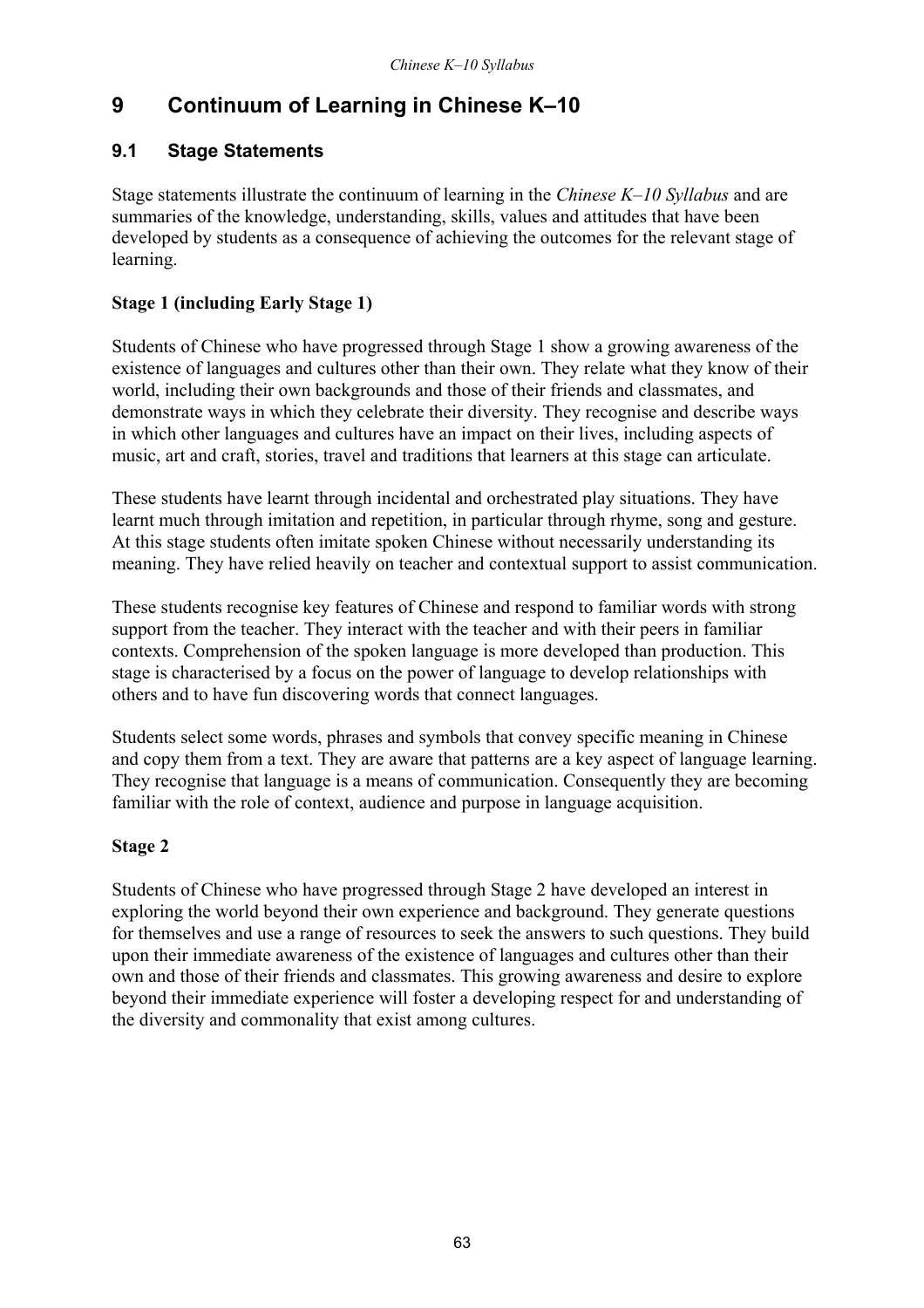# 9 Continuum of Learning in Chinese K–10

## 9.1 Stage Statements

Stage statements illustrate the continuum of learning in the *Chinese K–10 Syllabus* and are summaries of the knowledge, understanding, skills, values and attitudes that have been developed by students as a consequence of achieving the outcomes for the relevant stage of learning.

### Stage 1 (including Early Stage 1)

Students of Chinese who have progressed through Stage 1 show a growing awareness of the existence of languages and cultures other than their own. They relate what they know of their world, including their own backgrounds and those of their friends and classmates, and demonstrate ways in which they celebrate their diversity. They recognise and describe ways in which other languages and cultures have an impact on their lives, including aspects of music, art and craft, stories, travel and traditions that learners at this stage can articulate.

These students have learnt through incidental and orchestrated play situations. They have learnt much through imitation and repetition, in particular through rhyme, song and gesture. At this stage students often imitate spoken Chinese without necessarily understanding its meaning. They have relied heavily on teacher and contextual support to assist communication.

These students recognise key features of Chinese and respond to familiar words with strong support from the teacher. They interact with the teacher and with their peers in familiar contexts. Comprehension of the spoken language is more developed than production. This stage is characterised by a focus on the power of language to develop relationships with others and to have fun discovering words that connect languages.

Students select some words, phrases and symbols that convey specific meaning in Chinese and copy them from a text. They are aware that patterns are a key aspect of language learning. They recognise that language is a means of communication. Consequently they are becoming familiar with the role of context, audience and purpose in language acquisition.

### Stage 2

Students of Chinese who have progressed through Stage 2 have developed an interest in exploring the world beyond their own experience and background. They generate questions for themselves and use a range of resources to seek the answers to such questions. They build upon their immediate awareness of the existence of languages and cultures other than their own and those of their friends and classmates. This growing awareness and desire to explore beyond their immediate experience will foster a developing respect for and understanding of the diversity and commonality that exist among cultures.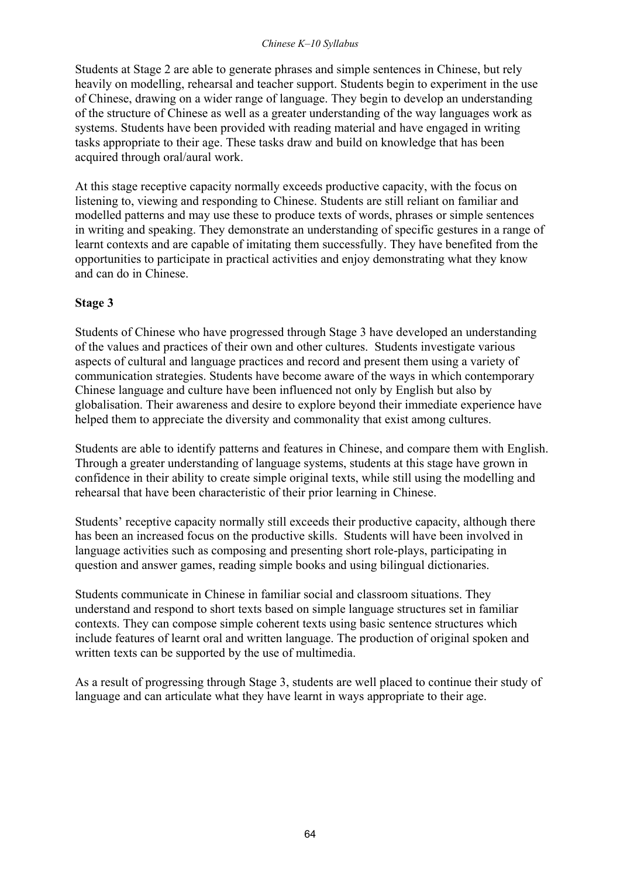Students at Stage 2 are able to generate phrases and simple sentences in Chinese, but rely heavily on modelling, rehearsal and teacher support. Students begin to experiment in the use of Chinese, drawing on a wider range of language. They begin to develop an understanding of the structure of Chinese as well as a greater understanding of the way languages work as systems. Students have been provided with reading material and have engaged in writing tasks appropriate to their age. These tasks draw and build on knowledge that has been acquired through oral/aural work.

At this stage receptive capacity normally exceeds productive capacity, with the focus on listening to, viewing and responding to Chinese. Students are still reliant on familiar and modelled patterns and may use these to produce texts of words, phrases or simple sentences in writing and speaking. They demonstrate an understanding of specific gestures in a range of learnt contexts and are capable of imitating them successfully. They have benefited from the opportunities to participate in practical activities and enjoy demonstrating what they know and can do in Chinese.

**Stage 3**

Students of Chinese who have progressed through Stage 3 have developed an understanding of the values and practices of their own and other cultures. Students investigate various aspects of cultural and language practices and record and present them using a variety of communication strategies. Students have become aware of the ways in which contemporary Chinese language and culture have been influenced not only by English but also by globalisation. Their awareness and desire to explore beyond their immediate experience have helped them to appreciate the diversity and commonality that exist among cultures.

Students are able to identify patterns and features in Chinese, and compare them with English. Through a greater understanding of language systems, students at this stage have grown in confidence in their ability to create simple original texts, while still using the modelling and rehearsal that have been characteristic of their prior learning in Chinese.

Students' receptive capacity normally still exceeds their productive capacity, although there has been an increased focus on the productive skills. Students will have been involved in language activities such as composing and presenting short role-plays, participating in question and answer games, reading simple books and using bilingual dictionaries.

Students communicate in Chinese in familiar social and classroom situations. They understand and respond to short texts based on simple language structures set in familiar contexts. They can compose simple coherent texts using basic sentence structures which include features of learnt oral and written language. The production of original spoken and written texts can be supported by the use of multimedia.

As a result of progressing through Stage 3, students are well placed to continue their study of language and can articulate what they have learnt in ways appropriate to their age.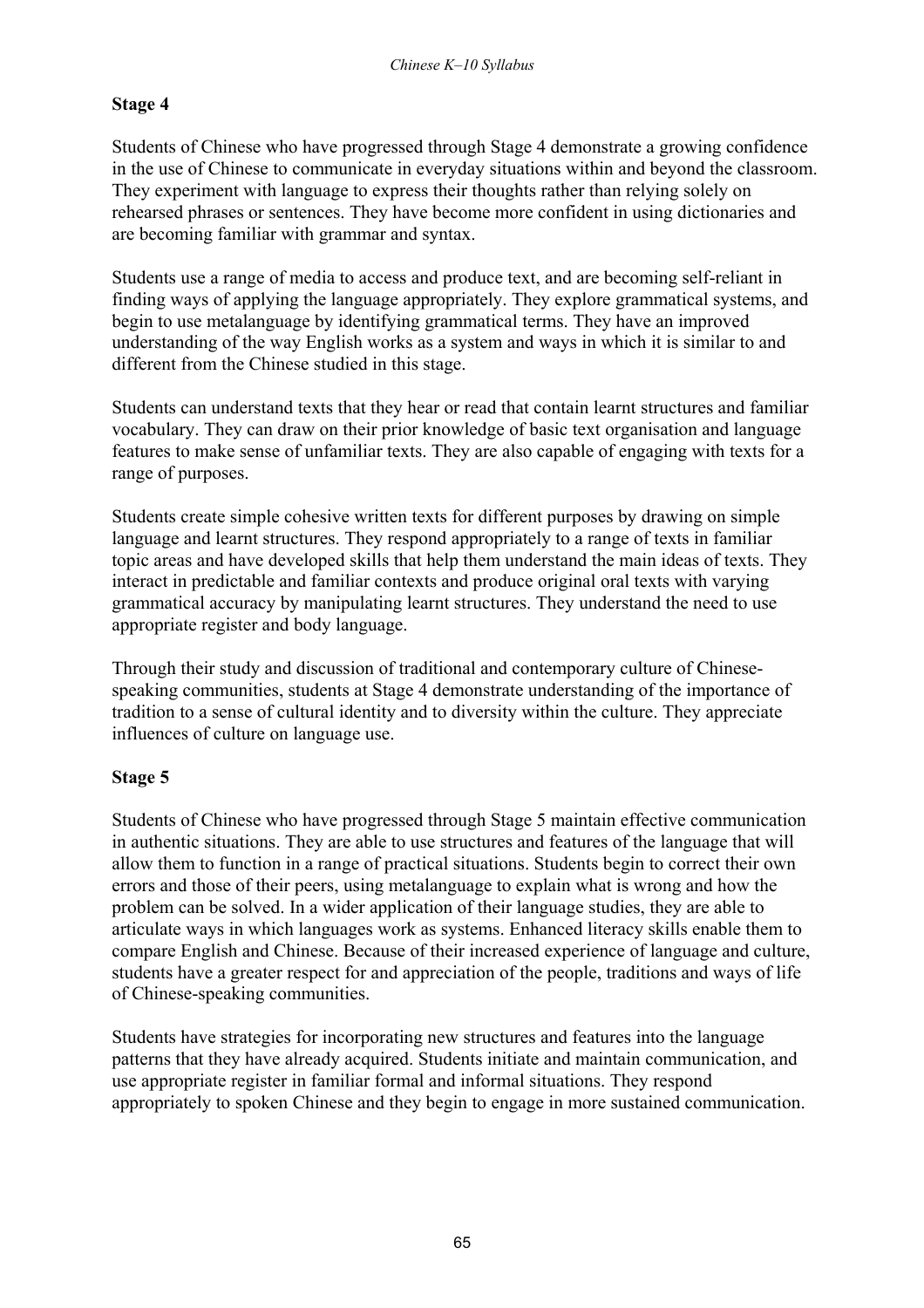## Stage 4

Students of Chinese who have progressed through Stage 4 demonstrate a growing confidence in the use of Chinese to communicate in everyday situations within and beyond the classroom. They experiment with language to express their thoughts rather than relying solely on rehearsed phrases or sentences. They have become more confident in using dictionaries and are becoming familiar with grammar and syntax.

Students use a range of media to access and produce text, and are becoming self-reliant in finding ways of applying the language appropriately. They explore grammatical systems, and begin to use metalanguage by identifying grammatical terms. They have an improved understanding of the way English works as a system and ways in which it is similar to and different from the Chinese studied in this stage.

Students can understand texts that they hear or read that contain learnt structures and familiar vocabulary. They can draw on their prior knowledge of basic text organisation and language features to make sense of unfamiliar texts. They are also capable of engaging with texts for a range of purposes.

Students create simple cohesive written texts for different purposes by drawing on simple language and learnt structures. They respond appropriately to a range of texts in familiar topic areas and have developed skills that help them understand the main ideas of texts. They interact in predictable and familiar contexts and produce original oral texts with varying grammatical accuracy by manipulating learnt structures. They understand the need to use appropriate register and body language.

Through their study and discussion of traditional and contemporary culture of Chinese-speaking communities, students at Stage 4 demonstrate understanding of the importance of tradition to a sense of cultural identity and to diversity within the culture. They appreciate influences of culture on language use.

## Stage 5

Students of Chinese who have progressed through Stage 5 maintain effective communication in authentic situations. They are able to use structures and features of the language that will allow them to function in a range of practical situations. Students begin to correct their own errors and those of their peers, using metalanguage to explain what is wrong and how the problem can be solved. In a wider application of their language studies, they are able to articulate ways in which languages work as systems. Enhanced literacy skills enable them to compare English and Chinese. Because of their increased experience of language and culture, students have a greater respect for and appreciation of the people, traditions and ways of life of Chinese-speaking communities.

Students have strategies for incorporating new structures and features into the language patterns that they have already acquired. Students initiate and maintain communication, and use appropriate register in familiar formal and informal situations. They respond appropriately to spoken Chinese and they begin to engage in more sustained communication.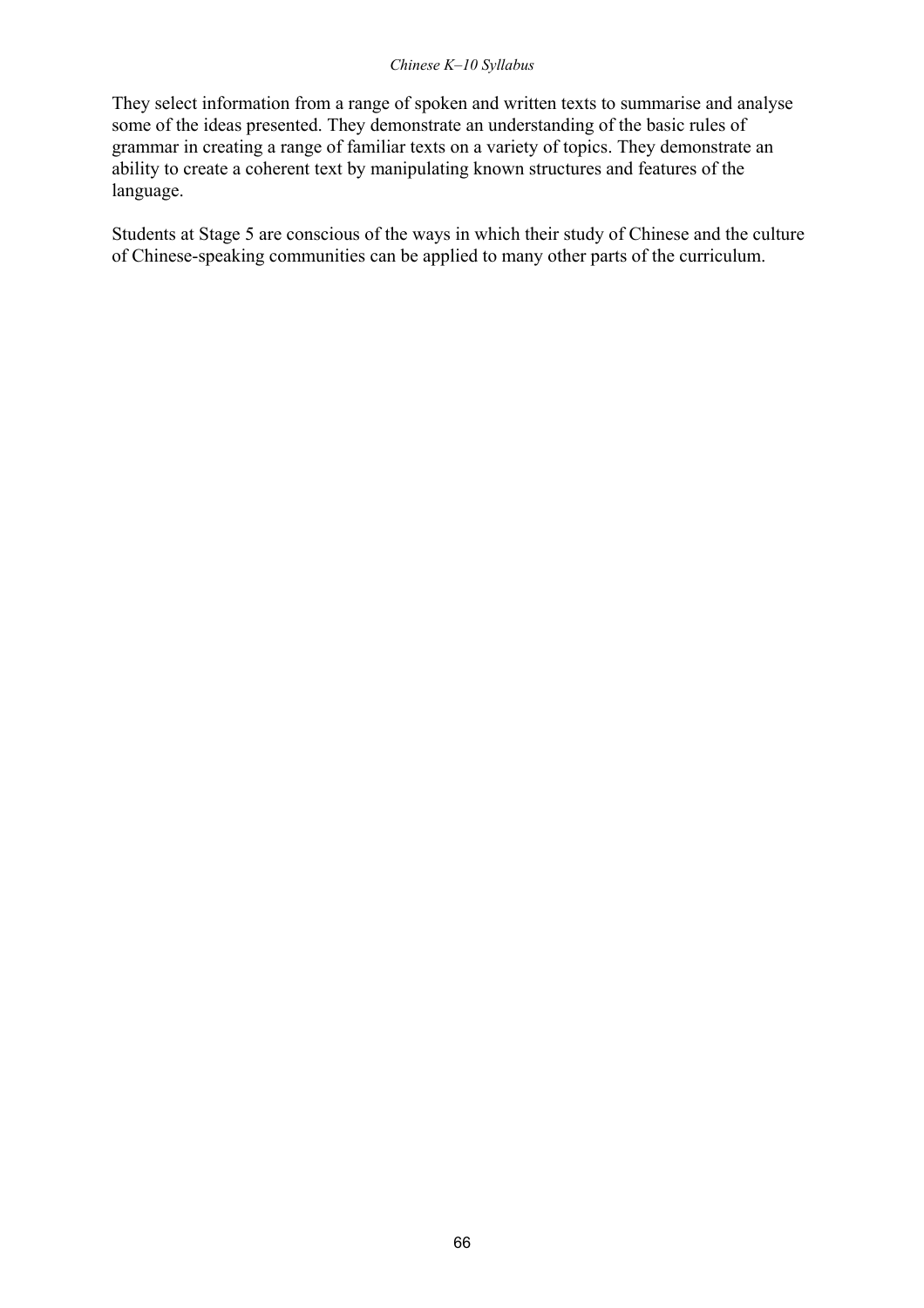They select information from a range of spoken and written texts to summarise and analyse some of the ideas presented. They demonstrate an understanding of the basic rules of grammar in creating a range of familiar texts on a variety of topics. They demonstrate an ability to create a coherent text by manipulating known structures and features of the language.

Students at Stage 5 are conscious of the ways in which their study of Chinese and the culture of Chinese-speaking communities can be applied to many other parts of the curriculum.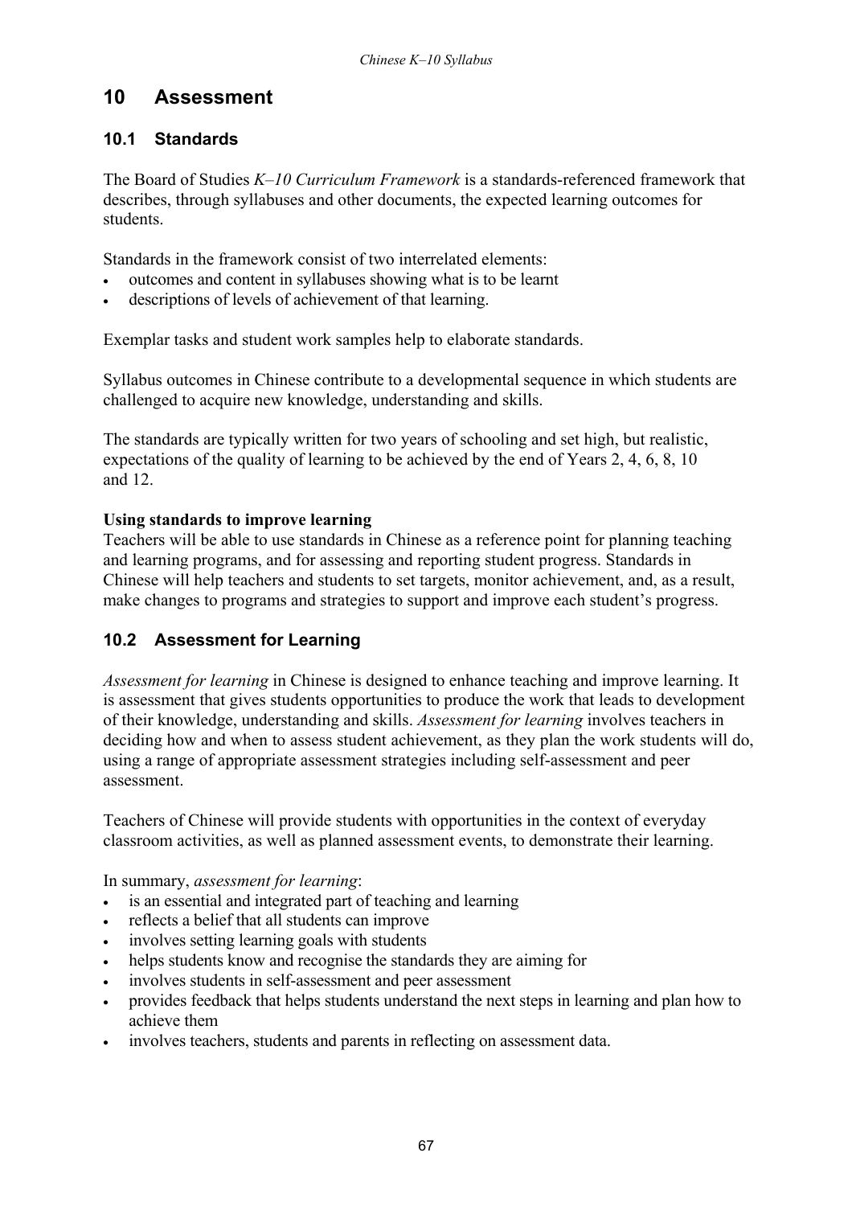# 10 Assessment

## 10.1 Standards

The Board of Studies *K–10 Curriculum Framework* is a standards-referenced framework that describes, through syllabuses and other documents, the expected learning outcomes for students.

Standards in the framework consist of two interrelated elements:

- outcomes and content in syllabuses showing what is to be learnt
- descriptions of levels of achievement of that learning.

Exemplar tasks and student work samples help to elaborate standards.

Syllabus outcomes in Chinese contribute to a developmental sequence in which students are challenged to acquire new knowledge, understanding and skills.

The standards are typically written for two years of schooling and set high, but realistic, expectations of the quality of learning to be achieved by the end of Years 2, 4, 6, 8, 10 and 12.

**Using standards to improve learning**
Teachers will be able to use standards in Chinese as a reference point for planning teaching and learning programs, and for assessing and reporting student progress. Standards in Chinese will help teachers and students to set targets, monitor achievement, and, as a result, make changes to programs and strategies to support and improve each student's progress.

## 10.2 Assessment for Learning

*Assessment for learning* in Chinese is designed to enhance teaching and improve learning. It is assessment that gives students opportunities to produce the work that leads to development of their knowledge, understanding and skills. *Assessment for learning* involves teachers in deciding how and when to assess student achievement, as they plan the work students will do, using a range of appropriate assessment strategies including self-assessment and peer assessment.

Teachers of Chinese will provide students with opportunities in the context of everyday classroom activities, as well as planned assessment events, to demonstrate their learning.

In summary, *assessment for learning*:

- is an essential and integrated part of teaching and learning
- reflects a belief that all students can improve
- involves setting learning goals with students
- helps students know and recognise the standards they are aiming for
- involves students in self-assessment and peer assessment
- provides feedback that helps students understand the next steps in learning and plan how to achieve them
- involves teachers, students and parents in reflecting on assessment data.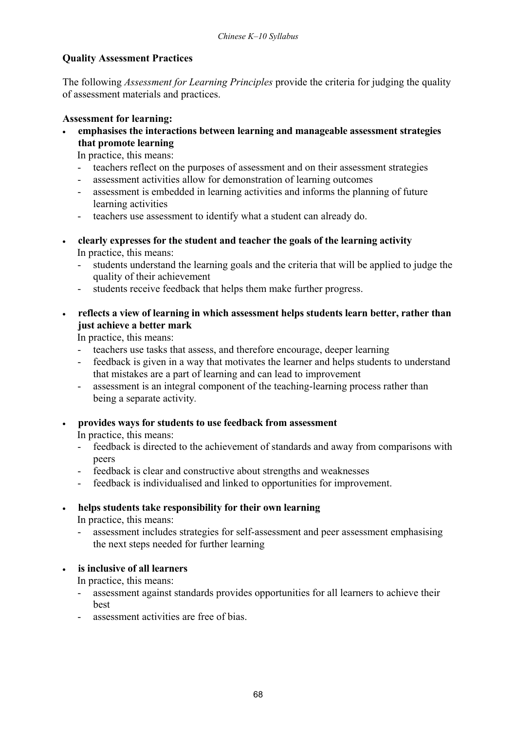## Quality Assessment Practices

The following *Assessment for Learning Principles* provide the criteria for judging the quality of assessment materials and practices.

**Assessment for learning:**

- **emphasises the interactions between learning and manageable assessment strategies that promote learning**
  In practice, this means:
  - teachers reflect on the purposes of assessment and on their assessment strategies
  - assessment activities allow for demonstration of learning outcomes
  - assessment is embedded in learning activities and informs the planning of future learning activities
  - teachers use assessment to identify what a student can already do.

- **clearly expresses for the student and teacher the goals of the learning activity**
  In practice, this means:
  - students understand the learning goals and the criteria that will be applied to judge the quality of their achievement
  - students receive feedback that helps them make further progress.

- **reflects a view of learning in which assessment helps students learn better, rather than just achieve a better mark**
  In practice, this means:
  - teachers use tasks that assess, and therefore encourage, deeper learning
  - feedback is given in a way that motivates the learner and helps students to understand that mistakes are a part of learning and can lead to improvement
  - assessment is an integral component of the teaching-learning process rather than being a separate activity.

- **provides ways for students to use feedback from assessment**
  In practice, this means:
  - feedback is directed to the achievement of standards and away from comparisons with peers
  - feedback is clear and constructive about strengths and weaknesses
  - feedback is individualised and linked to opportunities for improvement.

- **helps students take responsibility for their own learning**
  In practice, this means:
  - assessment includes strategies for self-assessment and peer assessment emphasising the next steps needed for further learning

- **is inclusive of all learners**
  In practice, this means:
  - assessment against standards provides opportunities for all learners to achieve their best
  - assessment activities are free of bias.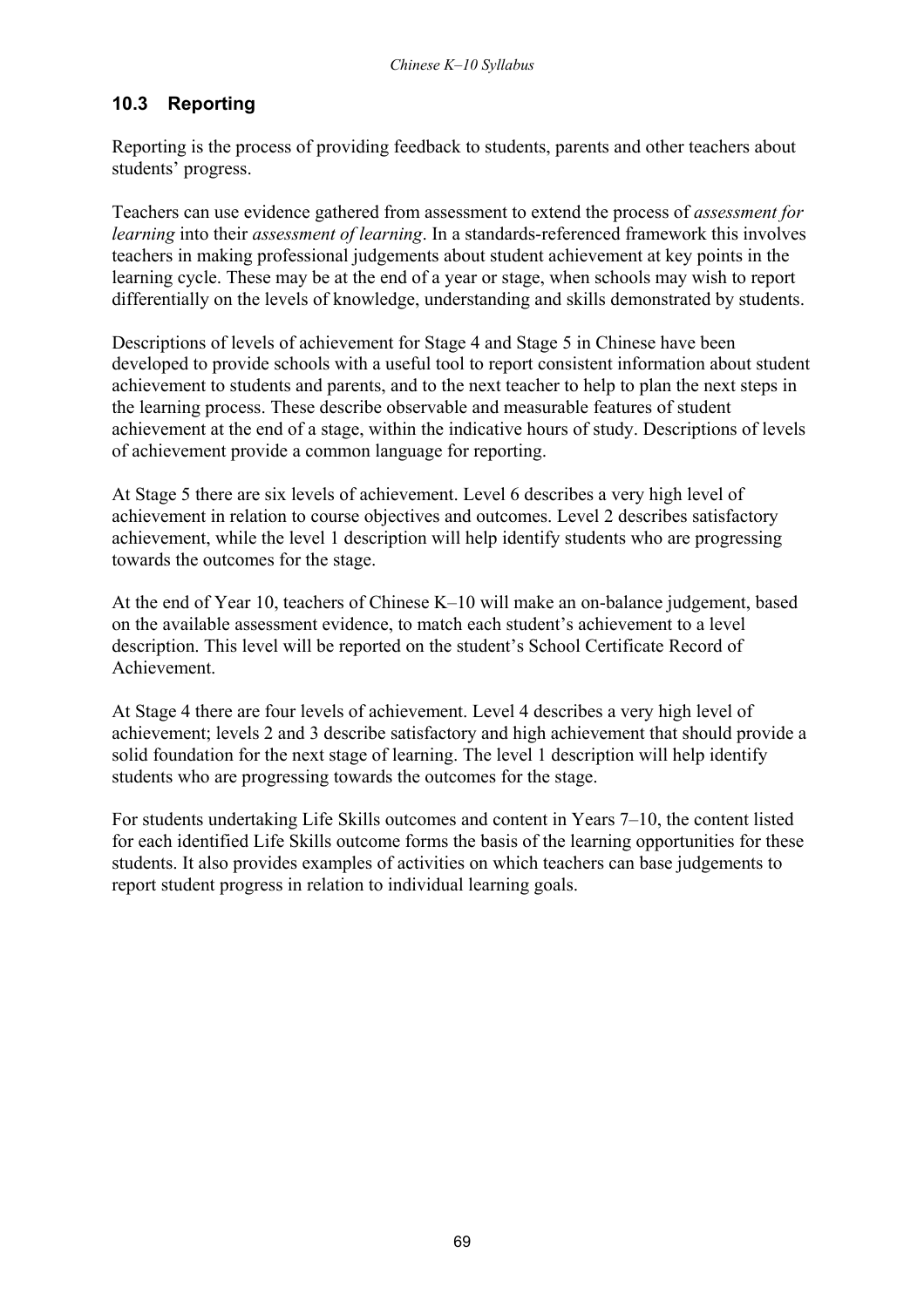## 10.3 Reporting

Reporting is the process of providing feedback to students, parents and other teachers about students' progress.

Teachers can use evidence gathered from assessment to extend the process of *assessment for learning* into their *assessment of learning*. In a standards-referenced framework this involves teachers in making professional judgements about student achievement at key points in the learning cycle. These may be at the end of a year or stage, when schools may wish to report differentially on the levels of knowledge, understanding and skills demonstrated by students.

Descriptions of levels of achievement for Stage 4 and Stage 5 in Chinese have been developed to provide schools with a useful tool to report consistent information about student achievement to students and parents, and to the next teacher to help to plan the next steps in the learning process. These describe observable and measurable features of student achievement at the end of a stage, within the indicative hours of study. Descriptions of levels of achievement provide a common language for reporting.

At Stage 5 there are six levels of achievement. Level 6 describes a very high level of achievement in relation to course objectives and outcomes. Level 2 describes satisfactory achievement, while the level 1 description will help identify students who are progressing towards the outcomes for the stage.

At the end of Year 10, teachers of Chinese K–10 will make an on-balance judgement, based on the available assessment evidence, to match each student's achievement to a level description. This level will be reported on the student's School Certificate Record of Achievement.

At Stage 4 there are four levels of achievement. Level 4 describes a very high level of achievement; levels 2 and 3 describe satisfactory and high achievement that should provide a solid foundation for the next stage of learning. The level 1 description will help identify students who are progressing towards the outcomes for the stage.

For students undertaking Life Skills outcomes and content in Years 7–10, the content listed for each identified Life Skills outcome forms the basis of the learning opportunities for these students. It also provides examples of activities on which teachers can base judgements to report student progress in relation to individual learning goals.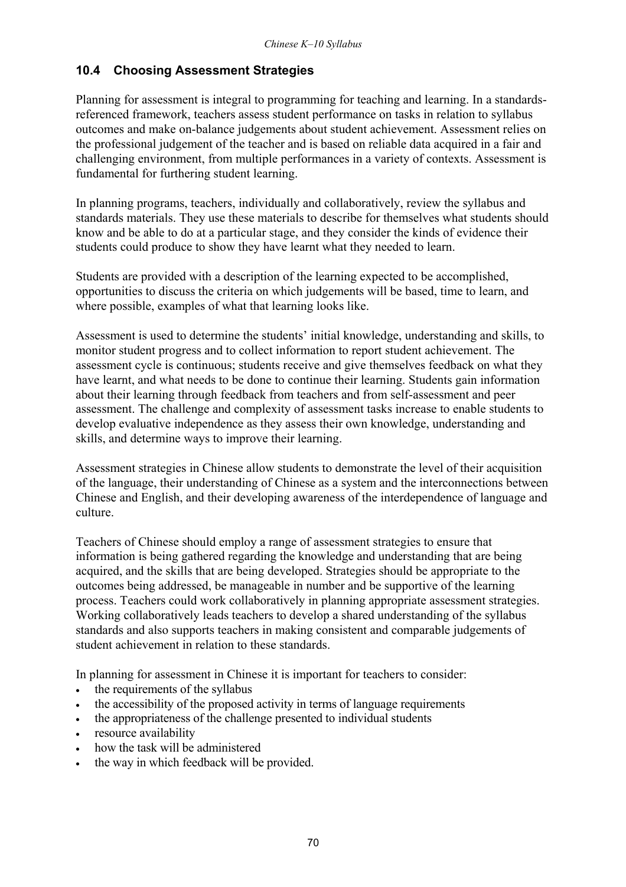## 10.4 Choosing Assessment Strategies

Planning for assessment is integral to programming for teaching and learning. In a standards-referenced framework, teachers assess student performance on tasks in relation to syllabus outcomes and make on-balance judgements about student achievement. Assessment relies on the professional judgement of the teacher and is based on reliable data acquired in a fair and challenging environment, from multiple performances in a variety of contexts. Assessment is fundamental for furthering student learning.

In planning programs, teachers, individually and collaboratively, review the syllabus and standards materials. They use these materials to describe for themselves what students should know and be able to do at a particular stage, and they consider the kinds of evidence their students could produce to show they have learnt what they needed to learn.

Students are provided with a description of the learning expected to be accomplished, opportunities to discuss the criteria on which judgements will be based, time to learn, and where possible, examples of what that learning looks like.

Assessment is used to determine the students' initial knowledge, understanding and skills, to monitor student progress and to collect information to report student achievement. The assessment cycle is continuous; students receive and give themselves feedback on what they have learnt, and what needs to be done to continue their learning. Students gain information about their learning through feedback from teachers and from self-assessment and peer assessment. The challenge and complexity of assessment tasks increase to enable students to develop evaluative independence as they assess their own knowledge, understanding and skills, and determine ways to improve their learning.

Assessment strategies in Chinese allow students to demonstrate the level of their acquisition of the language, their understanding of Chinese as a system and the interconnections between Chinese and English, and their developing awareness of the interdependence of language and culture.

Teachers of Chinese should employ a range of assessment strategies to ensure that information is being gathered regarding the knowledge and understanding that are being acquired, and the skills that are being developed. Strategies should be appropriate to the outcomes being addressed, be manageable in number and be supportive of the learning process. Teachers could work collaboratively in planning appropriate assessment strategies. Working collaboratively leads teachers to develop a shared understanding of the syllabus standards and also supports teachers in making consistent and comparable judgements of student achievement in relation to these standards.

In planning for assessment in Chinese it is important for teachers to consider:

- the requirements of the syllabus
- the accessibility of the proposed activity in terms of language requirements
- the appropriateness of the challenge presented to individual students
- resource availability
- how the task will be administered
- the way in which feedback will be provided.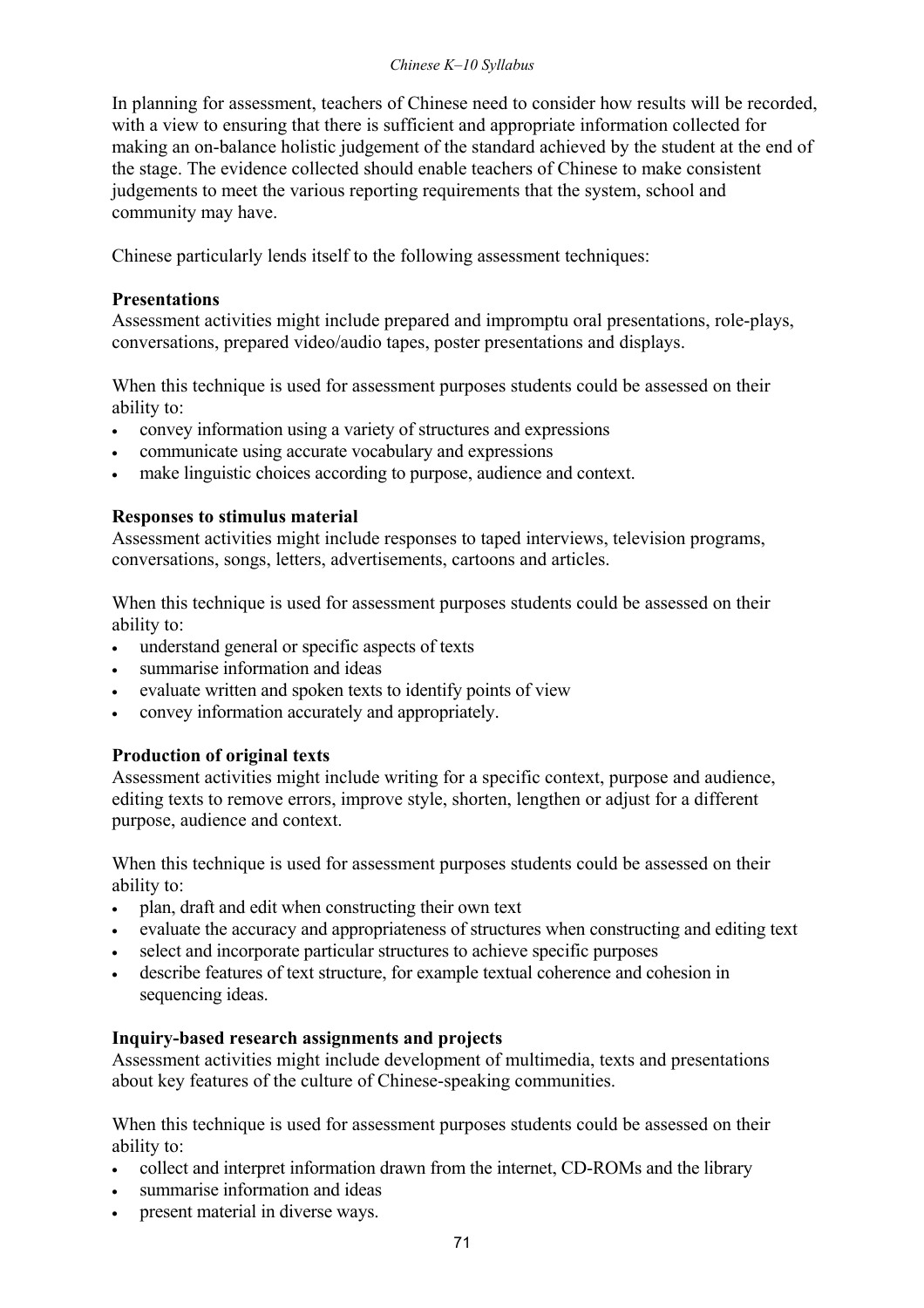In planning for assessment, teachers of Chinese need to consider how results will be recorded, with a view to ensuring that there is sufficient and appropriate information collected for making an on-balance holistic judgement of the standard achieved by the student at the end of the stage. The evidence collected should enable teachers of Chinese to make consistent judgements to meet the various reporting requirements that the system, school and community may have.

Chinese particularly lends itself to the following assessment techniques:

**Presentations**
Assessment activities might include prepared and impromptu oral presentations, role-plays, conversations, prepared video/audio tapes, poster presentations and displays.

When this technique is used for assessment purposes students could be assessed on their ability to:

- convey information using a variety of structures and expressions
- communicate using accurate vocabulary and expressions
- make linguistic choices according to purpose, audience and context.

**Responses to stimulus material**
Assessment activities might include responses to taped interviews, television programs, conversations, songs, letters, advertisements, cartoons and articles.

When this technique is used for assessment purposes students could be assessed on their ability to:

- understand general or specific aspects of texts
- summarise information and ideas
- evaluate written and spoken texts to identify points of view
- convey information accurately and appropriately.

**Production of original texts**
Assessment activities might include writing for a specific context, purpose and audience, editing texts to remove errors, improve style, shorten, lengthen or adjust for a different purpose, audience and context.

When this technique is used for assessment purposes students could be assessed on their ability to:

- plan, draft and edit when constructing their own text
- evaluate the accuracy and appropriateness of structures when constructing and editing text
- select and incorporate particular structures to achieve specific purposes
- describe features of text structure, for example textual coherence and cohesion in sequencing ideas.

**Inquiry-based research assignments and projects**
Assessment activities might include development of multimedia, texts and presentations about key features of the culture of Chinese-speaking communities.

When this technique is used for assessment purposes students could be assessed on their ability to:

- collect and interpret information drawn from the internet, CD-ROMs and the library
- summarise information and ideas
- present material in diverse ways.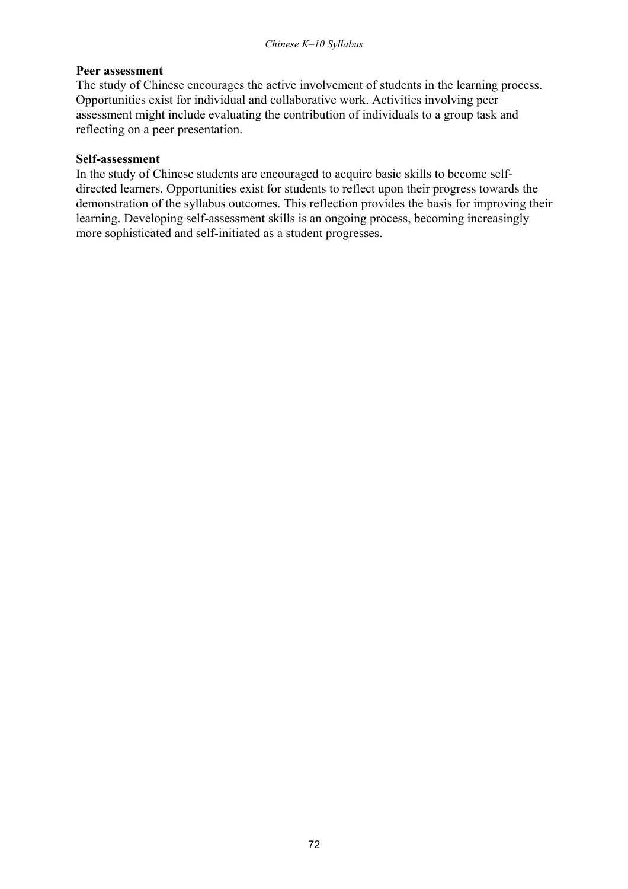**Peer assessment**

The study of Chinese encourages the active involvement of students in the learning process. Opportunities exist for individual and collaborative work. Activities involving peer assessment might include evaluating the contribution of individuals to a group task and reflecting on a peer presentation.

**Self-assessment**

In the study of Chinese students are encouraged to acquire basic skills to become self-directed learners. Opportunities exist for students to reflect upon their progress towards the demonstration of the syllabus outcomes. This reflection provides the basis for improving their learning. Developing self-assessment skills is an ongoing process, becoming increasingly more sophisticated and self-initiated as a student progresses.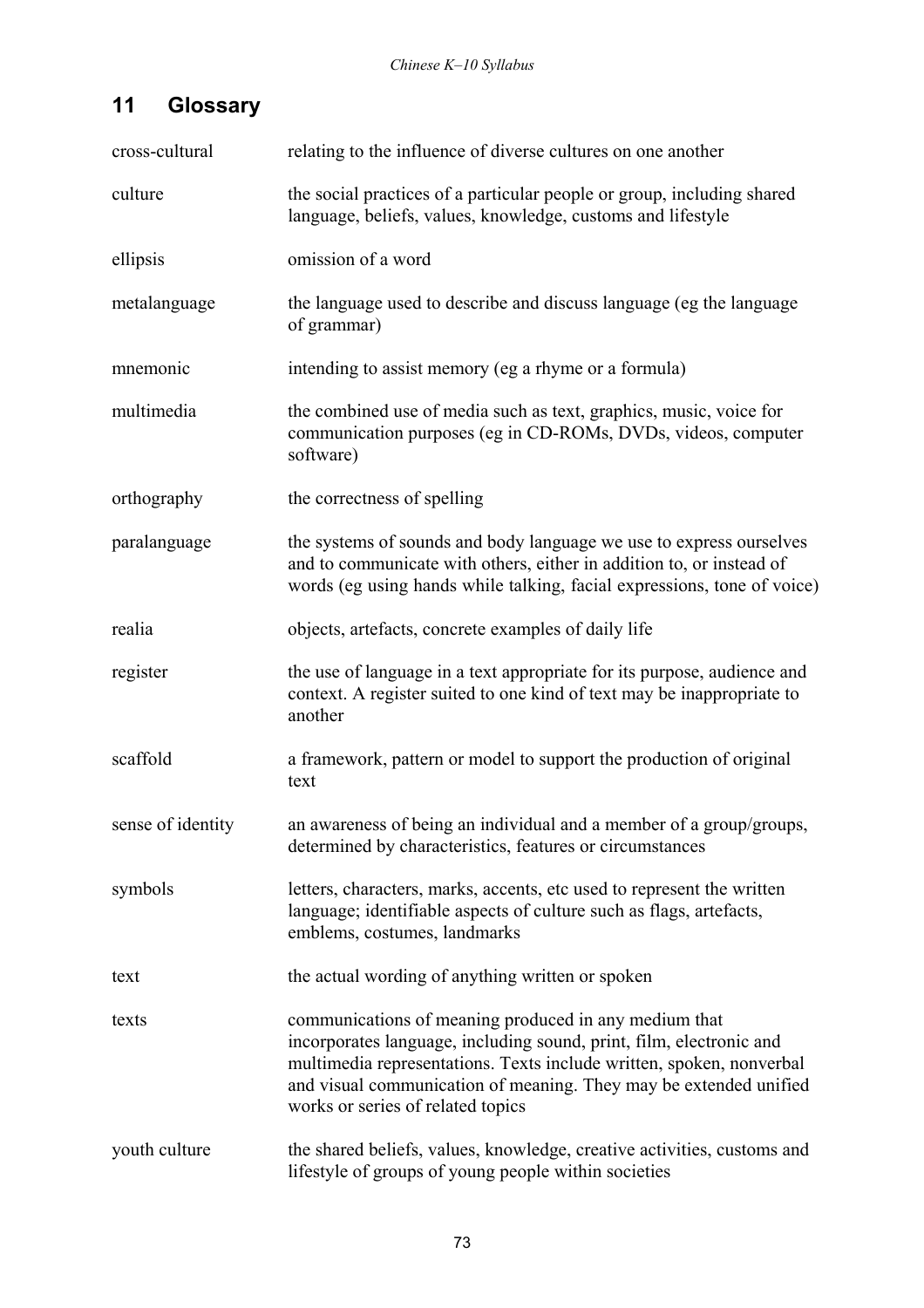# 11 Glossary

| | |
|---|---|
| cross-cultural | relating to the influence of diverse cultures on one another |
| culture | the social practices of a particular people or group, including shared language, beliefs, values, knowledge, customs and lifestyle |
| ellipsis | omission of a word |
| metalanguage | the language used to describe and discuss language (eg the language of grammar) |
| mnemonic | intending to assist memory (eg a rhyme or a formula) |
| multimedia | the combined use of media such as text, graphics, music, voice for communication purposes (eg in CD-ROMs, DVDs, videos, computer software) |
| orthography | the correctness of spelling |
| paralanguage | the systems of sounds and body language we use to express ourselves and to communicate with others, either in addition to, or instead of words (eg using hands while talking, facial expressions, tone of voice) |
| realia | objects, artefacts, concrete examples of daily life |
| register | the use of language in a text appropriate for its purpose, audience and context. A register suited to one kind of text may be inappropriate to another |
| scaffold | a framework, pattern or model to support the production of original text |
| sense of identity | an awareness of being an individual and a member of a group/groups, determined by characteristics, features or circumstances |
| symbols | letters, characters, marks, accents, etc used to represent the written language; identifiable aspects of culture such as flags, artefacts, emblems, costumes, landmarks |
| text | the actual wording of anything written or spoken |
| texts | communications of meaning produced in any medium that incorporates language, including sound, print, film, electronic and multimedia representations. Texts include written, spoken, nonverbal and visual communication of meaning. They may be extended unified works or series of related topics |
| youth culture | the shared beliefs, values, knowledge, creative activities, customs and lifestyle of groups of young people within societies |